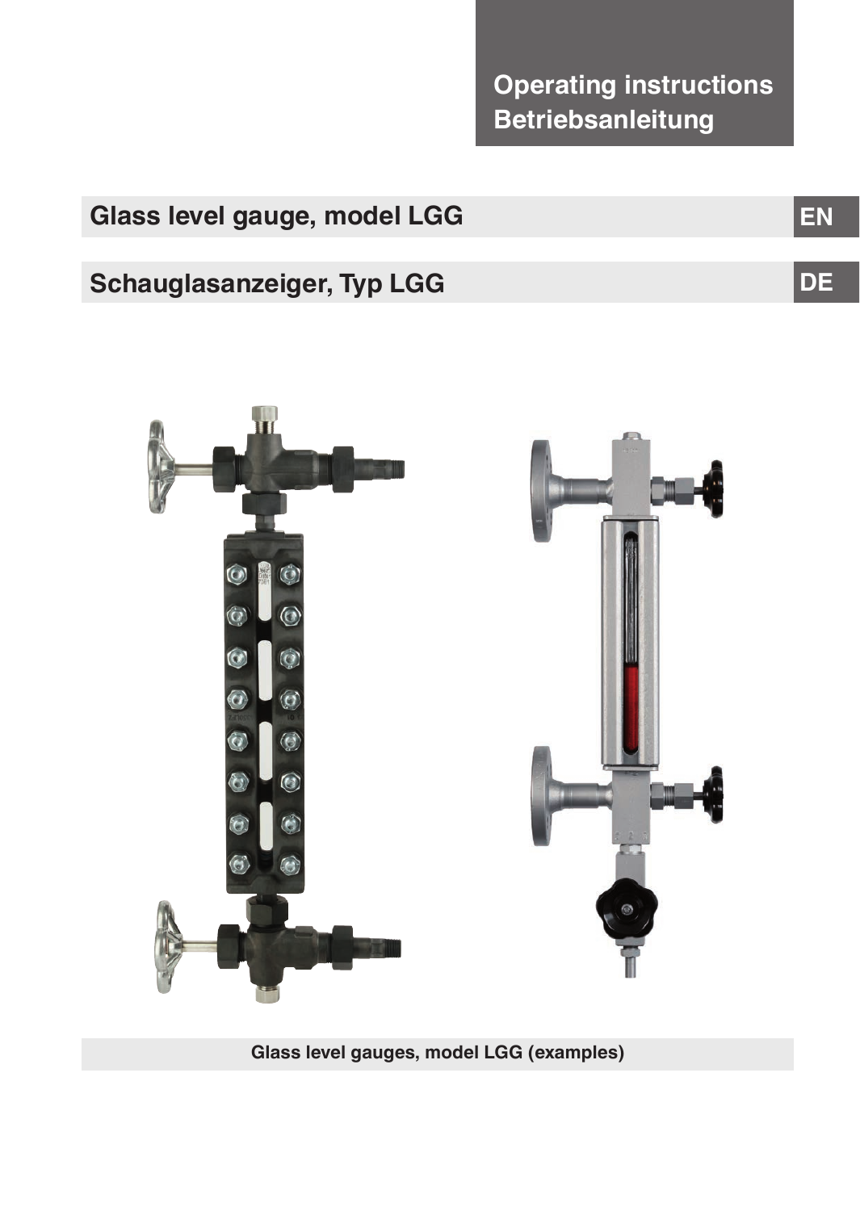Operating instructions
Betriebsanleitung

# Glass level gauge, model LGG

EN

# Schauglasanzeiger, Typ LGG

DE

Glass level gauges, model LGG (examples)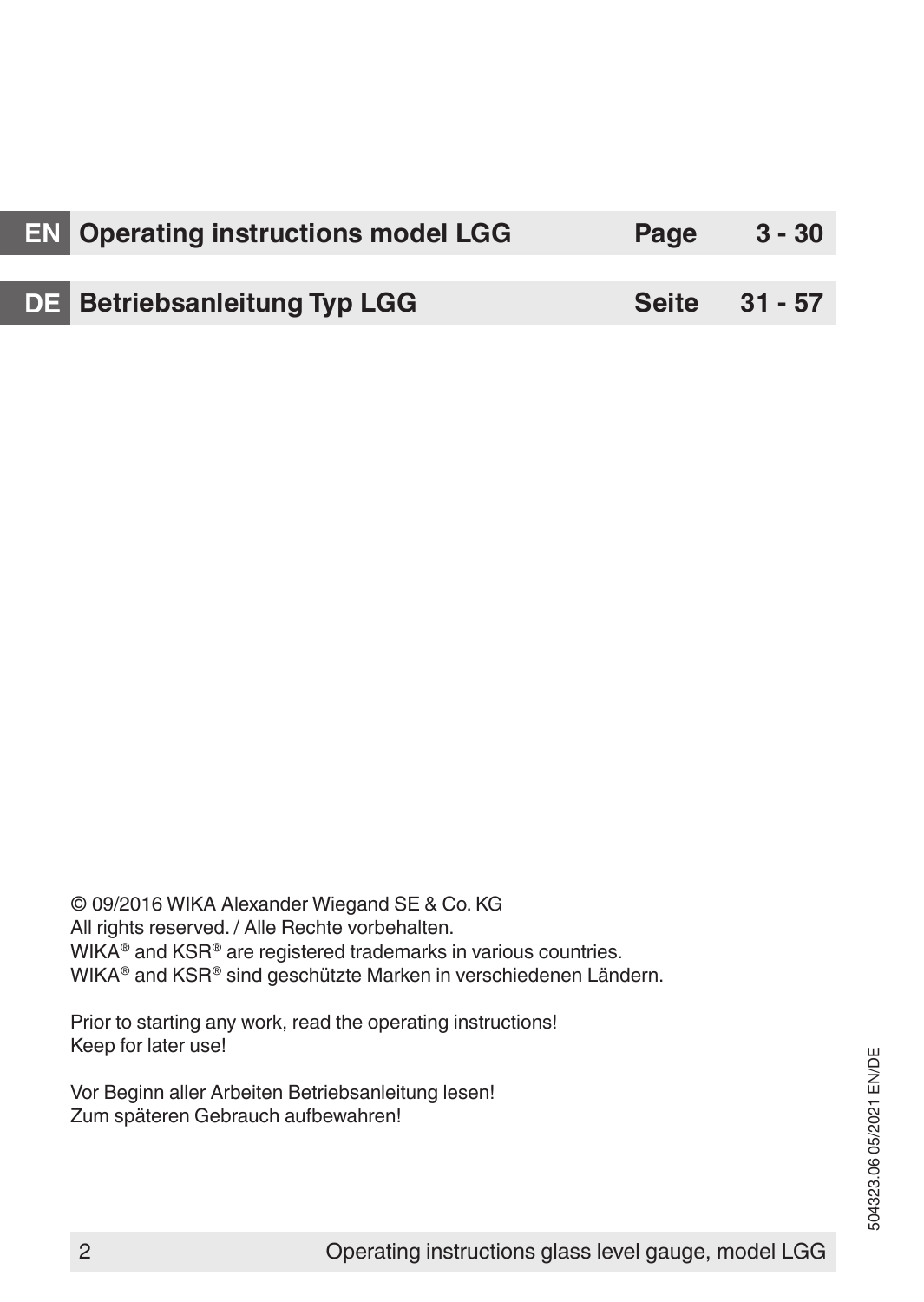| | | | |
|---|---|---|---|
| **EN** | **Operating instructions model LGG** | **Page** | **3 - 30** |
| **DE** | **Betriebsanleitung Typ LGG** | **Seite** | **31 - 57** |

© 09/2016 WIKA Alexander Wiegand SE & Co. KG
All rights reserved. / Alle Rechte vorbehalten.
WIKA® and KSR® are registered trademarks in various countries.
WIKA® and KSR® sind geschützte Marken in verschiedenen Ländern.

Prior to starting any work, read the operating instructions!
Keep for later use!

Vor Beginn aller Arbeiten Betriebsanleitung lesen!
Zum späteren Gebrauch aufbewahren!

504323.06 05/2021 EN/DE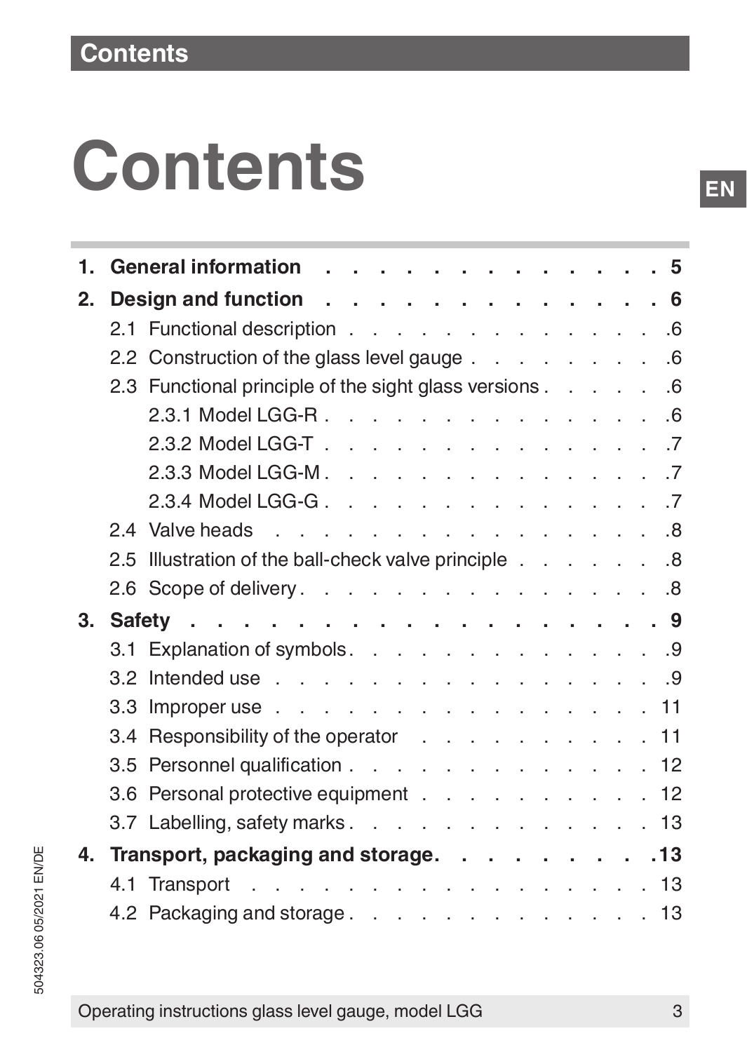# Contents

| | | |
|---|---|---|
| **1.** | **General information** | **5** |
| **2.** | **Design and function** | **6** |
| | 2.1 Functional description | 6 |
| | 2.2 Construction of the glass level gauge | 6 |
| | 2.3 Functional principle of the sight glass versions | 6 |
| | 2.3.1 Model LGG-R | 6 |
| | 2.3.2 Model LGG-T | 7 |
| | 2.3.3 Model LGG-M | 7 |
| | 2.3.4 Model LGG-G | 7 |
| | 2.4 Valve heads | 8 |
| | 2.5 Illustration of the ball-check valve principle | 8 |
| | 2.6 Scope of delivery | 8 |
| **3.** | **Safety** | **9** |
| | 3.1 Explanation of symbols | 9 |
| | 3.2 Intended use | 9 |
| | 3.3 Improper use | 11 |
| | 3.4 Responsibility of the operator | 11 |
| | 3.5 Personnel qualification | 12 |
| | 3.6 Personal protective equipment | 12 |
| | 3.7 Labelling, safety marks | 13 |
| **4.** | **Transport, packaging and storage** | **13** |
| | 4.1 Transport | 13 |
| | 4.2 Packaging and storage | 13 |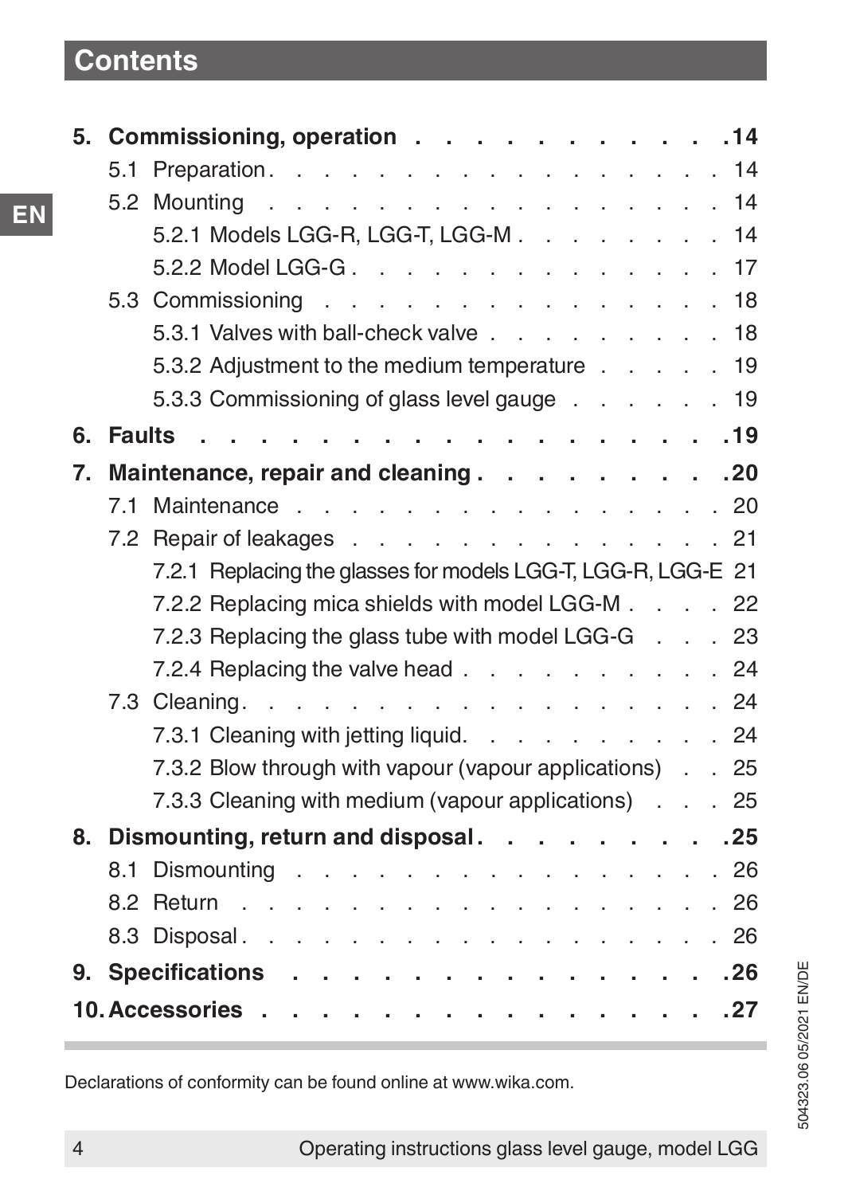# Contents

**5. Commissioning, operation . . . . . . . . . . . . 14**
- 5.1 Preparation . . . . . . . . . . . . . . . . . . 14
- 5.2 Mounting . . . . . . . . . . . . . . . . . . 14
  - 5.2.1 Models LGG-R, LGG-T, LGG-M . . . . . . . . 14
  - 5.2.2 Model LGG-G . . . . . . . . . . . . . . . 17
- 5.3 Commissioning . . . . . . . . . . . . . . . . 18
  - 5.3.1 Valves with ball-check valve . . . . . . . . . 18
  - 5.3.2 Adjustment to the medium temperature . . . . . 19
  - 5.3.3 Commissioning of glass level gauge . . . . . . 19

**6. Faults . . . . . . . . . . . . . . . . . . . . 19**

**7. Maintenance, repair and cleaning . . . . . . . . . 20**
- 7.1 Maintenance . . . . . . . . . . . . . . . . . 20
- 7.2 Repair of leakages . . . . . . . . . . . . . . 21
  - 7.2.1 Replacing the glasses for models LGG-T, LGG-R, LGG-E 21
  - 7.2.2 Replacing mica shields with model LGG-M . . . . 22
  - 7.2.3 Replacing the glass tube with model LGG-G . . . 23
  - 7.2.4 Replacing the valve head . . . . . . . . . . . 24
- 7.3 Cleaning . . . . . . . . . . . . . . . . . . . 24
  - 7.3.1 Cleaning with jetting liquid. . . . . . . . . . 24
  - 7.3.2 Blow through with vapour (vapour applications) . . 25
  - 7.3.3 Cleaning with medium (vapour applications) . . . 25

**8. Dismounting, return and disposal . . . . . . . . . 25**
- 8.1 Dismounting . . . . . . . . . . . . . . . . . 26
- 8.2 Return . . . . . . . . . . . . . . . . . . . 26
- 8.3 Disposal . . . . . . . . . . . . . . . . . . 26

**9. Specifications . . . . . . . . . . . . . . . . . 26**

**10. Accessories . . . . . . . . . . . . . . . . . 27**

Declarations of conformity can be found online at www.wika.com.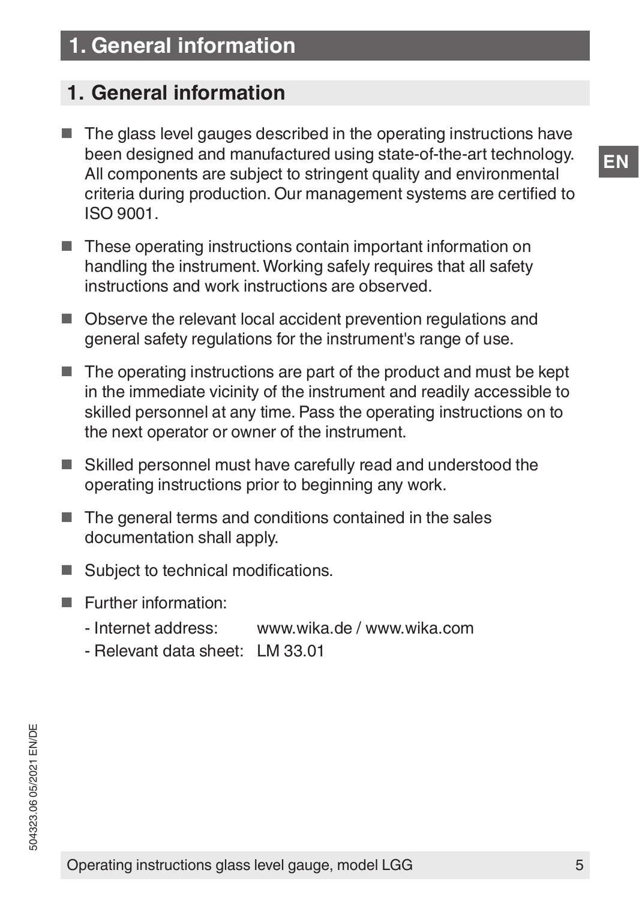# 1. General information

- The glass level gauges described in the operating instructions have been designed and manufactured using state-of-the-art technology. All components are subject to stringent quality and environmental criteria during production. Our management systems are certified to ISO 9001.
- These operating instructions contain important information on handling the instrument. Working safely requires that all safety instructions and work instructions are observed.
- Observe the relevant local accident prevention regulations and general safety regulations for the instrument's range of use.
- The operating instructions are part of the product and must be kept in the immediate vicinity of the instrument and readily accessible to skilled personnel at any time. Pass the operating instructions on to the next operator or owner of the instrument.
- Skilled personnel must have carefully read and understood the operating instructions prior to beginning any work.
- The general terms and conditions contained in the sales documentation shall apply.
- Subject to technical modifications.
- Further information:
  - Internet address: www.wika.de / www.wika.com
  - Relevant data sheet: LM 33.01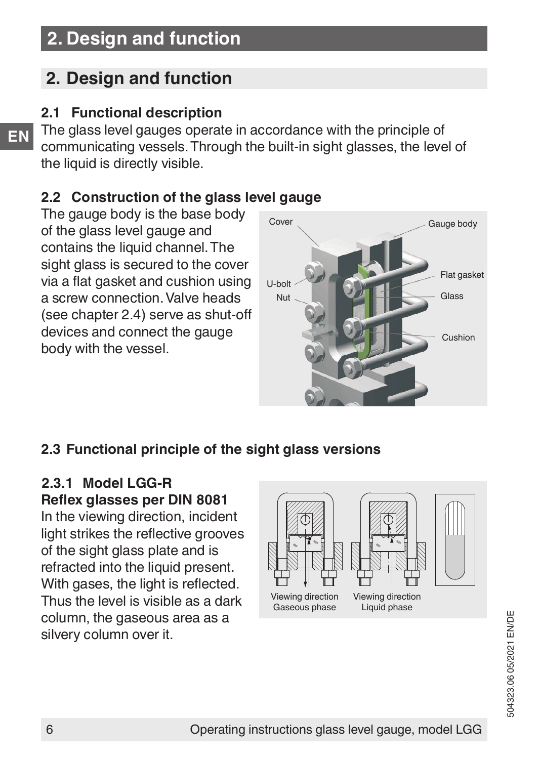# 2. Design and function

## 2.1 Functional description

The glass level gauges operate in accordance with the principle of communicating vessels. Through the built-in sight glasses, the level of the liquid is directly visible.

## 2.2 Construction of the glass level gauge

The gauge body is the base body of the glass level gauge and contains the liquid channel. The sight glass is secured to the cover via a flat gasket and cushion using a screw connection. Valve heads (see chapter 2.4) serve as shut-off devices and connect the gauge body with the vessel.

Cover, Gauge body, U-bolt, Nut, Flat gasket, Glass, Cushion

## 2.3 Functional principle of the sight glass versions

### 2.3.1 Model LGG-R Reflex glasses per DIN 8081

In the viewing direction, incident light strikes the reflective grooves of the sight glass plate and is refracted into the liquid present. With gases, the light is reflected. Thus the level is visible as a dark column, the gaseous area as a silvery column over it.

Viewing direction Gaseous phase

Viewing direction Liquid phase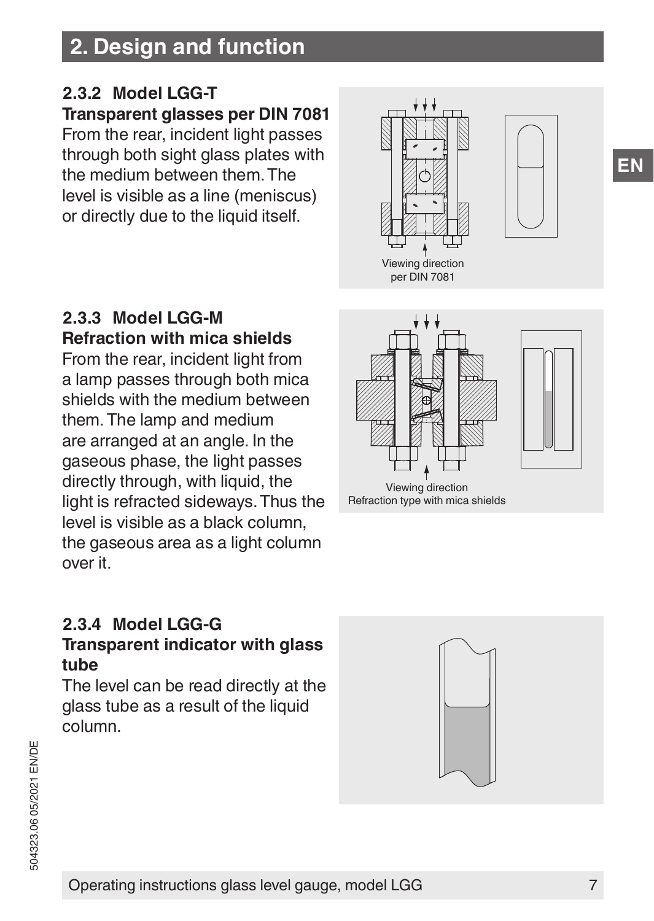## 2. Design and function

### 2.3.2 Model LGG-T

**Transparent glasses per DIN 7081**

From the rear, incident light passes through both sight glass plates with the medium between them. The level is visible as a line (meniscus) or directly due to the liquid itself.

Viewing direction per DIN 7081

### 2.3.3 Model LGG-M

**Refraction with mica shields**

From the rear, incident light from a lamp passes through both mica shields with the medium between them. The lamp and medium are arranged at an angle. In the gaseous phase, the light passes directly through, with liquid, the light is refracted sideways. Thus the level is visible as a black column, the gaseous area as a light column over it.

Viewing direction
Refraction type with mica shields

### 2.3.4 Model LGG-G

**Transparent indicator with glass tube**

The level can be read directly at the glass tube as a result of the liquid column.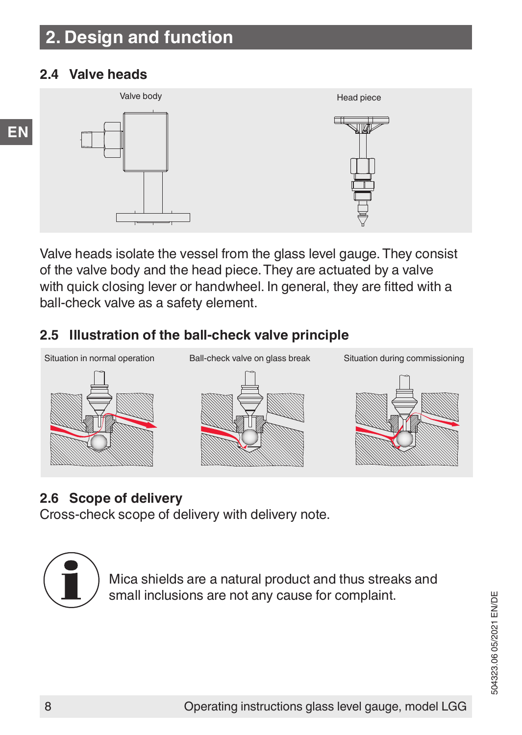## 2. Design and function

### 2.4 Valve heads

Valve body

Head piece

Valve heads isolate the vessel from the glass level gauge. They consist of the valve body and the head piece. They are actuated by a valve with quick closing lever or handwheel. In general, they are fitted with a ball-check valve as a safety element.

### 2.5 Illustration of the ball-check valve principle

Situation in normal operation

Ball-check valve on glass break

Situation during commissioning

### 2.6 Scope of delivery

Cross-check scope of delivery with delivery note.

Mica shields are a natural product and thus streaks and small inclusions are not any cause for complaint.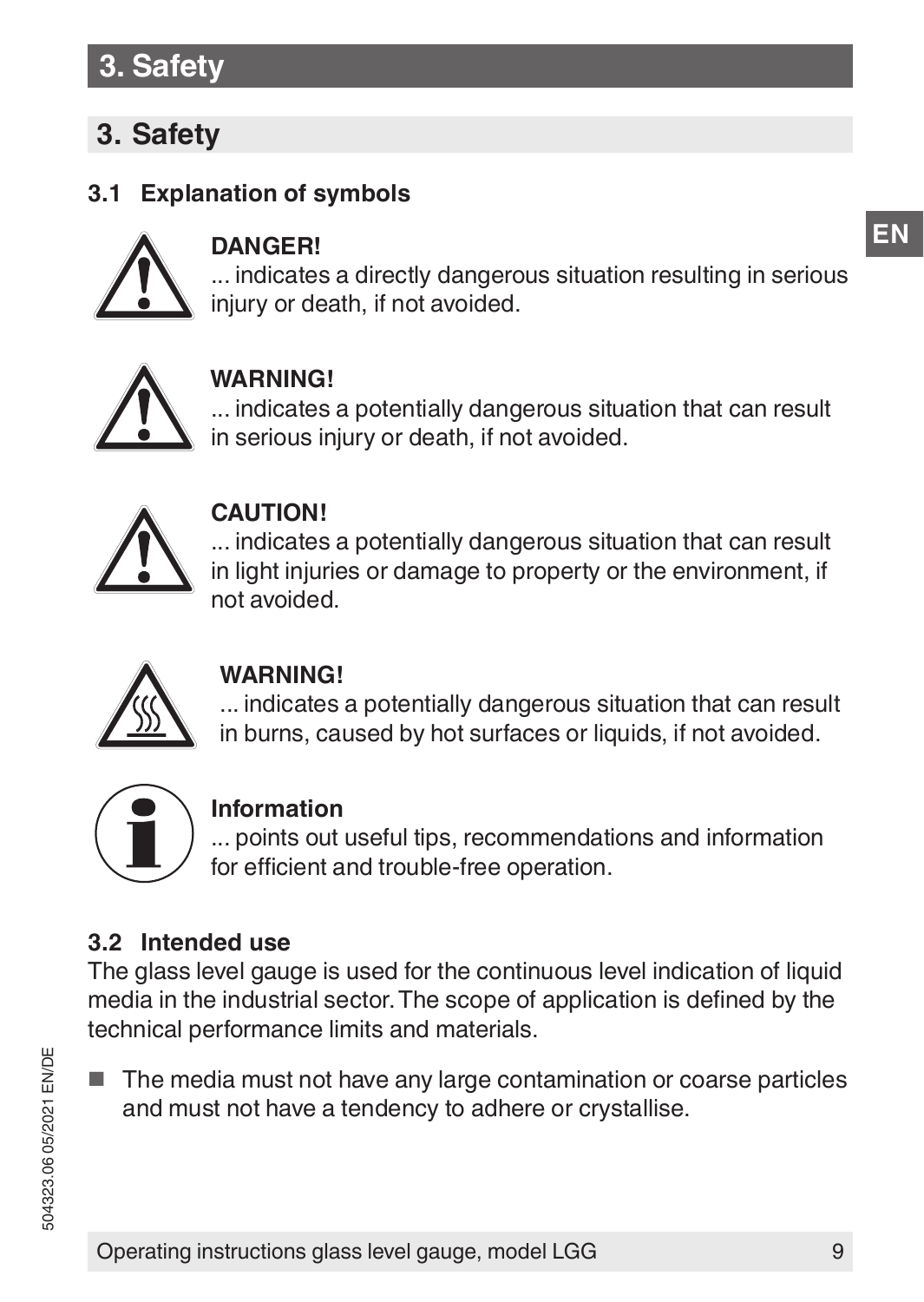# 3. Safety

## 3.1 Explanation of symbols

**DANGER!**
... indicates a directly dangerous situation resulting in serious injury or death, if not avoided.

**WARNING!**
... indicates a potentially dangerous situation that can result in serious injury or death, if not avoided.

**CAUTION!**
... indicates a potentially dangerous situation that can result in light injuries or damage to property or the environment, if not avoided.

**WARNING!**
... indicates a potentially dangerous situation that can result in burns, caused by hot surfaces or liquids, if not avoided.

**Information**
... points out useful tips, recommendations and information for efficient and trouble-free operation.

## 3.2 Intended use

The glass level gauge is used for the continuous level indication of liquid media in the industrial sector. The scope of application is defined by the technical performance limits and materials.

- The media must not have any large contamination or coarse particles and must not have a tendency to adhere or crystallise.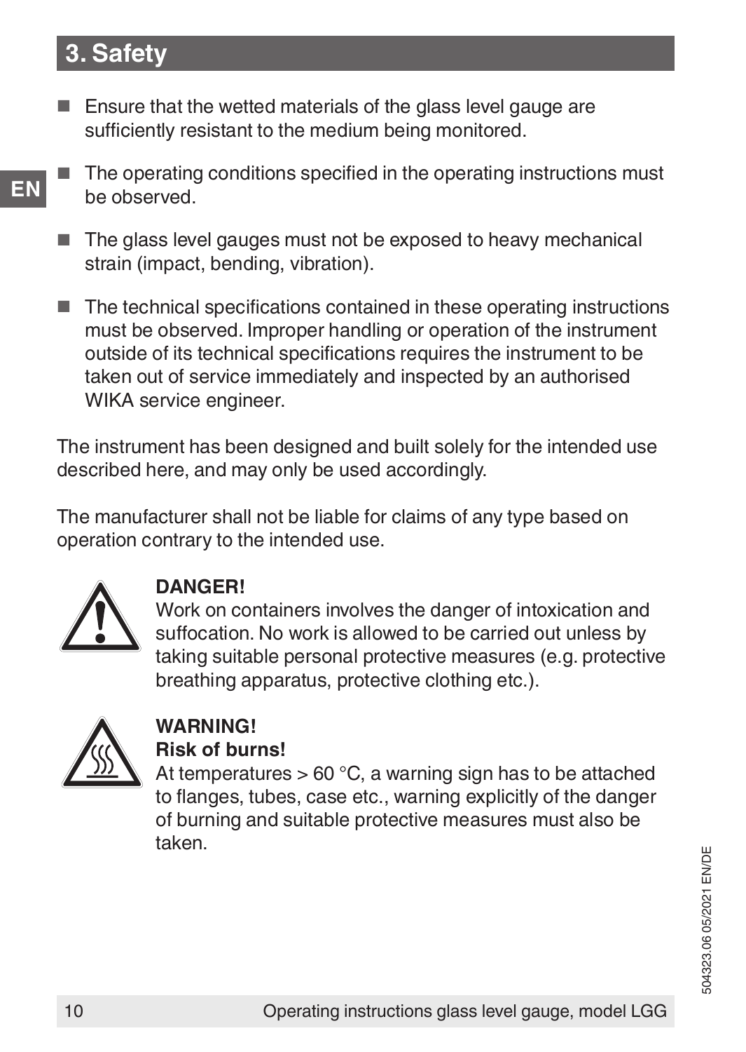## 3. Safety

- Ensure that the wetted materials of the glass level gauge are sufficiently resistant to the medium being monitored.
- The operating conditions specified in the operating instructions must be observed.
- The glass level gauges must not be exposed to heavy mechanical strain (impact, bending, vibration).
- The technical specifications contained in these operating instructions must be observed. Improper handling or operation of the instrument outside of its technical specifications requires the instrument to be taken out of service immediately and inspected by an authorised WIKA service engineer.

The instrument has been designed and built solely for the intended use described here, and may only be used accordingly.

The manufacturer shall not be liable for claims of any type based on operation contrary to the intended use.

**DANGER!**
Work on containers involves the danger of intoxication and suffocation. No work is allowed to be carried out unless by taking suitable personal protective measures (e.g. protective breathing apparatus, protective clothing etc.).

**WARNING!**
**Risk of burns!**
At temperatures > 60 °C, a warning sign has to be attached to flanges, tubes, case etc., warning explicitly of the danger of burning and suitable protective measures must also be taken.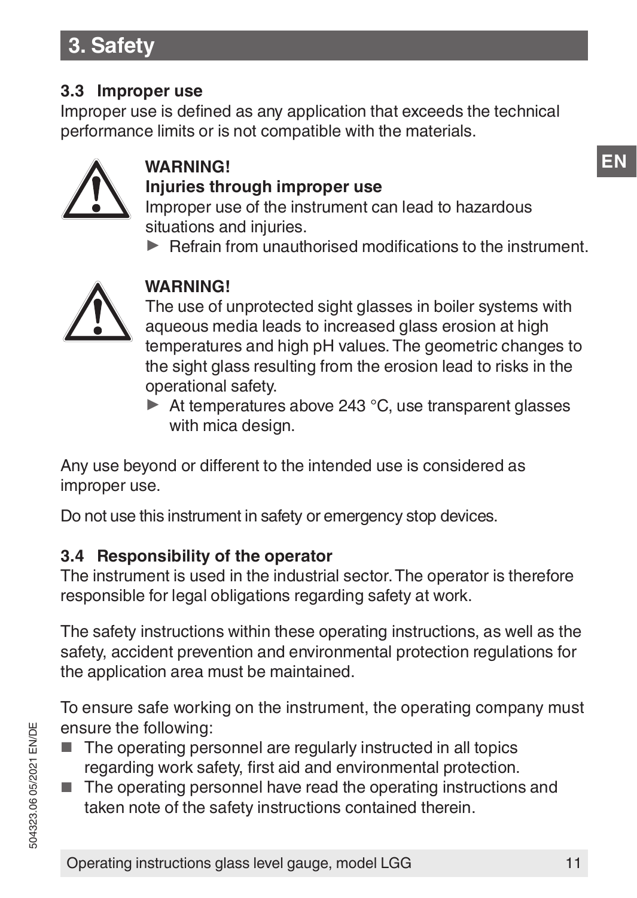## 3. Safety

### 3.3 Improper use

Improper use is defined as any application that exceeds the technical performance limits or is not compatible with the materials.

**WARNING!**
**Injuries through improper use**
Improper use of the instrument can lead to hazardous situations and injuries.

- ▶ Refrain from unauthorised modifications to the instrument.

**WARNING!**
The use of unprotected sight glasses in boiler systems with aqueous media leads to increased glass erosion at high temperatures and high pH values. The geometric changes to the sight glass resulting from the erosion lead to risks in the operational safety.

- ▶ At temperatures above 243 °C, use transparent glasses with mica design.

Any use beyond or different to the intended use is considered as improper use.

Do not use this instrument in safety or emergency stop devices.

### 3.4 Responsibility of the operator

The instrument is used in the industrial sector. The operator is therefore responsible for legal obligations regarding safety at work.

The safety instructions within these operating instructions, as well as the safety, accident prevention and environmental protection regulations for the application area must be maintained.

To ensure safe working on the instrument, the operating company must ensure the following:

- The operating personnel are regularly instructed in all topics regarding work safety, first aid and environmental protection.
- The operating personnel have read the operating instructions and taken note of the safety instructions contained therein.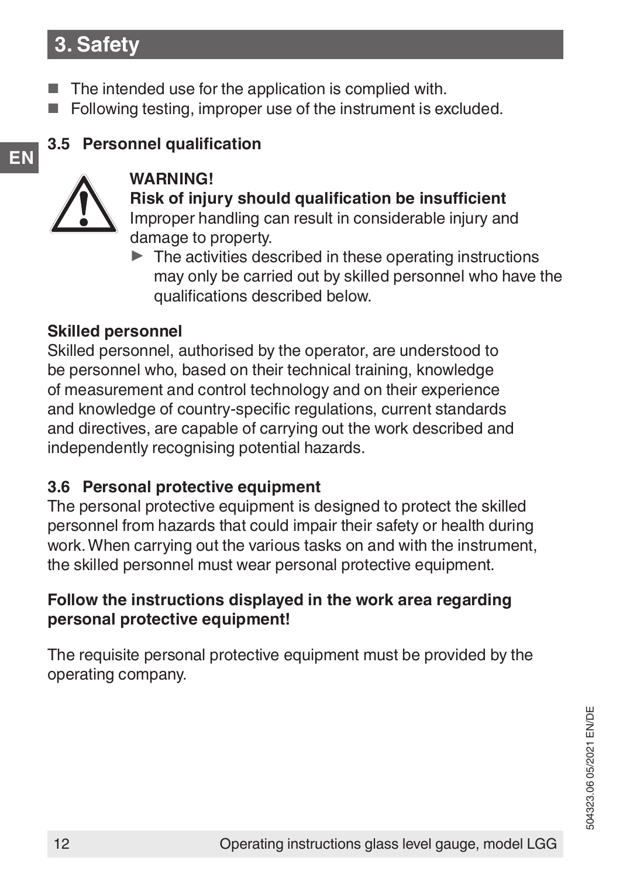## 3. Safety

- The intended use for the application is complied with.
- Following testing, improper use of the instrument is excluded.

### 3.5 Personnel qualification

**WARNING!**

**Risk of injury should qualification be insufficient**

Improper handling can result in considerable injury and damage to property.

- ▶ The activities described in these operating instructions may only be carried out by skilled personnel who have the qualifications described below.

**Skilled personnel**

Skilled personnel, authorised by the operator, are understood to be personnel who, based on their technical training, knowledge of measurement and control technology and on their experience and knowledge of country-specific regulations, current standards and directives, are capable of carrying out the work described and independently recognising potential hazards.

### 3.6 Personal protective equipment

The personal protective equipment is designed to protect the skilled personnel from hazards that could impair their safety or health during work. When carrying out the various tasks on and with the instrument, the skilled personnel must wear personal protective equipment.

**Follow the instructions displayed in the work area regarding personal protective equipment!**

The requisite personal protective equipment must be provided by the operating company.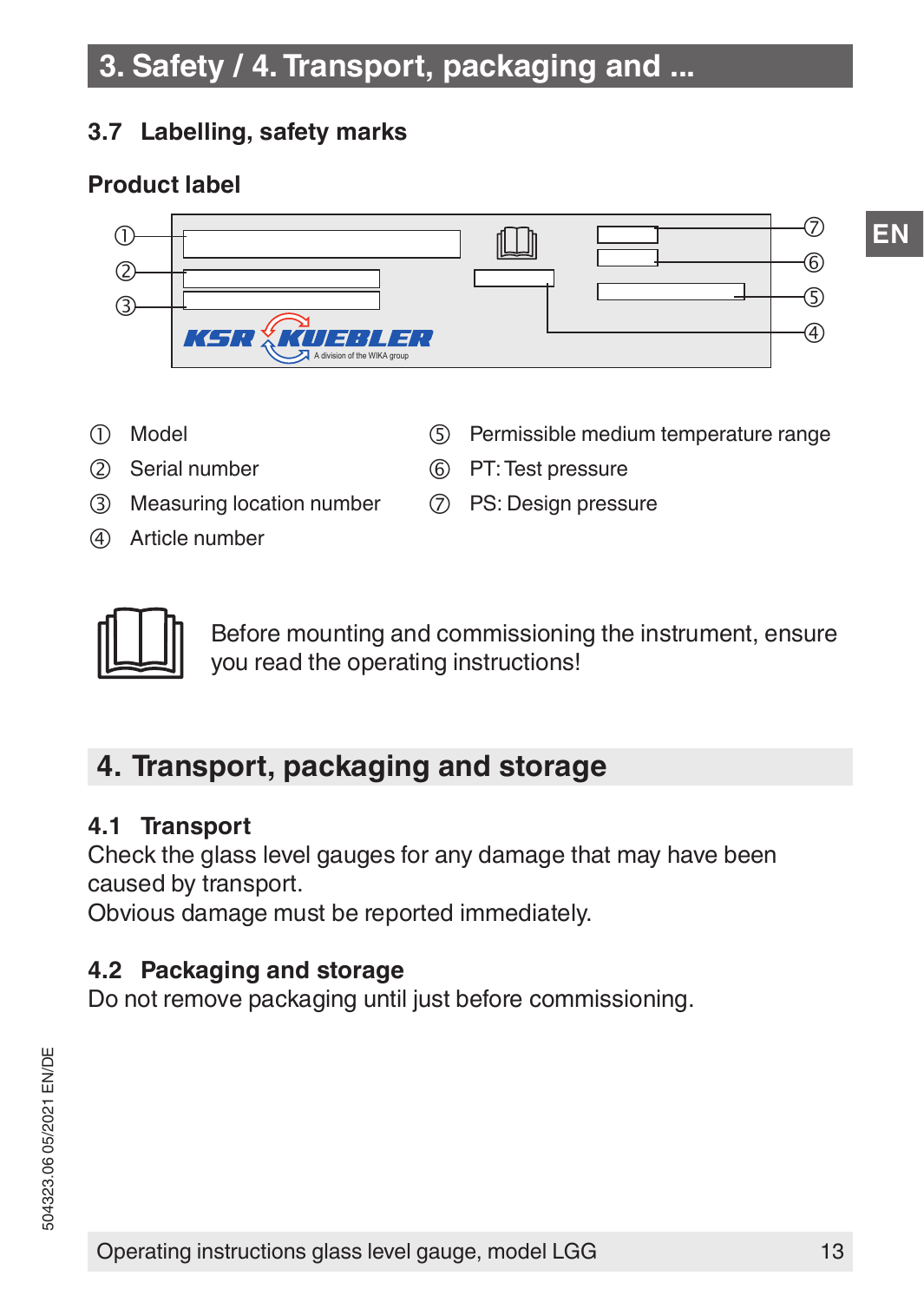### 3.7 Labelling, safety marks

**Product label**

① Model
② Serial number
③ Measuring location number
④ Article number
⑤ Permissible medium temperature range
⑥ PT: Test pressure
⑦ PS: Design pressure

Before mounting and commissioning the instrument, ensure you read the operating instructions!

## 4. Transport, packaging and storage

### 4.1 Transport

Check the glass level gauges for any damage that may have been caused by transport.
Obvious damage must be reported immediately.

### 4.2 Packaging and storage

Do not remove packaging until just before commissioning.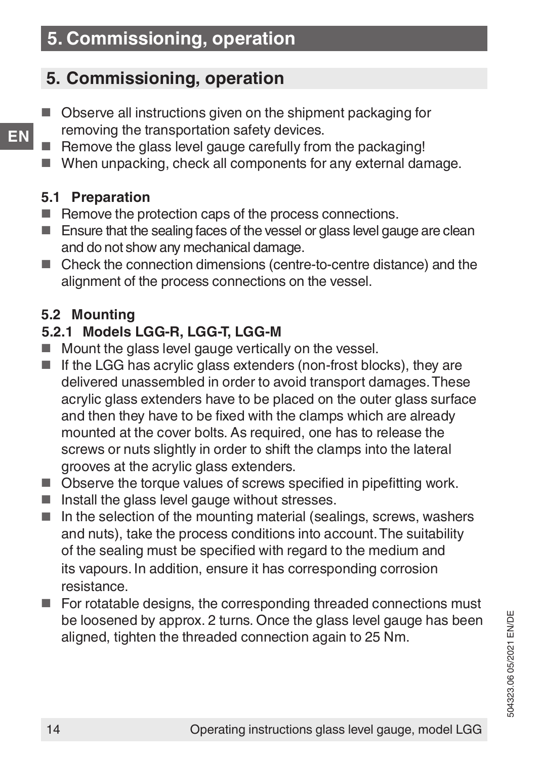## 5. Commissioning, operation

- Observe all instructions given on the shipment packaging for removing the transportation safety devices.
- Remove the glass level gauge carefully from the packaging!
- When unpacking, check all components for any external damage.

### 5.1 Preparation

- Remove the protection caps of the process connections.
- Ensure that the sealing faces of the vessel or glass level gauge are clean and do not show any mechanical damage.
- Check the connection dimensions (centre-to-centre distance) and the alignment of the process connections on the vessel.

### 5.2 Mounting

#### 5.2.1 Models LGG-R, LGG-T, LGG-M

- Mount the glass level gauge vertically on the vessel.
- If the LGG has acrylic glass extenders (non-frost blocks), they are delivered unassembled in order to avoid transport damages. These acrylic glass extenders have to be placed on the outer glass surface and then they have to be fixed with the clamps which are already mounted at the cover bolts. As required, one has to release the screws or nuts slightly in order to shift the clamps into the lateral grooves at the acrylic glass extenders.
- Observe the torque values of screws specified in pipefitting work.
- Install the glass level gauge without stresses.
- In the selection of the mounting material (sealings, screws, washers and nuts), take the process conditions into account. The suitability of the sealing must be specified with regard to the medium and its vapours. In addition, ensure it has corresponding corrosion resistance.
- For rotatable designs, the corresponding threaded connections must be loosened by approx. 2 turns. Once the glass level gauge has been aligned, tighten the threaded connection again to 25 Nm.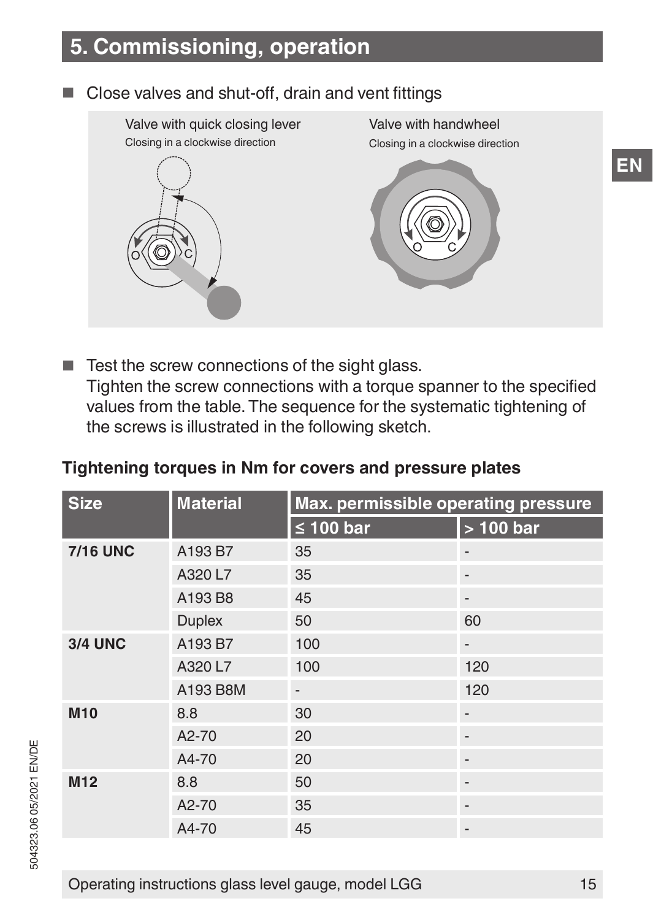## 5. Commissioning, operation

- Close valves and shut-off, drain and vent fittings

Valve with quick closing lever
Closing in a clockwise direction

Valve with handwheel
Closing in a clockwise direction

- Test the screw connections of the sight glass.
  Tighten the screw connections with a torque spanner to the specified values from the table. The sequence for the systematic tightening of the screws is illustrated in the following sketch.

**Tightening torques in Nm for covers and pressure plates**

| Size | Material | Max. permissible operating pressure | |
|---|---|---|---|
| | | ≤ 100 bar | > 100 bar |
| **7/16 UNC** | A193 B7 | 35 | - |
| | A320 L7 | 35 | - |
| | A193 B8 | 45 | - |
| | Duplex | 50 | 60 |
| **3/4 UNC** | A193 B7 | 100 | - |
| | A320 L7 | 100 | 120 |
| | A193 B8M | - | 120 |
| **M10** | 8.8 | 30 | - |
| | A2-70 | 20 | - |
| | A4-70 | 20 | - |
| **M12** | 8.8 | 50 | - |
| | A2-70 | 35 | - |
| | A4-70 | 45 | - |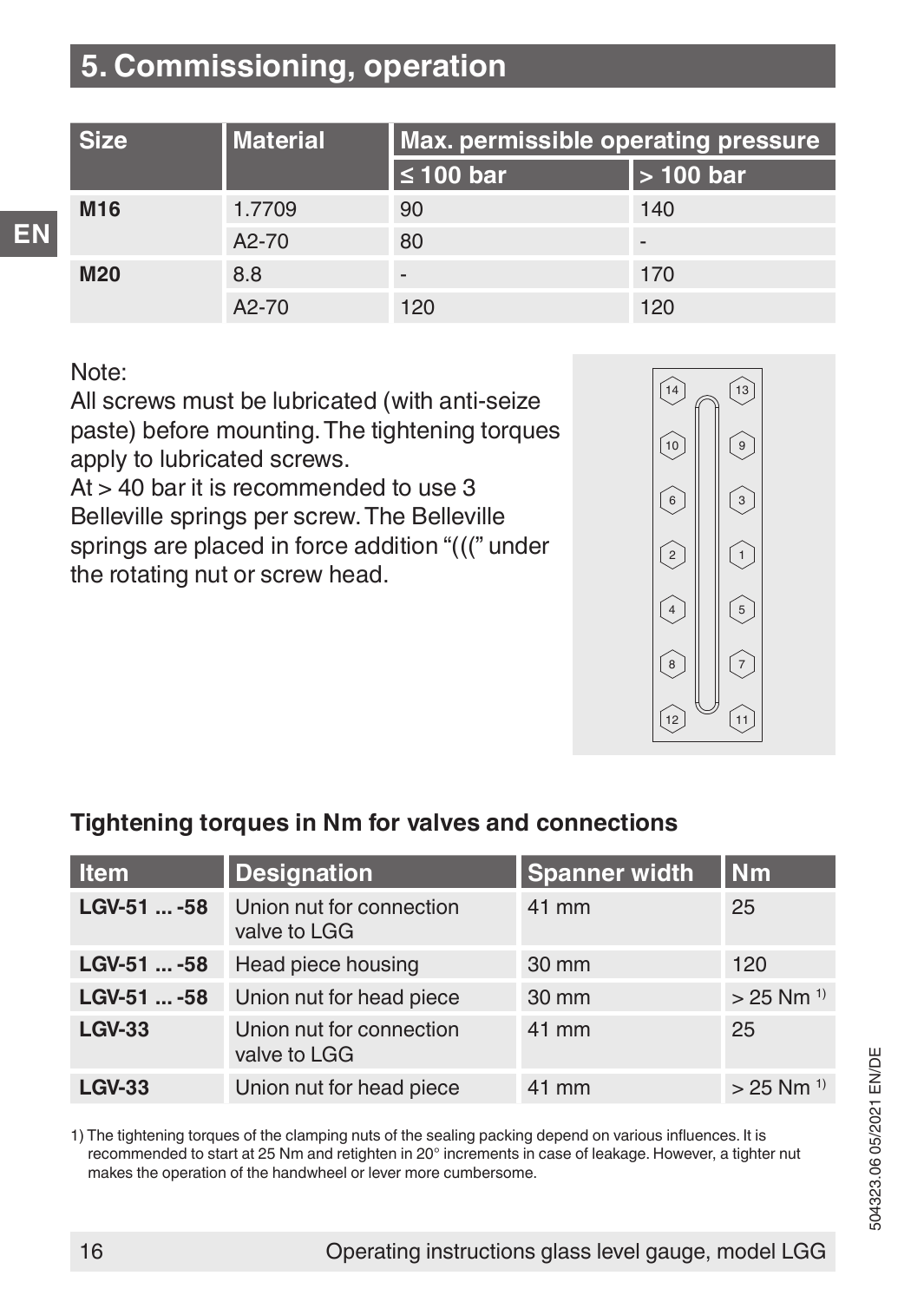# 5. Commissioning, operation

| Size | Material | Max. permissible operating pressure | |
|---|---|---|---|
| | | ≤ 100 bar | > 100 bar |
| **M16** | 1.7709 | 90 | 140 |
| | A2-70 | 80 | - |
| **M20** | 8.8 | - | 170 |
| | A2-70 | 120 | 120 |

Note:
All screws must be lubricated (with anti-seize paste) before mounting. The tightening torques apply to lubricated screws.
At > 40 bar it is recommended to use 3 Belleville springs per screw. The Belleville springs are placed in force addition "(((" under the rotating nut or screw head.

14 13
10 9
6 3
2 1
4 5
8 7
12 11

### Tightening torques in Nm for valves and connections

| Item | Designation | Spanner width | Nm |
|---|---|---|---|
| **LGV-51 ... -58** | Union nut for connection valve to LGG | 41 mm | 25 |
| **LGV-51 ... -58** | Head piece housing | 30 mm | 120 |
| **LGV-51 ... -58** | Union nut for head piece | 30 mm | > 25 Nm [1)] |
| **LGV-33** | Union nut for connection valve to LGG | 41 mm | 25 |
| **LGV-33** | Union nut for head piece | 41 mm | > 25 Nm [1)] |

1) The tightening torques of the clamping nuts of the sealing packing depend on various influences. It is recommended to start at 25 Nm and retighten in 20° increments in case of leakage. However, a tighter nut makes the operation of the handwheel or lever more cumbersome.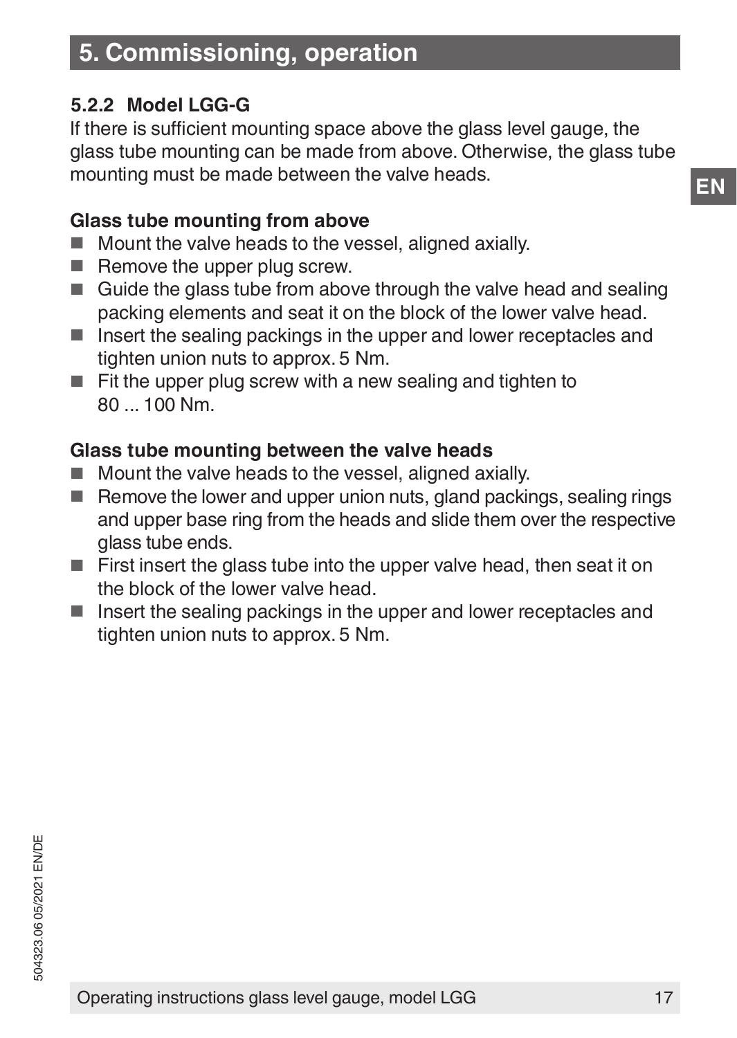## 5. Commissioning, operation

### 5.2.2 Model LGG-G

If there is sufficient mounting space above the glass level gauge, the glass tube mounting can be made from above. Otherwise, the glass tube mounting must be made between the valve heads.

**Glass tube mounting from above**

- Mount the valve heads to the vessel, aligned axially.
- Remove the upper plug screw.
- Guide the glass tube from above through the valve head and sealing packing elements and seat it on the block of the lower valve head.
- Insert the sealing packings in the upper and lower receptacles and tighten union nuts to approx. 5 Nm.
- Fit the upper plug screw with a new sealing and tighten to 80 ... 100 Nm.

**Glass tube mounting between the valve heads**

- Mount the valve heads to the vessel, aligned axially.
- Remove the lower and upper union nuts, gland packings, sealing rings and upper base ring from the heads and slide them over the respective glass tube ends.
- First insert the glass tube into the upper valve head, then seat it on the block of the lower valve head.
- Insert the sealing packings in the upper and lower receptacles and tighten union nuts to approx. 5 Nm.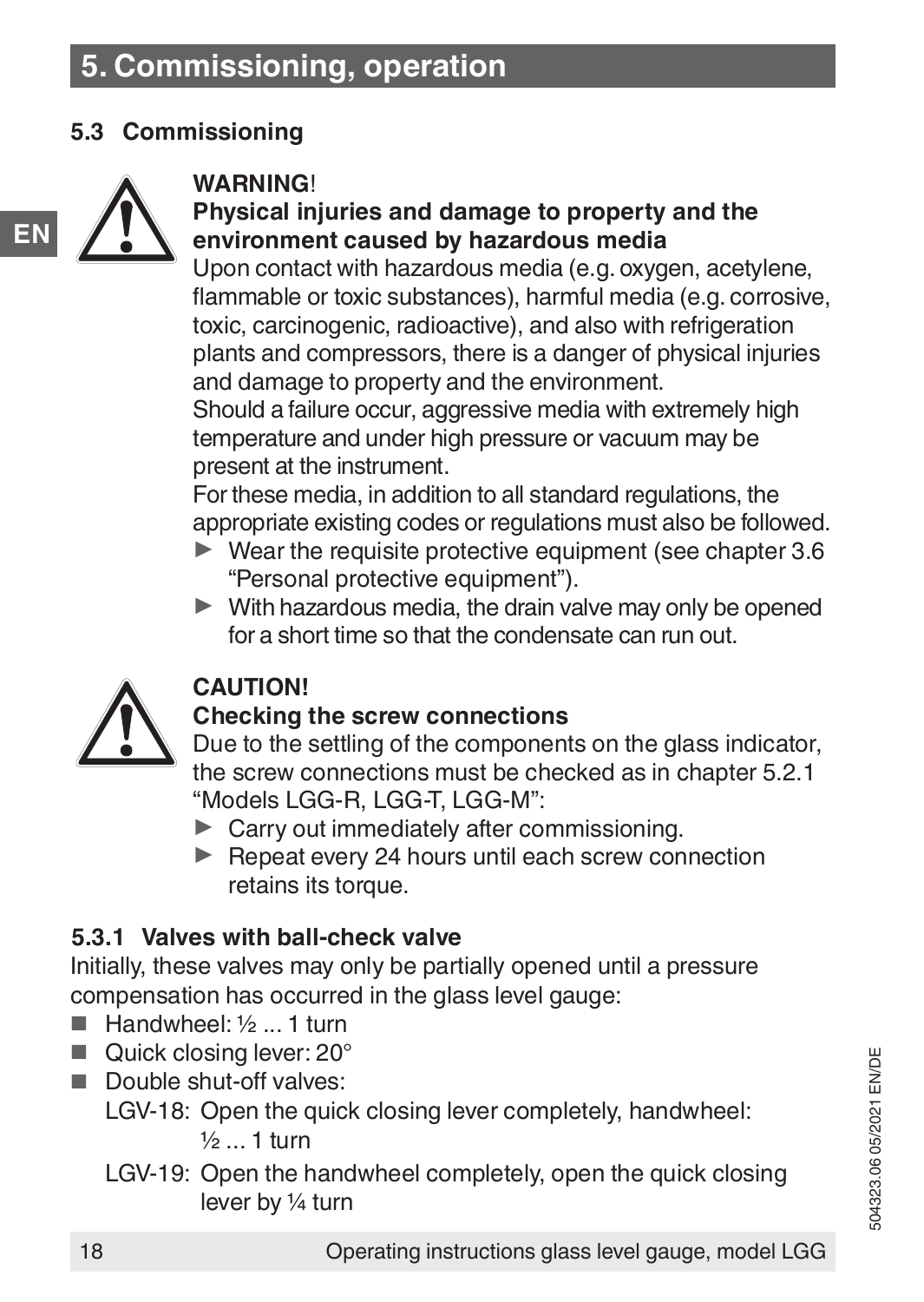# 5. Commissioning, operation

## 5.3 Commissioning

**WARNING!**

**Physical injuries and damage to property and the environment caused by hazardous media**

Upon contact with hazardous media (e.g. oxygen, acetylene, flammable or toxic substances), harmful media (e.g. corrosive, toxic, carcinogenic, radioactive), and also with refrigeration plants and compressors, there is a danger of physical injuries and damage to property and the environment.

Should a failure occur, aggressive media with extremely high temperature and under high pressure or vacuum may be present at the instrument.

For these media, in addition to all standard regulations, the appropriate existing codes or regulations must also be followed.

- ▶ Wear the requisite protective equipment (see chapter 3.6 “Personal protective equipment”).
- ▶ With hazardous media, the drain valve may only be opened for a short time so that the condensate can run out.

**CAUTION!**

**Checking the screw connections**

Due to the settling of the components on the glass indicator, the screw connections must be checked as in chapter 5.2.1 “Models LGG-R, LGG-T, LGG-M”:

- ▶ Carry out immediately after commissioning.
- ▶ Repeat every 24 hours until each screw connection retains its torque.

### 5.3.1 Valves with ball-check valve

Initially, these valves may only be partially opened until a pressure compensation has occurred in the glass level gauge:

- Handwheel: ½ ... 1 turn
- Quick closing lever: 20°
- Double shut-off valves:

  LGV-18: Open the quick closing lever completely, handwheel: ½ ... 1 turn

  LGV-19: Open the handwheel completely, open the quick closing lever by ¼ turn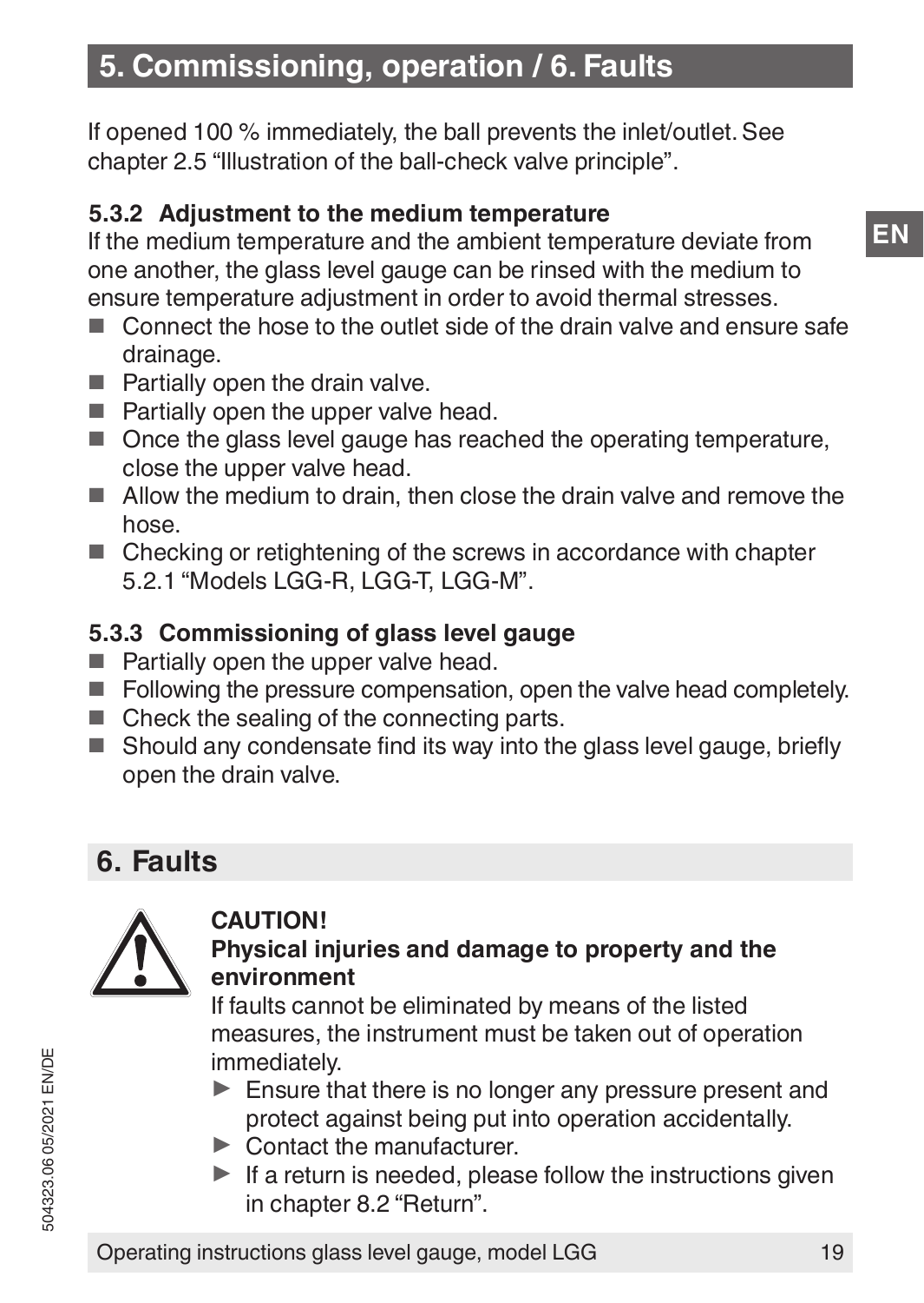## 5. Commissioning, operation / 6. Faults

If opened 100 % immediately, the ball prevents the inlet/outlet. See chapter 2.5 “Illustration of the ball-check valve principle”.

### 5.3.2 Adjustment to the medium temperature

If the medium temperature and the ambient temperature deviate from one another, the glass level gauge can be rinsed with the medium to ensure temperature adjustment in order to avoid thermal stresses.

- Connect the hose to the outlet side of the drain valve and ensure safe drainage.
- Partially open the drain valve.
- Partially open the upper valve head.
- Once the glass level gauge has reached the operating temperature, close the upper valve head.
- Allow the medium to drain, then close the drain valve and remove the hose.
- Checking or retightening of the screws in accordance with chapter 5.2.1 “Models LGG-R, LGG-T, LGG-M”.

### 5.3.3 Commissioning of glass level gauge

- Partially open the upper valve head.
- Following the pressure compensation, open the valve head completely.
- Check the sealing of the connecting parts.
- Should any condensate find its way into the glass level gauge, briefly open the drain valve.

## 6. Faults

**CAUTION!**

**Physical injuries and damage to property and the environment**

If faults cannot be eliminated by means of the listed measures, the instrument must be taken out of operation immediately.

- ► Ensure that there is no longer any pressure present and protect against being put into operation accidentally.
- ► Contact the manufacturer.
- ► If a return is needed, please follow the instructions given in chapter 8.2 “Return”.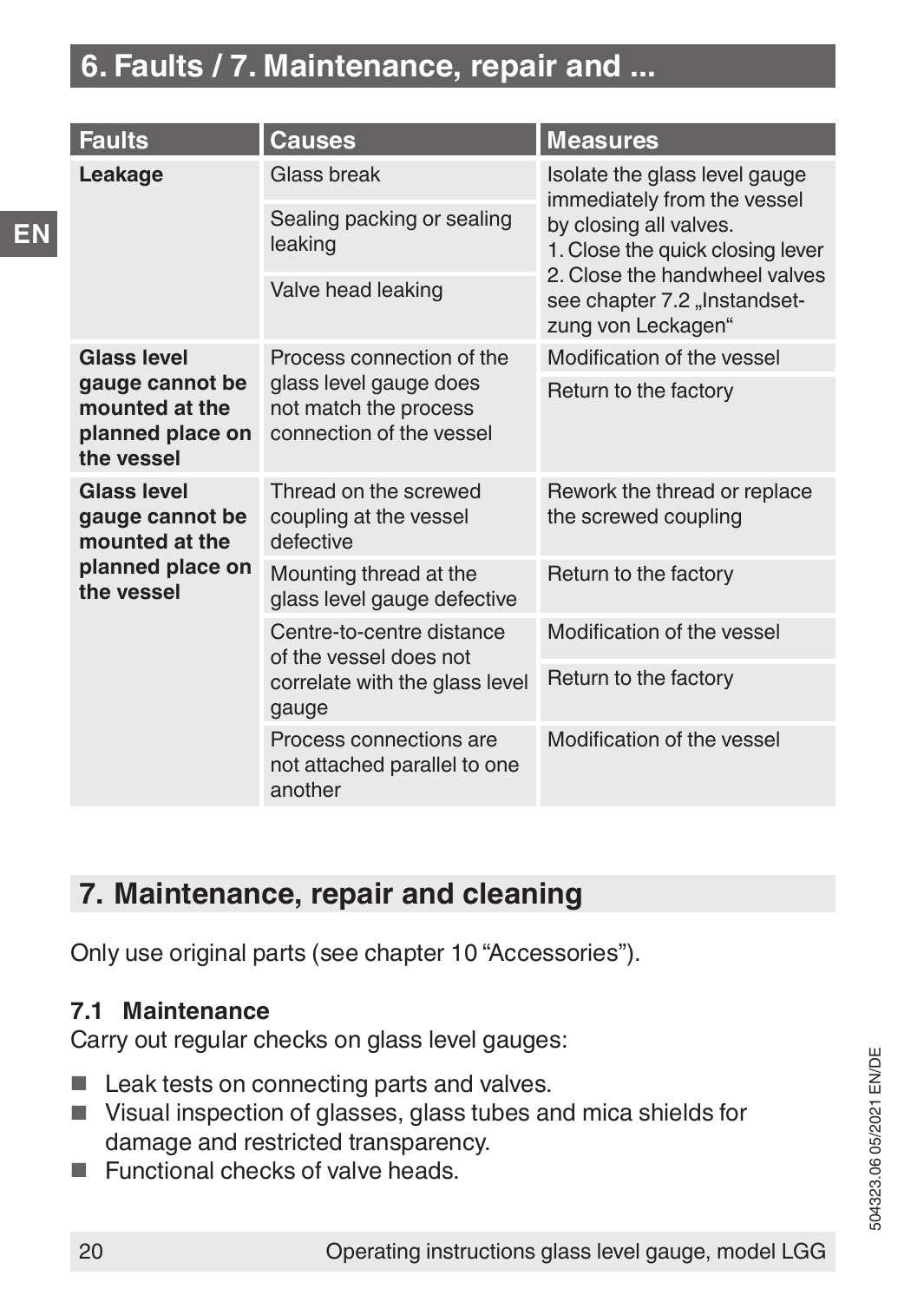# 6. Faults / 7. Maintenance, repair and ...

| Faults | Causes | Measures |
|---|---|---|
| **Leakage** | Glass break | Isolate the glass level gauge immediately from the vessel by closing all valves.<br>1. Close the quick closing lever<br>2. Close the handwheel valves see chapter 7.2 „Instandsetzung von Leckagen“ |
| | Sealing packing or sealing leaking | |
| | Valve head leaking | |
| **Glass level gauge cannot be mounted at the planned place on the vessel** | Process connection of the glass level gauge does not match the process connection of the vessel | Modification of the vessel |
| | | Return to the factory |
| **Glass level gauge cannot be mounted at the planned place on the vessel** | Thread on the screwed coupling at the vessel defective | Rework the thread or replace the screwed coupling |
| | Mounting thread at the glass level gauge defective | Return to the factory |
| | Centre-to-centre distance of the vessel does not correlate with the glass level gauge | Modification of the vessel |
| | | Return to the factory |
| | Process connections are not attached parallel to one another | Modification of the vessel |

## 7. Maintenance, repair and cleaning

Only use original parts (see chapter 10 “Accessories”).

### 7.1 Maintenance

Carry out regular checks on glass level gauges:

- Leak tests on connecting parts and valves.
- Visual inspection of glasses, glass tubes and mica shields for damage and restricted transparency.
- Functional checks of valve heads.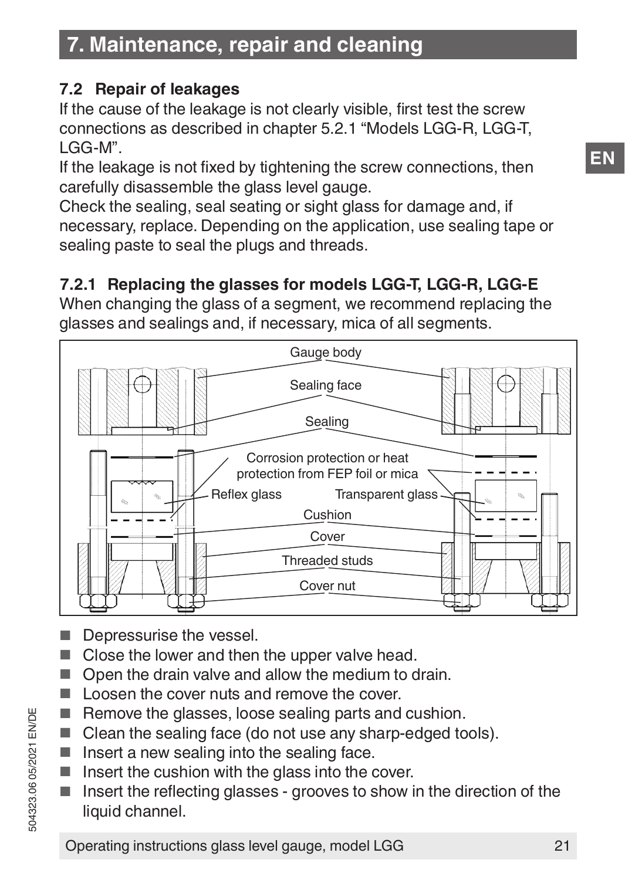# 7. Maintenance, repair and cleaning

## 7.2 Repair of leakages

If the cause of the leakage is not clearly visible, first test the screw connections as described in chapter 5.2.1 "Models LGG-R, LGG-T, LGG-M".

If the leakage is not fixed by tightening the screw connections, then carefully disassemble the glass level gauge.

Check the sealing, seal seating or sight glass for damage and, if necessary, replace. Depending on the application, use sealing tape or sealing paste to seal the plugs and threads.

### 7.2.1 Replacing the glasses for models LGG-T, LGG-R, LGG-E

When changing the glass of a segment, we recommend replacing the glasses and sealings and, if necessary, mica of all segments.

Gauge body
Sealing face
Sealing
Corrosion protection or heat protection from FEP foil or mica
Reflex glass
Transparent glass
Cushion
Cover
Threaded studs
Cover nut

- Depressurise the vessel.
- Close the lower and then the upper valve head.
- Open the drain valve and allow the medium to drain.
- Loosen the cover nuts and remove the cover.
- Remove the glasses, loose sealing parts and cushion.
- Clean the sealing face (do not use any sharp-edged tools).
- Insert a new sealing into the sealing face.
- Insert the cushion with the glass into the cover.
- Insert the reflecting glasses - grooves to show in the direction of the liquid channel.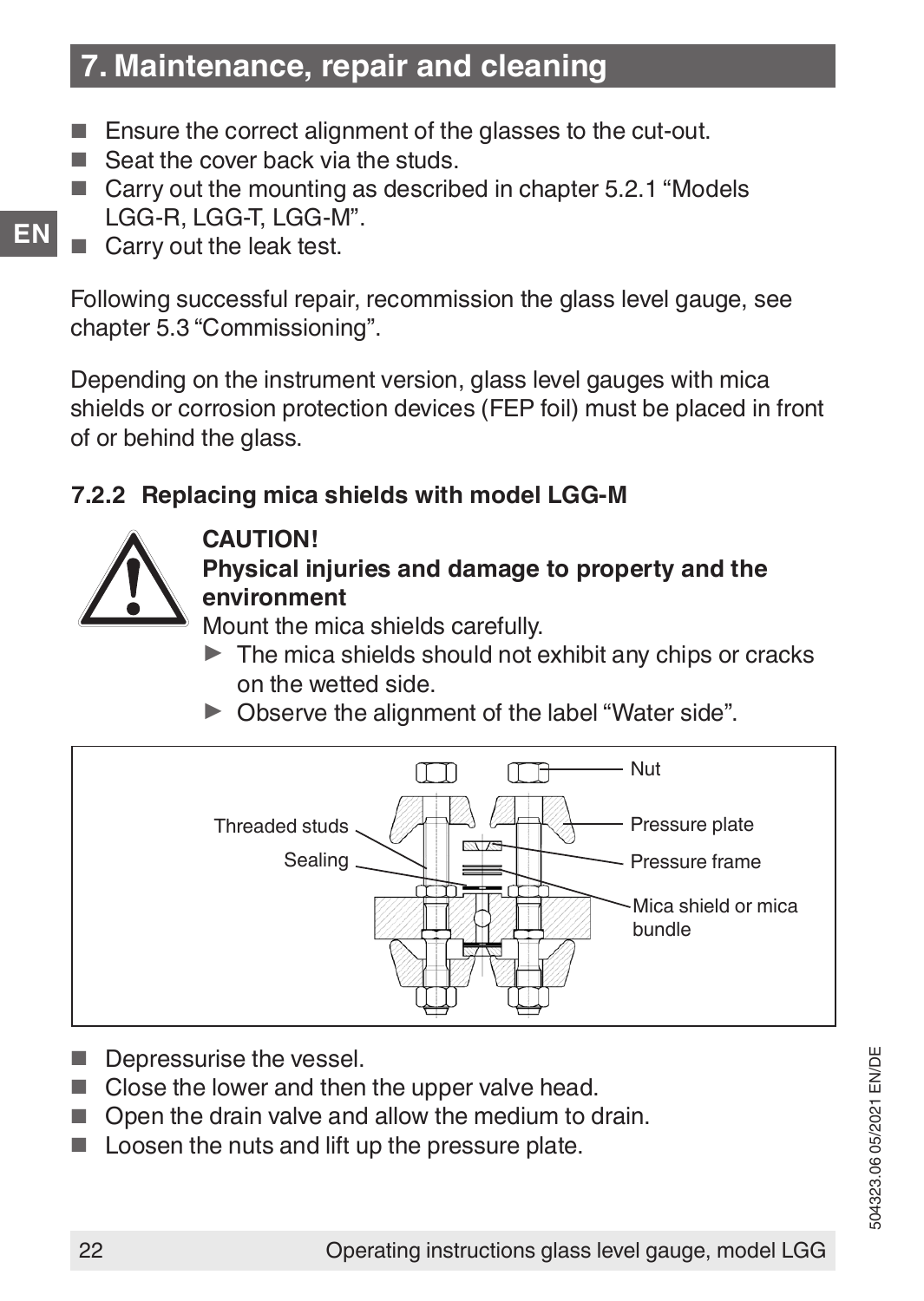## 7. Maintenance, repair and cleaning

- Ensure the correct alignment of the glasses to the cut-out.
- Seat the cover back via the studs.
- Carry out the mounting as described in chapter 5.2.1 “Models LGG-R, LGG-T, LGG-M”.
- Carry out the leak test.

Following successful repair, recommission the glass level gauge, see chapter 5.3 “Commissioning”.

Depending on the instrument version, glass level gauges with mica shields or corrosion protection devices (FEP foil) must be placed in front of or behind the glass.

### 7.2.2 Replacing mica shields with model LGG-M

**CAUTION!**
**Physical injuries and damage to property and the environment**
Mount the mica shields carefully.

- ▶ The mica shields should not exhibit any chips or cracks on the wetted side.
- ▶ Observe the alignment of the label “Water side”.

Nut
Threaded studs
Pressure plate
Sealing
Pressure frame
Mica shield or mica bundle

- Depressurise the vessel.
- Close the lower and then the upper valve head.
- Open the drain valve and allow the medium to drain.
- Loosen the nuts and lift up the pressure plate.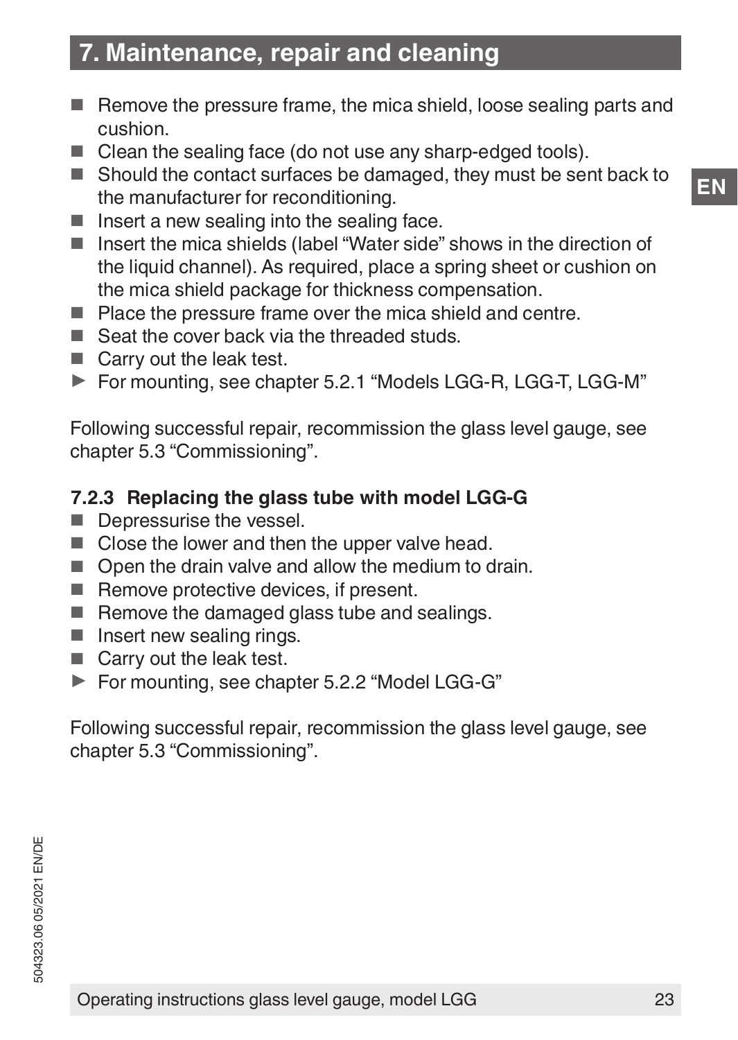## 7. Maintenance, repair and cleaning

- Remove the pressure frame, the mica shield, loose sealing parts and cushion.
- Clean the sealing face (do not use any sharp-edged tools).
- Should the contact surfaces be damaged, they must be sent back to the manufacturer for reconditioning.
- Insert a new sealing into the sealing face.
- Insert the mica shields (label “Water side” shows in the direction of the liquid channel). As required, place a spring sheet or cushion on the mica shield package for thickness compensation.
- Place the pressure frame over the mica shield and centre.
- Seat the cover back via the threaded studs.
- Carry out the leak test.

► For mounting, see chapter 5.2.1 “Models LGG-R, LGG-T, LGG-M”

Following successful repair, recommission the glass level gauge, see chapter 5.3 “Commissioning”.

### 7.2.3 Replacing the glass tube with model LGG-G

- Depressurise the vessel.
- Close the lower and then the upper valve head.
- Open the drain valve and allow the medium to drain.
- Remove protective devices, if present.
- Remove the damaged glass tube and sealings.
- Insert new sealing rings.
- Carry out the leak test.

► For mounting, see chapter 5.2.2 “Model LGG-G”

Following successful repair, recommission the glass level gauge, see chapter 5.3 “Commissioning”.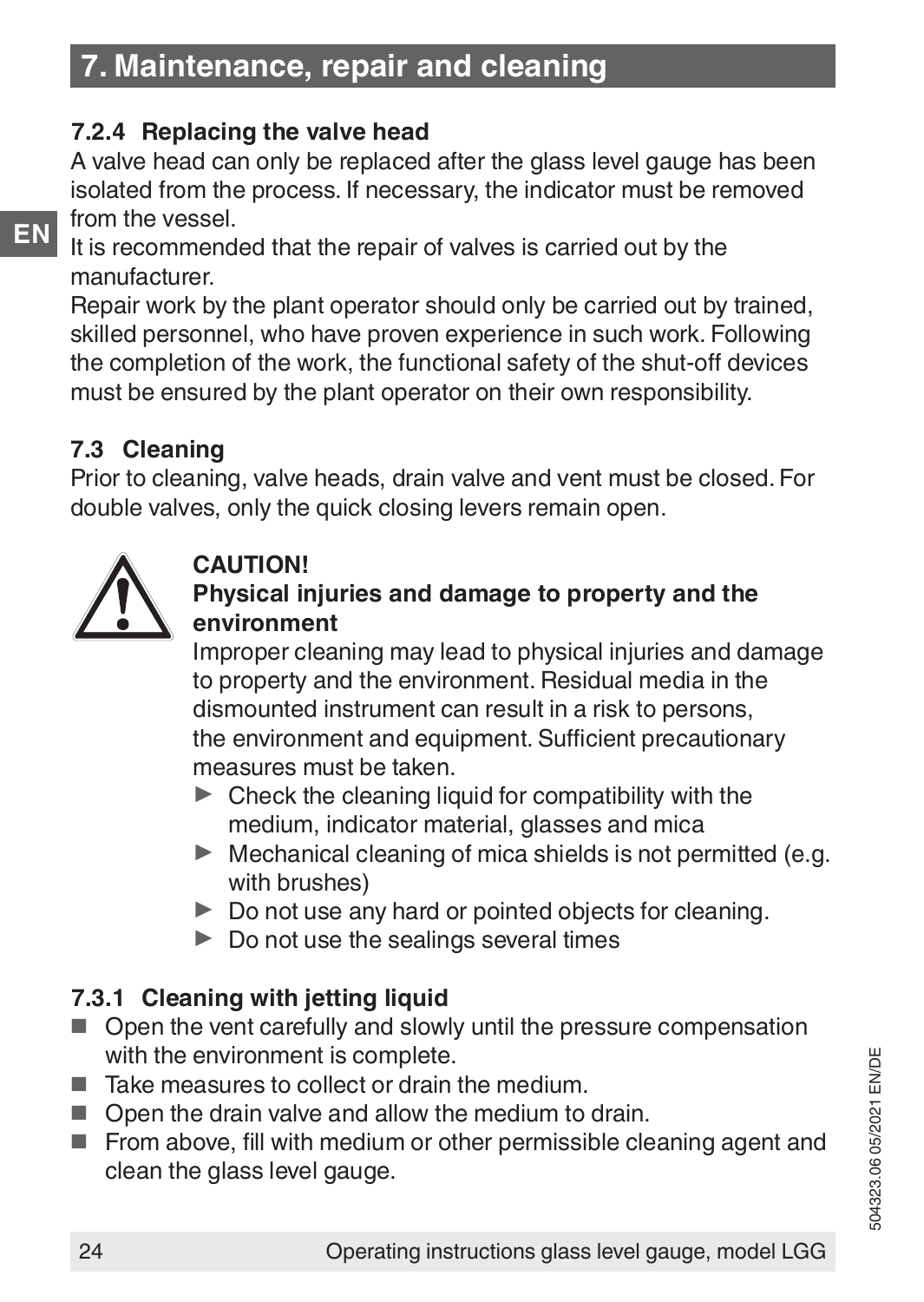## 7. Maintenance, repair and cleaning

### 7.2.4 Replacing the valve head

A valve head can only be replaced after the glass level gauge has been isolated from the process. If necessary, the indicator must be removed from the vessel.

It is recommended that the repair of valves is carried out by the manufacturer.

Repair work by the plant operator should only be carried out by trained, skilled personnel, who have proven experience in such work. Following the completion of the work, the functional safety of the shut-off devices must be ensured by the plant operator on their own responsibility.

### 7.3 Cleaning

Prior to cleaning, valve heads, drain valve and vent must be closed. For double valves, only the quick closing levers remain open.

**CAUTION!**
**Physical injuries and damage to property and the environment**

Improper cleaning may lead to physical injuries and damage to property and the environment. Residual media in the dismounted instrument can result in a risk to persons, the environment and equipment. Sufficient precautionary measures must be taken.

- ▶ Check the cleaning liquid for compatibility with the medium, indicator material, glasses and mica
- ▶ Mechanical cleaning of mica shields is not permitted (e.g. with brushes)
- ▶ Do not use any hard or pointed objects for cleaning.
- ▶ Do not use the sealings several times

### 7.3.1 Cleaning with jetting liquid

- Open the vent carefully and slowly until the pressure compensation with the environment is complete.
- Take measures to collect or drain the medium.
- Open the drain valve and allow the medium to drain.
- From above, fill with medium or other permissible cleaning agent and clean the glass level gauge.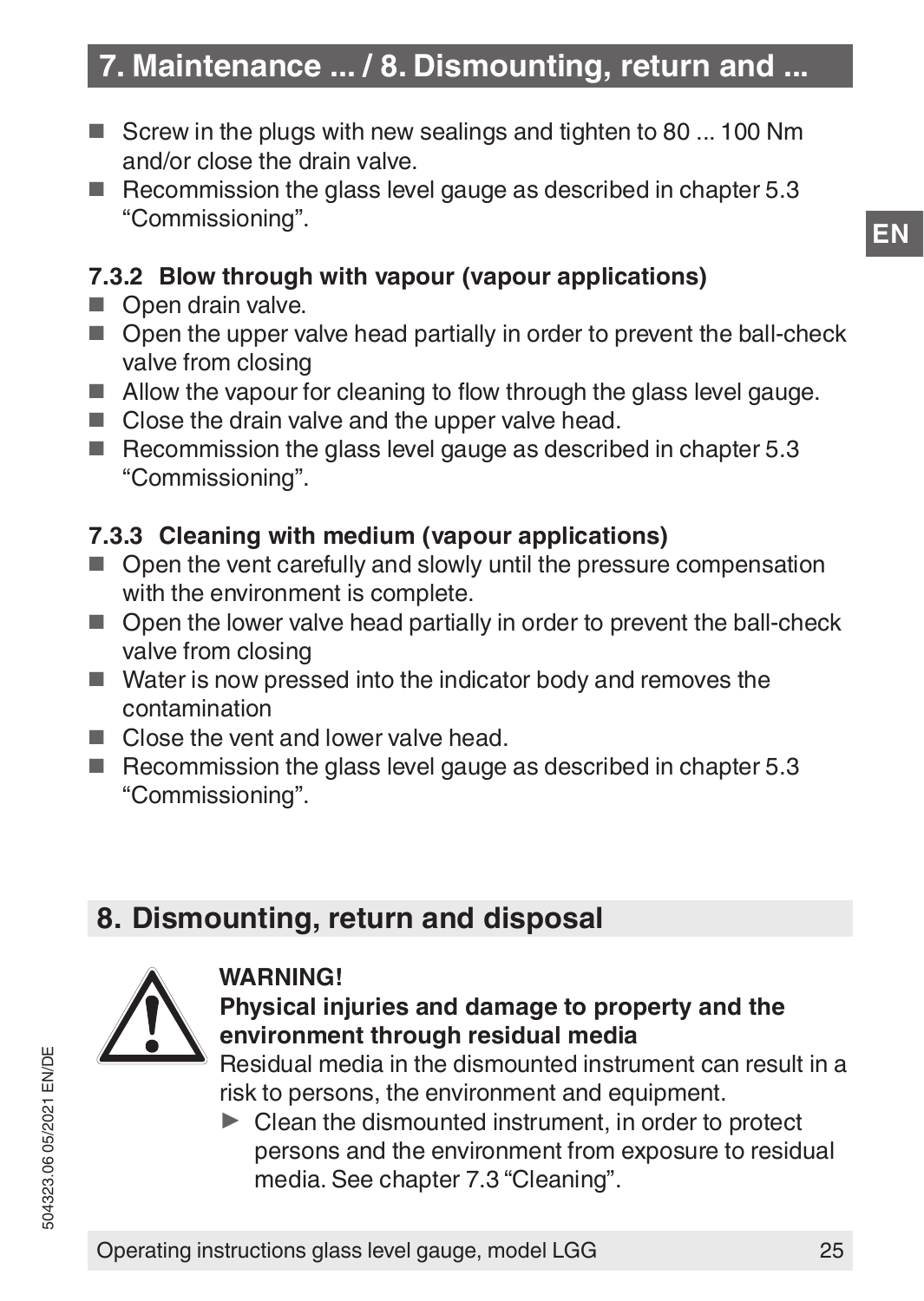- Screw in the plugs with new sealings and tighten to 80 ... 100 Nm and/or close the drain valve.
- Recommission the glass level gauge as described in chapter 5.3 “Commissioning”.

### 7.3.2 Blow through with vapour (vapour applications)

- Open drain valve.
- Open the upper valve head partially in order to prevent the ball-check valve from closing
- Allow the vapour for cleaning to flow through the glass level gauge.
- Close the drain valve and the upper valve head.
- Recommission the glass level gauge as described in chapter 5.3 “Commissioning”.

### 7.3.3 Cleaning with medium (vapour applications)

- Open the vent carefully and slowly until the pressure compensation with the environment is complete.
- Open the lower valve head partially in order to prevent the ball-check valve from closing
- Water is now pressed into the indicator body and removes the contamination
- Close the vent and lower valve head.
- Recommission the glass level gauge as described in chapter 5.3 “Commissioning”.

## 8. Dismounting, return and disposal

**WARNING!**

**Physical injuries and damage to property and the environment through residual media**

Residual media in the dismounted instrument can result in a risk to persons, the environment and equipment.

- ▶ Clean the dismounted instrument, in order to protect persons and the environment from exposure to residual media. See chapter 7.3 “Cleaning”.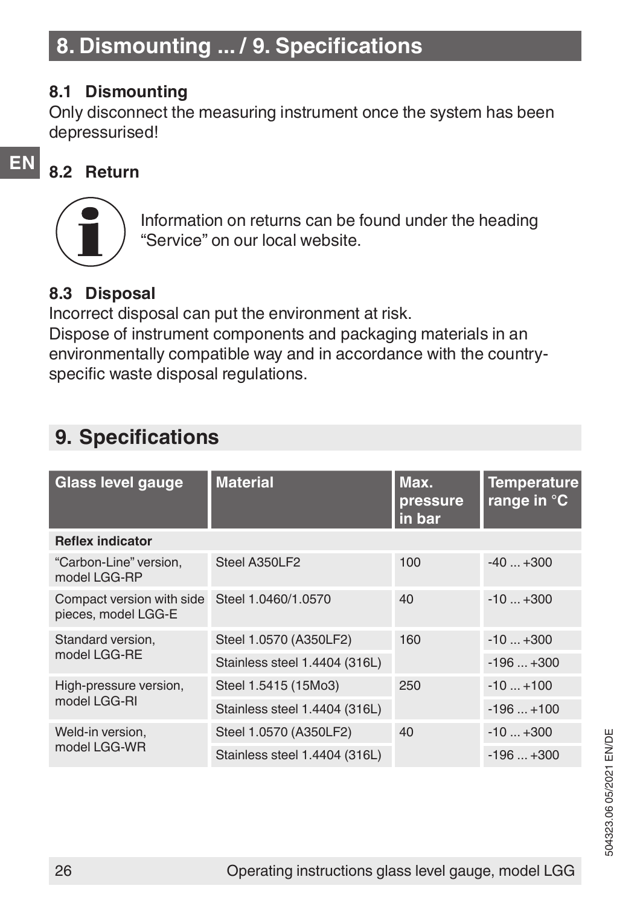# 8. Dismounting ... / 9. Specifications

## 8.1 Dismounting

Only disconnect the measuring instrument once the system has been depressurised!

## 8.2 Return

Information on returns can be found under the heading "Service" on our local website.

## 8.3 Disposal

Incorrect disposal can put the environment at risk.
Dispose of instrument components and packaging materials in an environmentally compatible way and in accordance with the country-specific waste disposal regulations.

# 9. Specifications

| Glass level gauge | Material | Max. pressure in bar | Temperature range in °C |
|---|---|---|---|
| **Reflex indicator** | | | |
| "Carbon-Line" version, model LGG-RP | Steel A350LF2 | 100 | -40 ... +300 |
| Compact version with side pieces, model LGG-E | Steel 1.0460/1.0570 | 40 | -10 ... +300 |
| Standard version, model LGG-RE | Steel 1.0570 (A350LF2) | 160 | -10 ... +300 |
| | Stainless steel 1.4404 (316L) | | -196 ... +300 |
| High-pressure version, model LGG-RI | Steel 1.5415 (15Mo3) | 250 | -10 ... +100 |
| | Stainless steel 1.4404 (316L) | | -196 ... +100 |
| Weld-in version, model LGG-WR | Steel 1.0570 (A350LF2) | 40 | -10 ... +300 |
| | Stainless steel 1.4404 (316L) | | -196 ... +300 |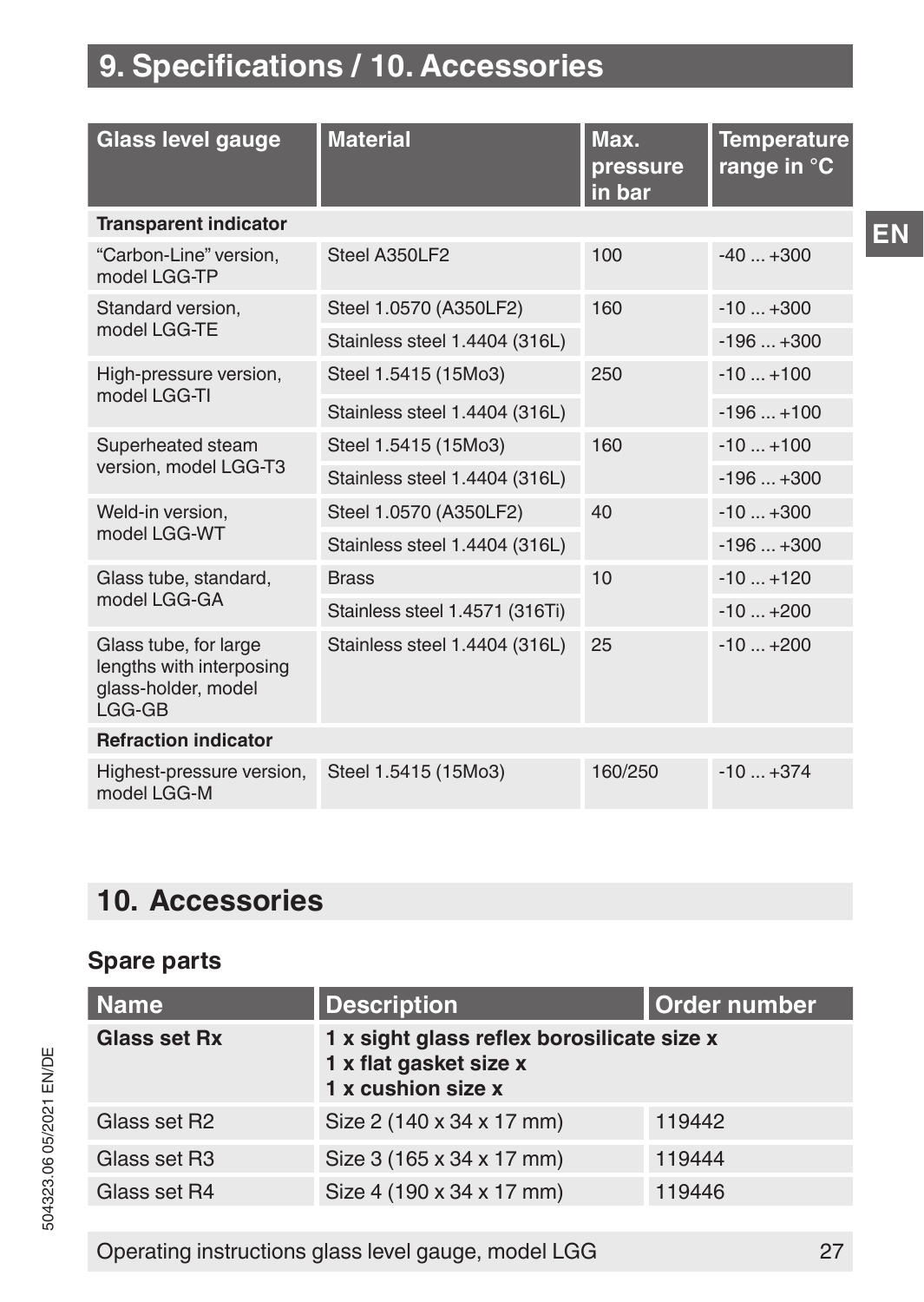# 9. Specifications / 10. Accessories

| Glass level gauge | Material | Max. pressure in bar | Temperature range in °C |
|---|---|---|---|
| **Transparent indicator** | | | |
| "Carbon-Line" version, model LGG-TP | Steel A350LF2 | 100 | -40 ... +300 |
| Standard version, model LGG-TE | Steel 1.0570 (A350LF2) | 160 | -10 ... +300 |
| | Stainless steel 1.4404 (316L) | | -196 ... +300 |
| High-pressure version, model LGG-TI | Steel 1.5415 (15Mo3) | 250 | -10 ... +100 |
| | Stainless steel 1.4404 (316L) | | -196 ... +100 |
| Superheated steam version, model LGG-T3 | Steel 1.5415 (15Mo3) | 160 | -10 ... +100 |
| | Stainless steel 1.4404 (316L) | | -196 ... +300 |
| Weld-in version, model LGG-WT | Steel 1.0570 (A350LF2) | 40 | -10 ... +300 |
| | Stainless steel 1.4404 (316L) | | -196 ... +300 |
| Glass tube, standard, model LGG-GA | Brass | 10 | -10 ... +120 |
| | Stainless steel 1.4571 (316Ti) | | -10 ... +200 |
| Glass tube, for large lengths with interposing glass-holder, model LGG-GB | Stainless steel 1.4404 (316L) | 25 | -10 ... +200 |
| **Refraction indicator** | | | |
| Highest-pressure version, model LGG-M | Steel 1.5415 (15Mo3) | 160/250 | -10 ... +374 |

## 10. Accessories

### Spare parts

| Name | Description | Order number |
|---|---|---|
| **Glass set Rx** | **1 x sight glass reflex borosilicate size x**<br>**1 x flat gasket size x**<br>**1 x cushion size x** | |
| Glass set R2 | Size 2 (140 x 34 x 17 mm) | 119442 |
| Glass set R3 | Size 3 (165 x 34 x 17 mm) | 119444 |
| Glass set R4 | Size 4 (190 x 34 x 17 mm) | 119446 |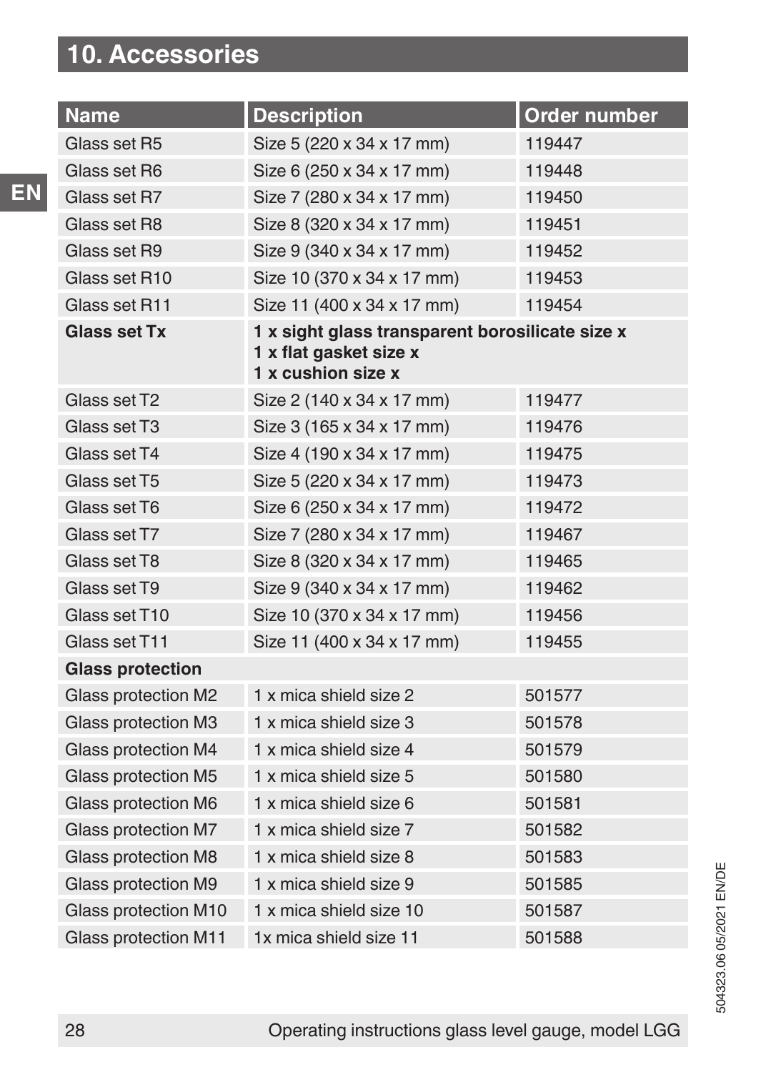## 10. Accessories

| Name | Description | Order number |
|---|---|---|
| Glass set R5 | Size 5 (220 x 34 x 17 mm) | 119447 |
| Glass set R6 | Size 6 (250 x 34 x 17 mm) | 119448 |
| Glass set R7 | Size 7 (280 x 34 x 17 mm) | 119450 |
| Glass set R8 | Size 8 (320 x 34 x 17 mm) | 119451 |
| Glass set R9 | Size 9 (340 x 34 x 17 mm) | 119452 |
| Glass set R10 | Size 10 (370 x 34 x 17 mm) | 119453 |
| Glass set R11 | Size 11 (400 x 34 x 17 mm) | 119454 |
| **Glass set Tx** | **1 x sight glass transparent borosilicate size x**<br>**1 x flat gasket size x**<br>**1 x cushion size x** | |
| Glass set T2 | Size 2 (140 x 34 x 17 mm) | 119477 |
| Glass set T3 | Size 3 (165 x 34 x 17 mm) | 119476 |
| Glass set T4 | Size 4 (190 x 34 x 17 mm) | 119475 |
| Glass set T5 | Size 5 (220 x 34 x 17 mm) | 119473 |
| Glass set T6 | Size 6 (250 x 34 x 17 mm) | 119472 |
| Glass set T7 | Size 7 (280 x 34 x 17 mm) | 119467 |
| Glass set T8 | Size 8 (320 x 34 x 17 mm) | 119465 |
| Glass set T9 | Size 9 (340 x 34 x 17 mm) | 119462 |
| Glass set T10 | Size 10 (370 x 34 x 17 mm) | 119456 |
| Glass set T11 | Size 11 (400 x 34 x 17 mm) | 119455 |
| **Glass protection** | | |
| Glass protection M2 | 1 x mica shield size 2 | 501577 |
| Glass protection M3 | 1 x mica shield size 3 | 501578 |
| Glass protection M4 | 1 x mica shield size 4 | 501579 |
| Glass protection M5 | 1 x mica shield size 5 | 501580 |
| Glass protection M6 | 1 x mica shield size 6 | 501581 |
| Glass protection M7 | 1 x mica shield size 7 | 501582 |
| Glass protection M8 | 1 x mica shield size 8 | 501583 |
| Glass protection M9 | 1 x mica shield size 9 | 501585 |
| Glass protection M10 | 1 x mica shield size 10 | 501587 |
| Glass protection M11 | 1x mica shield size 11 | 501588 |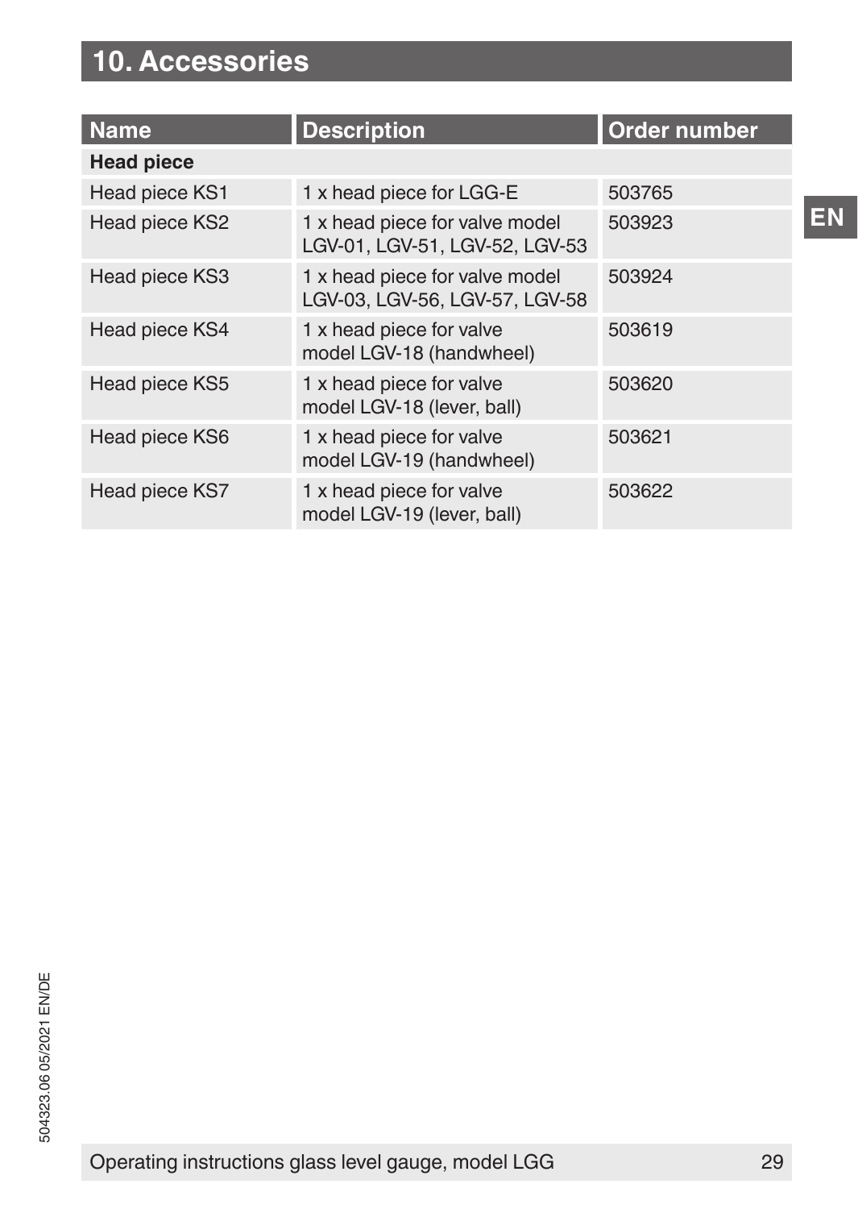## 10. Accessories

| Name | Description | Order number |
|---|---|---|
| **Head piece** | | |
| Head piece KS1 | 1 x head piece for LGG-E | 503765 |
| Head piece KS2 | 1 x head piece for valve model LGV-01, LGV-51, LGV-52, LGV-53 | 503923 |
| Head piece KS3 | 1 x head piece for valve model LGV-03, LGV-56, LGV-57, LGV-58 | 503924 |
| Head piece KS4 | 1 x head piece for valve model LGV-18 (handwheel) | 503619 |
| Head piece KS5 | 1 x head piece for valve model LGV-18 (lever, ball) | 503620 |
| Head piece KS6 | 1 x head piece for valve model LGV-19 (handwheel) | 503621 |
| Head piece KS7 | 1 x head piece for valve model LGV-19 (lever, ball) | 503622 |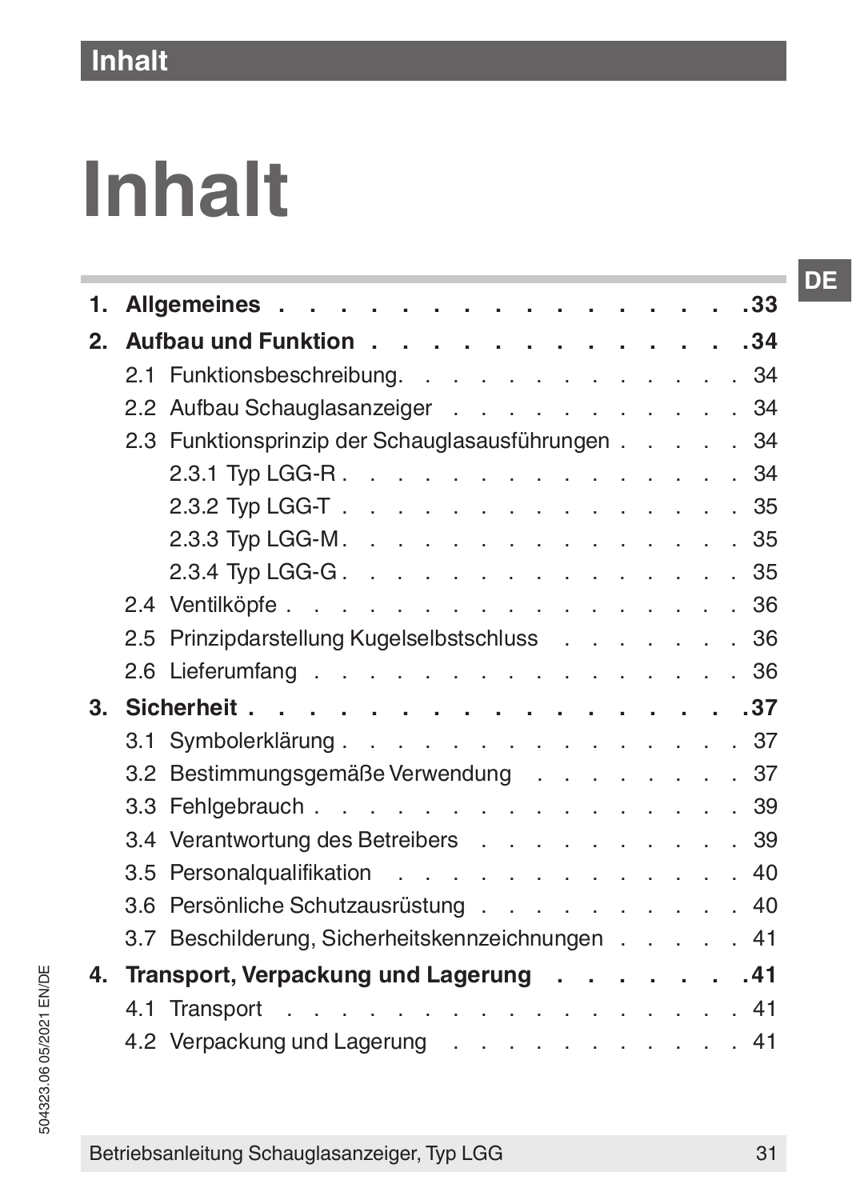# Inhalt

**1. Allgemeines . . . . . . . . . . . . . . . . . 33**

**2. Aufbau und Funktion . . . . . . . . . . . . . 34**

- 2.1 Funktionsbeschreibung. . . . . . . . . . . . . . 34
- 2.2 Aufbau Schauglasanzeiger . . . . . . . . . . . 34
- 2.3 Funktionsprinzip der Schauglasausführungen . . . . . 34
  - 2.3.1 Typ LGG-R . . . . . . . . . . . . . . . 34
  - 2.3.2 Typ LGG-T . . . . . . . . . . . . . . . 35
  - 2.3.3 Typ LGG-M. . . . . . . . . . . . . . . 35
  - 2.3.4 Typ LGG-G . . . . . . . . . . . . . . . 35
- 2.4 Ventilköpfe . . . . . . . . . . . . . . . . . 36
- 2.5 Prinzipdarstellung Kugelselbstschluss . . . . . . . 36
- 2.6 Lieferumfang . . . . . . . . . . . . . . . . 36

**3. Sicherheit . . . . . . . . . . . . . . . . . . 37**

- 3.1 Symbolerklärung . . . . . . . . . . . . . . . 37
- 3.2 Bestimmungsgemäße Verwendung . . . . . . . . . 37
- 3.3 Fehlgebrauch . . . . . . . . . . . . . . . . 39
- 3.4 Verantwortung des Betreibers . . . . . . . . . . 39
- 3.5 Personalqualifikation . . . . . . . . . . . . . 40
- 3.6 Persönliche Schutzausrüstung . . . . . . . . . . 40
- 3.7 Beschilderung, Sicherheitskennzeichnungen . . . . . 41

**4. Transport, Verpackung und Lagerung . . . . . . . 41**

- 4.1 Transport . . . . . . . . . . . . . . . . . . 41
- 4.2 Verpackung und Lagerung . . . . . . . . . . . . 41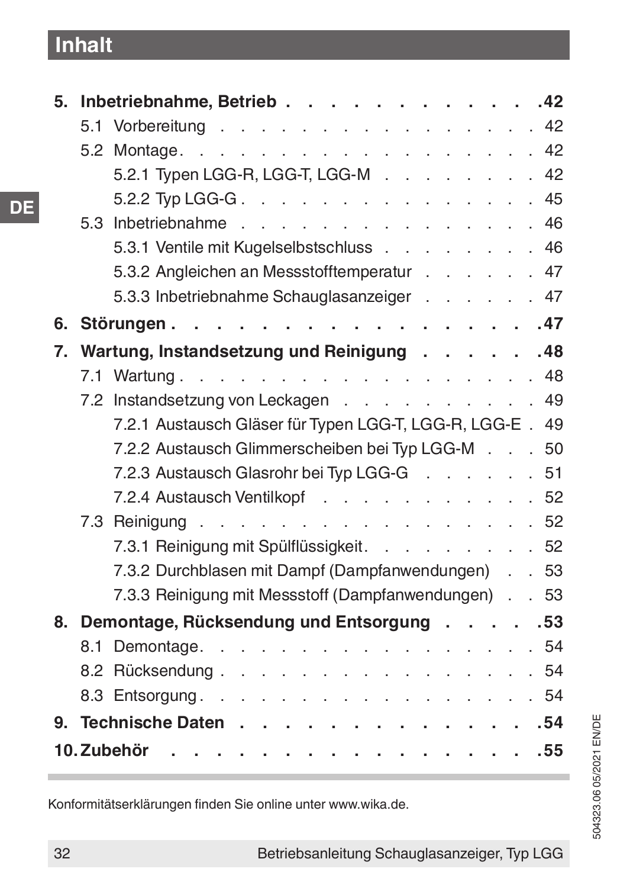# Inhalt

**5. Inbetriebnahme, Betrieb . . . . . . . . . . . . . 42**

5.1 Vorbereitung . . . . . . . . . . . . . . . . . 42

5.2 Montage . . . . . . . . . . . . . . . . . . 42

5.2.1 Typen LGG-R, LGG-T, LGG-M . . . . . . . . 42

5.2.2 Typ LGG-G . . . . . . . . . . . . . . . . 45

5.3 Inbetriebnahme . . . . . . . . . . . . . . . . 46

5.3.1 Ventile mit Kugelselbstschluss . . . . . . . . 46

5.3.2 Angleichen an Messstofftemperatur . . . . . . 47

5.3.3 Inbetriebnahme Schauglasanzeiger . . . . . . 47

**6. Störungen . . . . . . . . . . . . . . . . . . 47**

**7. Wartung, Instandsetzung und Reinigung . . . . . . 48**

7.1 Wartung . . . . . . . . . . . . . . . . . . 48

7.2 Instandsetzung von Leckagen . . . . . . . . . . . 49

7.2.1 Austausch Gläser für Typen LGG-T, LGG-R, LGG-E . 49

7.2.2 Austausch Glimmerscheiben bei Typ LGG-M . . . 50

7.2.3 Austausch Glasrohr bei Typ LGG-G . . . . . . 51

7.2.4 Austausch Ventilkopf . . . . . . . . . . . . 52

7.3 Reinigung . . . . . . . . . . . . . . . . . . 52

7.3.1 Reinigung mit Spülflüssigkeit . . . . . . . . . 52

7.3.2 Durchblasen mit Dampf (Dampfanwendungen) . . 53

7.3.3 Reinigung mit Messstoff (Dampfanwendungen) . . 53

**8. Demontage, Rücksendung und Entsorgung . . . . . 53**

8.1 Demontage . . . . . . . . . . . . . . . . . . 54

8.2 Rücksendung . . . . . . . . . . . . . . . . . 54

8.3 Entsorgung . . . . . . . . . . . . . . . . . . 54

**9. Technische Daten . . . . . . . . . . . . . . . 54**

**10. Zubehör . . . . . . . . . . . . . . . . . . . 55**

Konformitätserklärungen finden Sie online unter www.wika.de.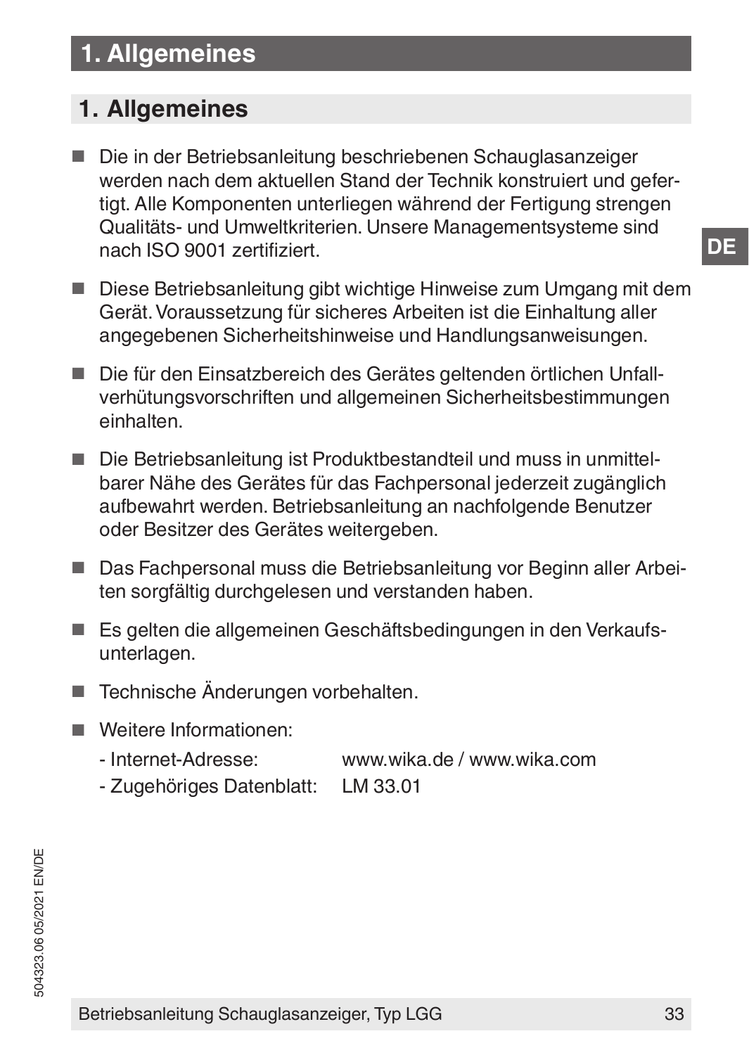# 1. Allgemeines

## 1. Allgemeines

- Die in der Betriebsanleitung beschriebenen Schauglasanzeiger werden nach dem aktuellen Stand der Technik konstruiert und gefertigt. Alle Komponenten unterliegen während der Fertigung strengen Qualitäts- und Umweltkriterien. Unsere Managementsysteme sind nach ISO 9001 zertifiziert.

- Diese Betriebsanleitung gibt wichtige Hinweise zum Umgang mit dem Gerät. Voraussetzung für sicheres Arbeiten ist die Einhaltung aller angegebenen Sicherheitshinweise und Handlungsanweisungen.

- Die für den Einsatzbereich des Gerätes geltenden örtlichen Unfallverhütungsvorschriften und allgemeinen Sicherheitsbestimmungen einhalten.

- Die Betriebsanleitung ist Produktbestandteil und muss in unmittelbarer Nähe des Gerätes für das Fachpersonal jederzeit zugänglich aufbewahrt werden. Betriebsanleitung an nachfolgende Benutzer oder Besitzer des Gerätes weitergeben.

- Das Fachpersonal muss die Betriebsanleitung vor Beginn aller Arbeiten sorgfältig durchgelesen und verstanden haben.

- Es gelten die allgemeinen Geschäftsbedingungen in den Verkaufsunterlagen.

- Technische Änderungen vorbehalten.

- Weitere Informationen:
  - Internet-Adresse: www.wika.de / www.wika.com
  - Zugehöriges Datenblatt: LM 33.01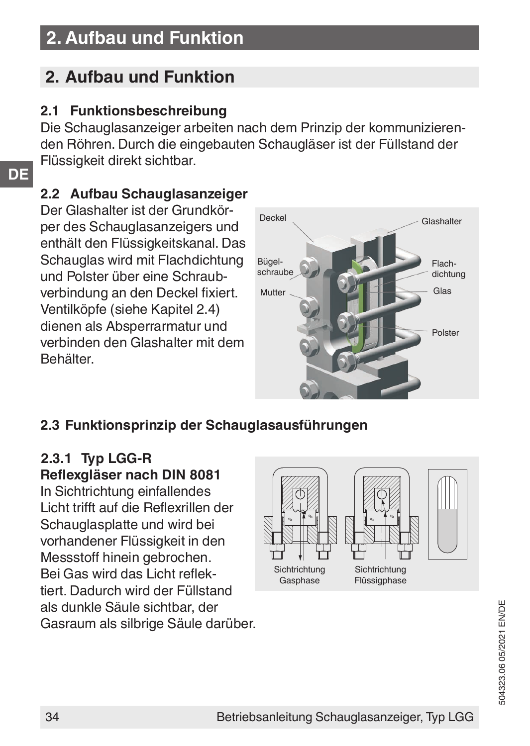## 2. Aufbau und Funktion

### 2.1 Funktionsbeschreibung

Die Schauglasanzeiger arbeiten nach dem Prinzip der kommunizierenden Röhren. Durch die eingebauten Schaugläser ist der Füllstand der Flüssigkeit direkt sichtbar.

### 2.2 Aufbau Schauglasanzeiger

Der Glashalter ist der Grundkörper des Schauglasanzeigers und enthält den Flüssigkeitskanal. Das Schauglas wird mit Flachdichtung und Polster über eine Schraubverbindung an den Deckel fixiert. Ventilköpfe (siehe Kapitel 2.4) dienen als Absperrarmatur und verbinden den Glashalter mit dem Behälter.

Deckel, Glashalter, Bügelschraube, Flachdichtung, Mutter, Glas, Polster

### 2.3 Funktionsprinzip der Schauglasausführungen

#### 2.3.1 Typ LGG-R Reflexgläser nach DIN 8081

In Sichtrichtung einfallendes Licht trifft auf die Reflexrillen der Schauglasplatte und wird bei vorhandener Flüssigkeit in den Messstoff hinein gebrochen. Bei Gas wird das Licht reflektiert. Dadurch wird der Füllstand als dunkle Säule sichtbar, der Gasraum als silbrige Säule darüber.

Sichtrichtung Gasphase

Sichtrichtung Flüssigphase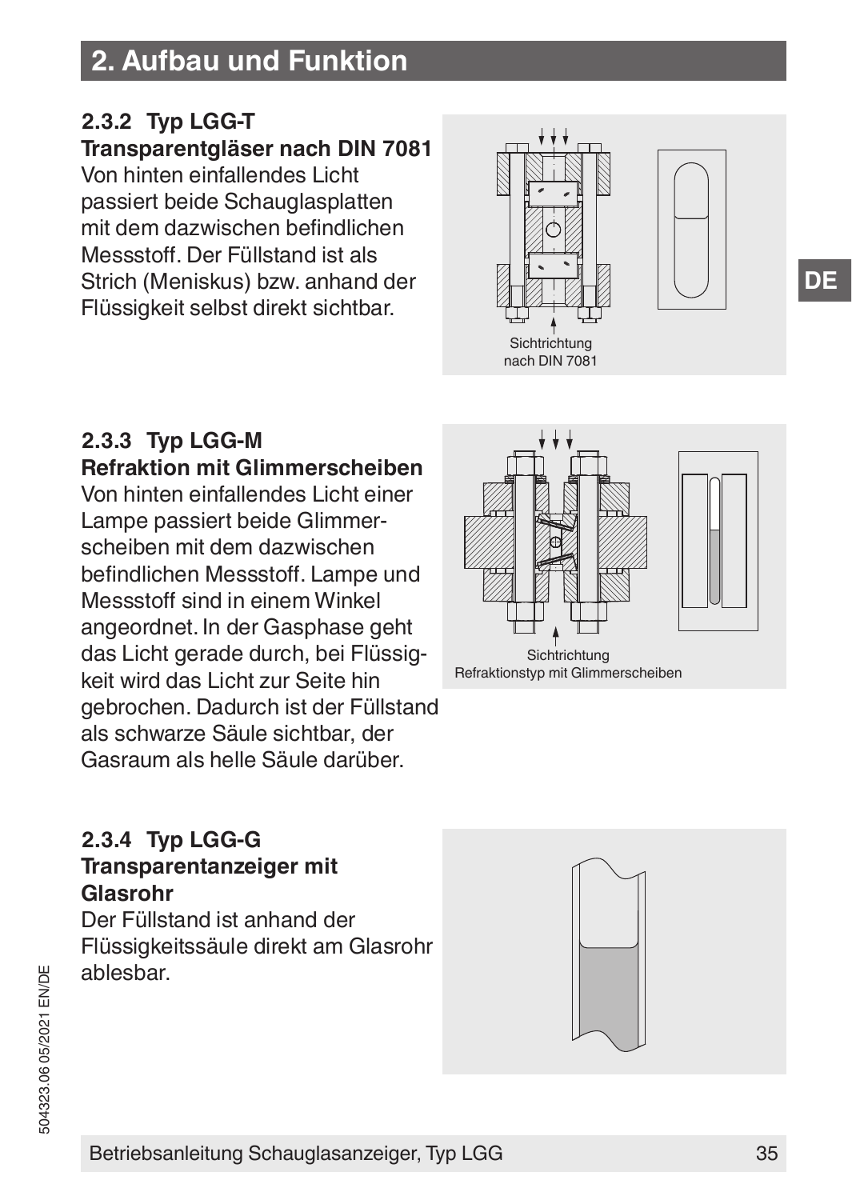## 2. Aufbau und Funktion

### 2.3.2 Typ LGG-T

**Transparentgläser nach DIN 7081**

Von hinten einfallendes Licht passiert beide Schauglasplatten mit dem dazwischen befindlichen Messstoff. Der Füllstand ist als Strich (Meniskus) bzw. anhand der Flüssigkeit selbst direkt sichtbar.

Sichtrichtung nach DIN 7081

### 2.3.3 Typ LGG-M

**Refraktion mit Glimmerscheiben**

Von hinten einfallendes Licht einer Lampe passiert beide Glimmerscheiben mit dem dazwischen befindlichen Messstoff. Lampe und Messstoff sind in einem Winkel angeordnet. In der Gasphase geht das Licht gerade durch, bei Flüssigkeit wird das Licht zur Seite hin gebrochen. Dadurch ist der Füllstand als schwarze Säule sichtbar, der Gasraum als helle Säule darüber.

Sichtrichtung Refraktionstyp mit Glimmerscheiben

### 2.3.4 Typ LGG-G

**Transparentanzeiger mit Glasrohr**

Der Füllstand ist anhand der Flüssigkeitssäule direkt am Glasrohr ablesbar.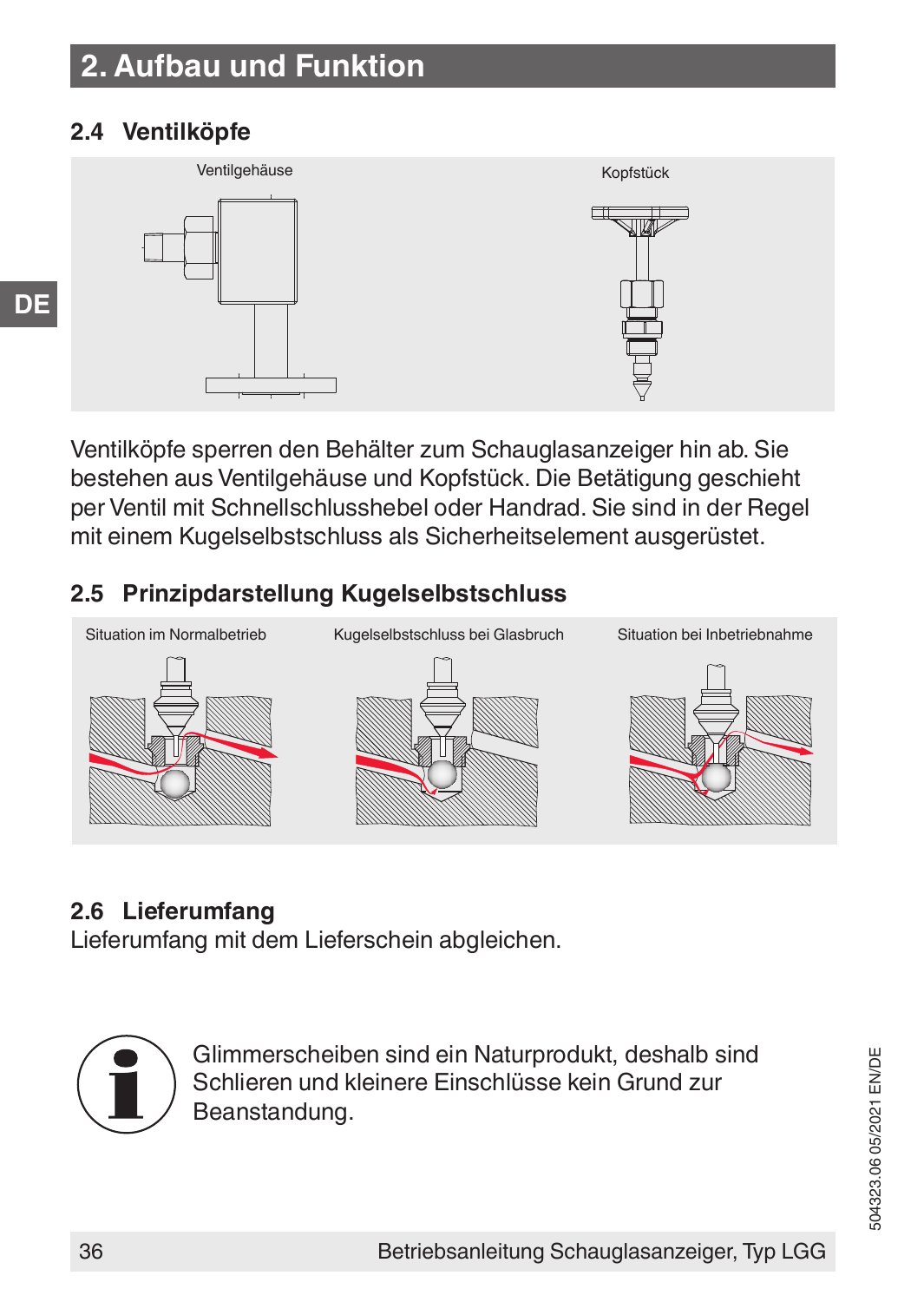# 2. Aufbau und Funktion

## 2.4 Ventilköpfe

Ventilgehäuse

Kopfstück

Ventilköpfe sperren den Behälter zum Schauglasanzeiger hin ab. Sie bestehen aus Ventilgehäuse und Kopfstück. Die Betätigung geschieht per Ventil mit Schnellschlusshebel oder Handrad. Sie sind in der Regel mit einem Kugelselbstschluss als Sicherheitselement ausgerüstet.

## 2.5 Prinzipdarstellung Kugelselbstschluss

Situation im Normalbetrieb

Kugelselbstschluss bei Glasbruch

Situation bei Inbetriebnahme

## 2.6 Lieferumfang

Lieferumfang mit dem Lieferschein abgleichen.

Glimmerscheiben sind ein Naturprodukt, deshalb sind Schlieren und kleinere Einschlüsse kein Grund zur Beanstandung.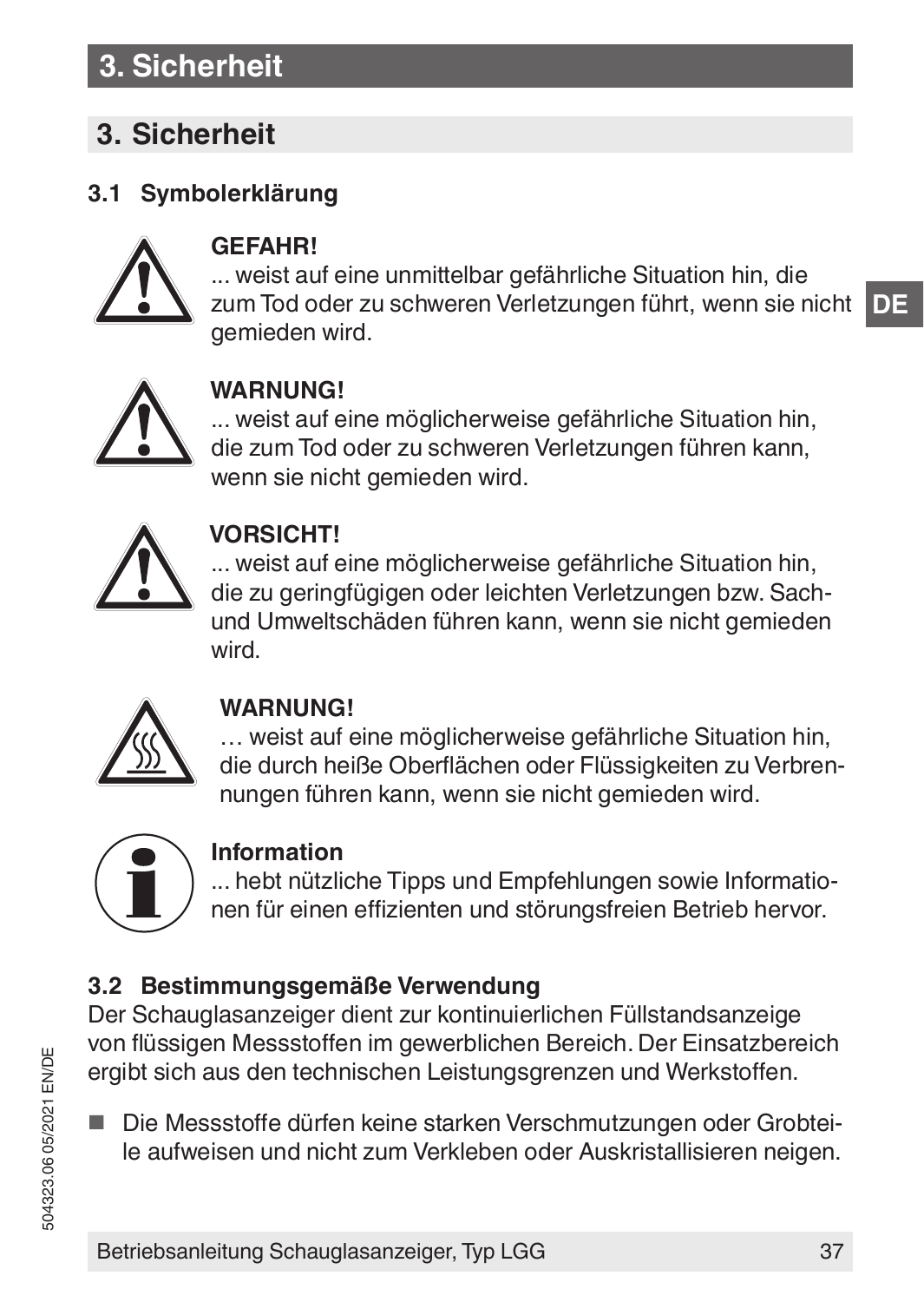## 3. Sicherheit

### 3.1 Symbolerklärung

**GEFAHR!**
... weist auf eine unmittelbar gefährliche Situation hin, die zum Tod oder zu schweren Verletzungen führt, wenn sie nicht gemieden wird.

**WARNUNG!**
... weist auf eine möglicherweise gefährliche Situation hin, die zum Tod oder zu schweren Verletzungen führen kann, wenn sie nicht gemieden wird.

**VORSICHT!**
... weist auf eine möglicherweise gefährliche Situation hin, die zu geringfügigen oder leichten Verletzungen bzw. Sach- und Umweltschäden führen kann, wenn sie nicht gemieden wird.

**WARNUNG!**
… weist auf eine möglicherweise gefährliche Situation hin, die durch heiße Oberflächen oder Flüssigkeiten zu Verbrennungen führen kann, wenn sie nicht gemieden wird.

**Information**
... hebt nützliche Tipps und Empfehlungen sowie Informationen für einen effizienten und störungsfreien Betrieb hervor.

### 3.2 Bestimmungsgemäße Verwendung

Der Schauglasanzeiger dient zur kontinuierlichen Füllstandsanzeige von flüssigen Messstoffen im gewerblichen Bereich. Der Einsatzbereich ergibt sich aus den technischen Leistungsgrenzen und Werkstoffen.

- Die Messstoffe dürfen keine starken Verschmutzungen oder Grobteile aufweisen und nicht zum Verkleben oder Auskristallisieren neigen.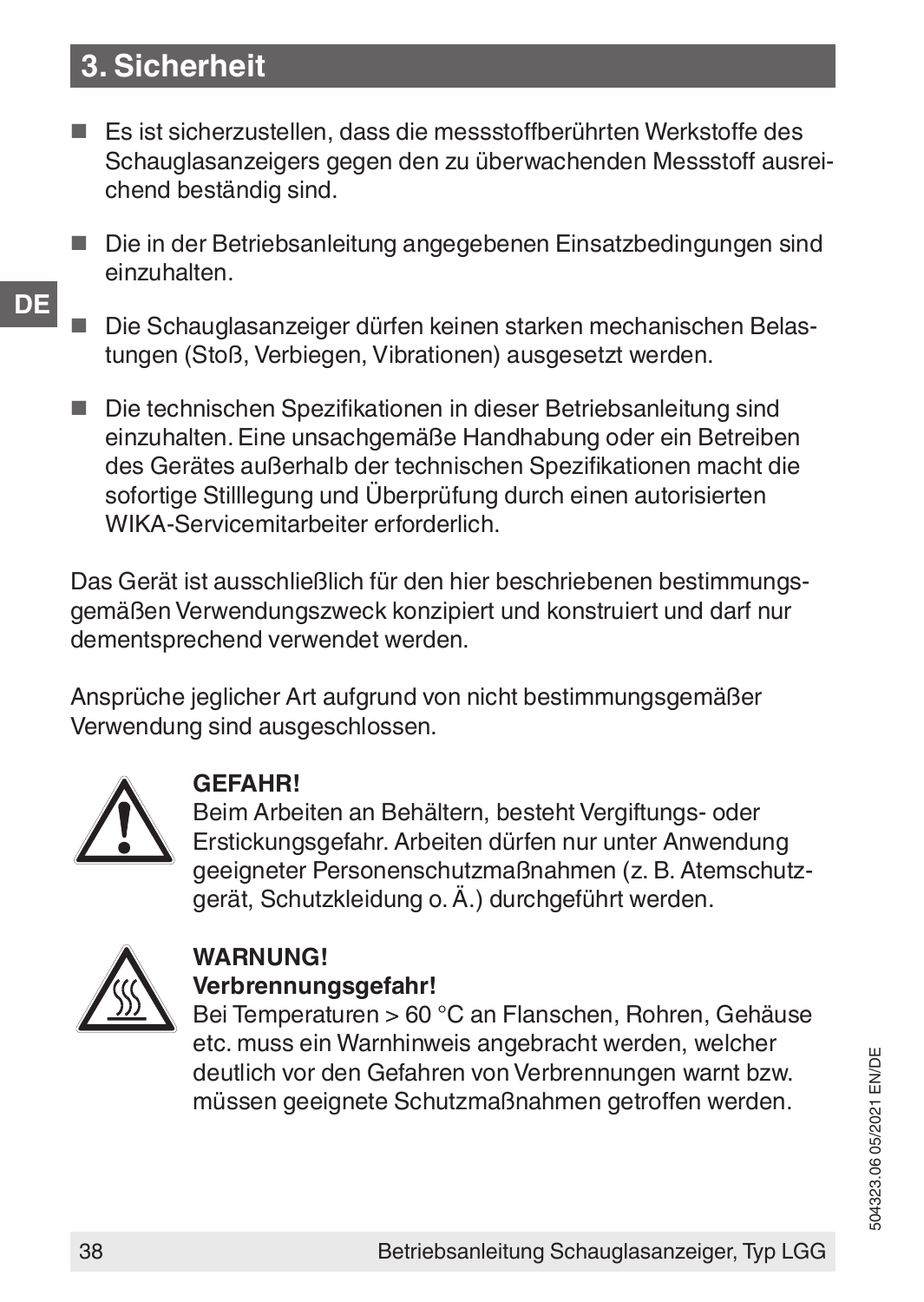# 3. Sicherheit

- Es ist sicherzustellen, dass die messstoffberührten Werkstoffe des Schauglasanzeigers gegen den zu überwachenden Messstoff ausreichend beständig sind.
- Die in der Betriebsanleitung angegebenen Einsatzbedingungen sind einzuhalten.
- Die Schauglasanzeiger dürfen keinen starken mechanischen Belastungen (Stoß, Verbiegen, Vibrationen) ausgesetzt werden.
- Die technischen Spezifikationen in dieser Betriebsanleitung sind einzuhalten. Eine unsachgemäße Handhabung oder ein Betreiben des Gerätes außerhalb der technischen Spezifikationen macht die sofortige Stilllegung und Überprüfung durch einen autorisierten WIKA-Servicemitarbeiter erforderlich.

Das Gerät ist ausschließlich für den hier beschriebenen bestimmungsgemäßen Verwendungszweck konzipiert und konstruiert und darf nur dementsprechend verwendet werden.

Ansprüche jeglicher Art aufgrund von nicht bestimmungsgemäßer Verwendung sind ausgeschlossen.

**GEFAHR!**
Beim Arbeiten an Behältern, besteht Vergiftungs- oder Erstickungsgefahr. Arbeiten dürfen nur unter Anwendung geeigneter Personenschutzmaßnahmen (z. B. Atemschutzgerät, Schutzkleidung o. Ä.) durchgeführt werden.

**WARNUNG!**
**Verbrennungsgefahr!**
Bei Temperaturen > 60 °C an Flanschen, Rohren, Gehäuse etc. muss ein Warnhinweis angebracht werden, welcher deutlich vor den Gefahren von Verbrennungen warnt bzw. müssen geeignete Schutzmaßnahmen getroffen werden.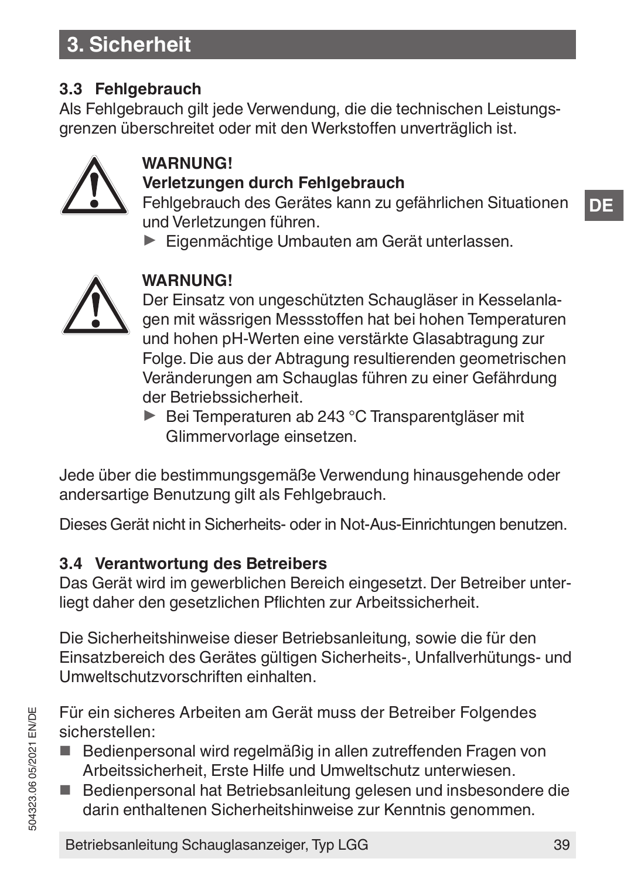# 3. Sicherheit

## 3.3 Fehlgebrauch

Als Fehlgebrauch gilt jede Verwendung, die die technischen Leistungsgrenzen überschreitet oder mit den Werkstoffen unverträglich ist.

**WARNUNG!**
**Verletzungen durch Fehlgebrauch**
Fehlgebrauch des Gerätes kann zu gefährlichen Situationen und Verletzungen führen.

► Eigenmächtige Umbauten am Gerät unterlassen.

**WARNUNG!**
Der Einsatz von ungeschützten Schaugläser in Kesselanlagen mit wässrigen Messstoffen hat bei hohen Temperaturen und hohen pH-Werten eine verstärkte Glasabtragung zur Folge. Die aus der Abtragung resultierenden geometrischen Veränderungen am Schauglas führen zu einer Gefährdung der Betriebssicherheit.

► Bei Temperaturen ab 243 °C Transparentgläser mit Glimmervorlage einsetzen.

Jede über die bestimmungsgemäße Verwendung hinausgehende oder andersartige Benutzung gilt als Fehlgebrauch.

Dieses Gerät nicht in Sicherheits- oder in Not-Aus-Einrichtungen benutzen.

## 3.4 Verantwortung des Betreibers

Das Gerät wird im gewerblichen Bereich eingesetzt. Der Betreiber unterliegt daher den gesetzlichen Pflichten zur Arbeitssicherheit.

Die Sicherheitshinweise dieser Betriebsanleitung, sowie die für den Einsatzbereich des Gerätes gültigen Sicherheits-, Unfallverhütungs- und Umweltschutzvorschriften einhalten.

Für ein sicheres Arbeiten am Gerät muss der Betreiber Folgendes sicherstellen:

- Bedienpersonal wird regelmäßig in allen zutreffenden Fragen von Arbeitssicherheit, Erste Hilfe und Umweltschutz unterwiesen.
- Bedienpersonal hat Betriebsanleitung gelesen und insbesondere die darin enthaltenen Sicherheitshinweise zur Kenntnis genommen.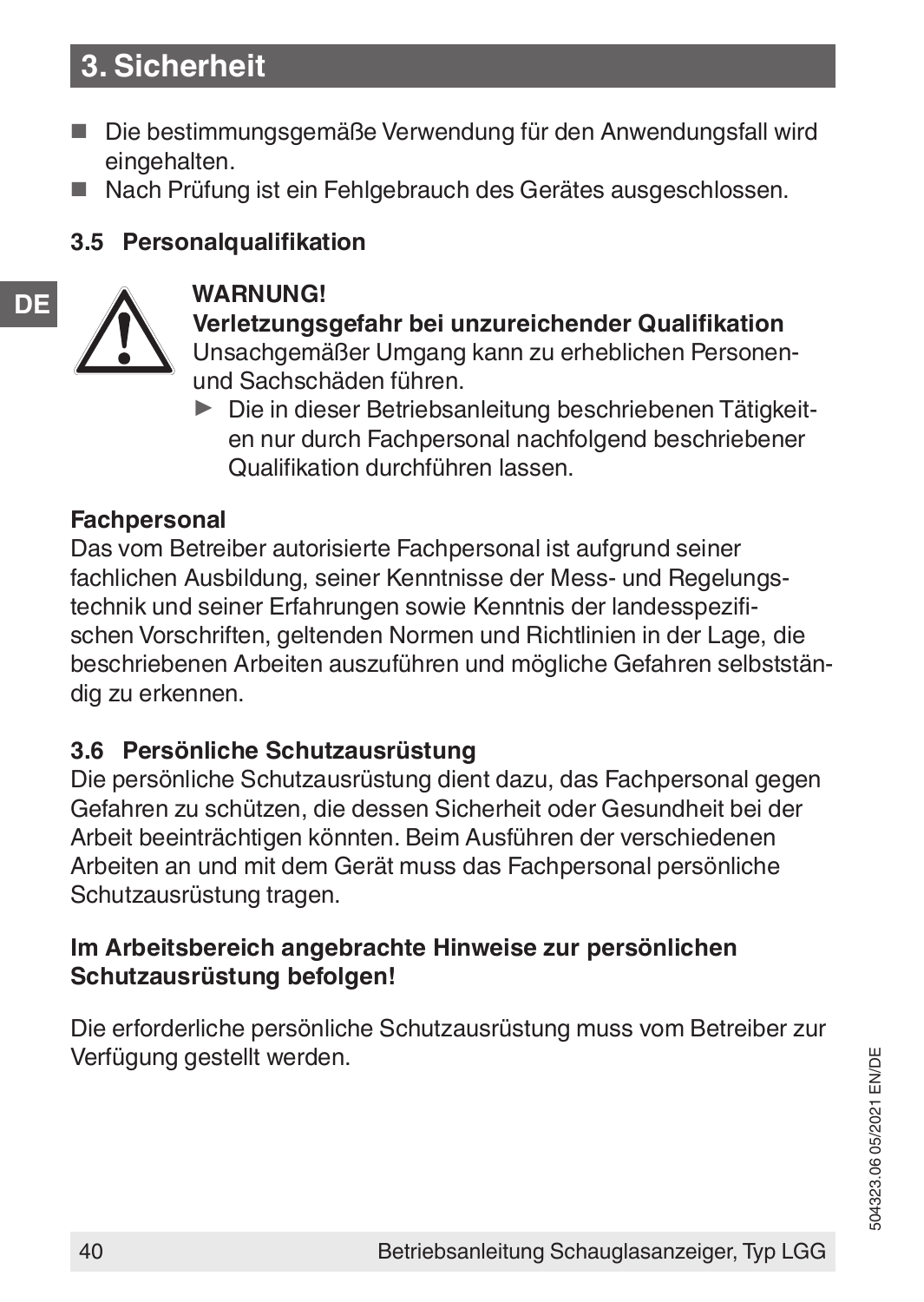## 3. Sicherheit

- Die bestimmungsgemäße Verwendung für den Anwendungsfall wird eingehalten.
- Nach Prüfung ist ein Fehlgebrauch des Gerätes ausgeschlossen.

### 3.5 Personalqualifikation

**WARNUNG!**
**Verletzungsgefahr bei unzureichender Qualifikation**
Unsachgemäßer Umgang kann zu erheblichen Personen- und Sachschäden führen.

- ▶ Die in dieser Betriebsanleitung beschriebenen Tätigkeiten nur durch Fachpersonal nachfolgend beschriebener Qualifikation durchführen lassen.

**Fachpersonal**
Das vom Betreiber autorisierte Fachpersonal ist aufgrund seiner fachlichen Ausbildung, seiner Kenntnisse der Mess- und Regelungstechnik und seiner Erfahrungen sowie Kenntnis der landesspezifischen Vorschriften, geltenden Normen und Richtlinien in der Lage, die beschriebenen Arbeiten auszuführen und mögliche Gefahren selbstständig zu erkennen.

### 3.6 Persönliche Schutzausrüstung

Die persönliche Schutzausrüstung dient dazu, das Fachpersonal gegen Gefahren zu schützen, die dessen Sicherheit oder Gesundheit bei der Arbeit beeinträchtigen könnten. Beim Ausführen der verschiedenen Arbeiten an und mit dem Gerät muss das Fachpersonal persönliche Schutzausrüstung tragen.

**Im Arbeitsbereich angebrachte Hinweise zur persönlichen Schutzausrüstung befolgen!**

Die erforderliche persönliche Schutzausrüstung muss vom Betreiber zur Verfügung gestellt werden.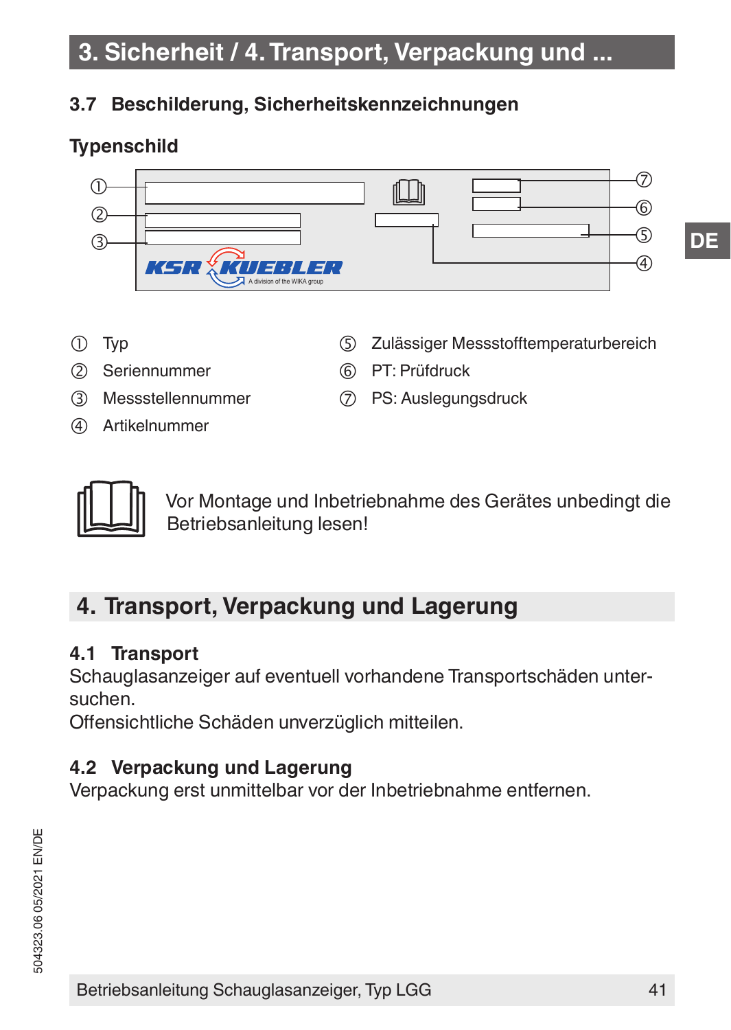## 3.7 Beschilderung, Sicherheitskennzeichnungen

**Typenschild**

① Typ
② Seriennummer
③ Messstellennummer
④ Artikelnummer
⑤ Zulässiger Messstofftemperaturbereich
⑥ PT: Prüfdruck
⑦ PS: Auslegungsdruck

Vor Montage und Inbetriebnahme des Gerätes unbedingt die Betriebsanleitung lesen!

# 4. Transport, Verpackung und Lagerung

## 4.1 Transport

Schauglasanzeiger auf eventuell vorhandene Transportschäden untersuchen.
Offensichtliche Schäden unverzüglich mitteilen.

## 4.2 Verpackung und Lagerung

Verpackung erst unmittelbar vor der Inbetriebnahme entfernen.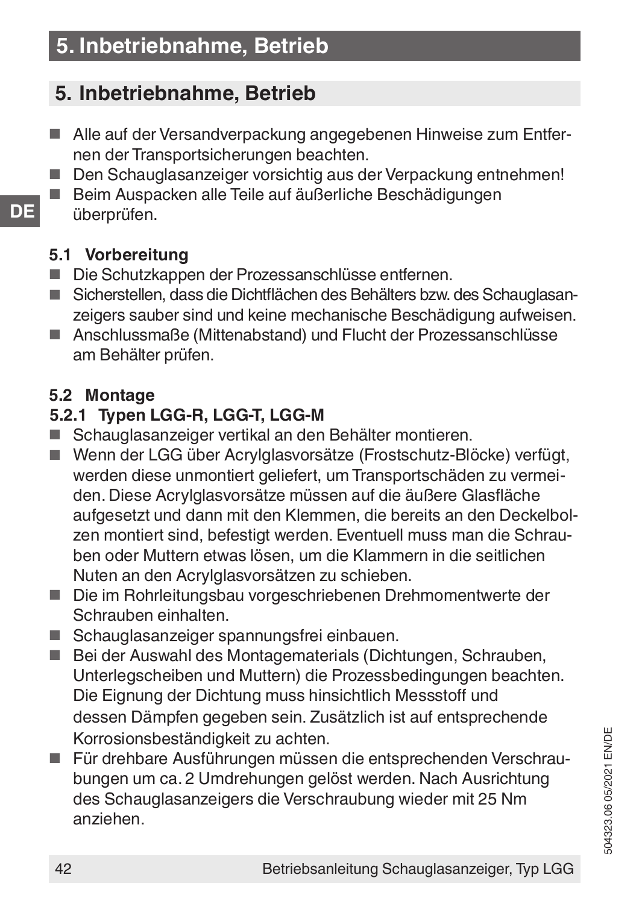## 5. Inbetriebnahme, Betrieb

- Alle auf der Versandverpackung angegebenen Hinweise zum Entfernen der Transportsicherungen beachten.
- Den Schauglasanzeiger vorsichtig aus der Verpackung entnehmen!
- Beim Auspacken alle Teile auf äußerliche Beschädigungen überprüfen.

### 5.1 Vorbereitung

- Die Schutzkappen der Prozessanschlüsse entfernen.
- Sicherstellen, dass die Dichtflächen des Behälters bzw. des Schauglasanzeigers sauber sind und keine mechanische Beschädigung aufweisen.
- Anschlussmaße (Mittenabstand) und Flucht der Prozessanschlüsse am Behälter prüfen.

### 5.2 Montage

#### 5.2.1 Typen LGG-R, LGG-T, LGG-M

- Schauglasanzeiger vertikal an den Behälter montieren.
- Wenn der LGG über Acrylglasvorsätze (Frostschutz-Blöcke) verfügt, werden diese unmontiert geliefert, um Transportschäden zu vermeiden. Diese Acrylglasvorsätze müssen auf die äußere Glasfläche aufgesetzt und dann mit den Klemmen, die bereits an den Deckelbolzen montiert sind, befestigt werden. Eventuell muss man die Schrauben oder Muttern etwas lösen, um die Klammern in die seitlichen Nuten an den Acrylglasvorsätzen zu schieben.
- Die im Rohrleitungsbau vorgeschriebenen Drehmomentwerte der Schrauben einhalten.
- Schauglasanzeiger spannungsfrei einbauen.
- Bei der Auswahl des Montagematerials (Dichtungen, Schrauben, Unterlegscheiben und Muttern) die Prozessbedingungen beachten. Die Eignung der Dichtung muss hinsichtlich Messstoff und dessen Dämpfen gegeben sein. Zusätzlich ist auf entsprechende Korrosionsbeständigkeit zu achten.
- Für drehbare Ausführungen müssen die entsprechenden Verschraubungen um ca. 2 Umdrehungen gelöst werden. Nach Ausrichtung des Schauglasanzeigers die Verschraubung wieder mit 25 Nm anziehen.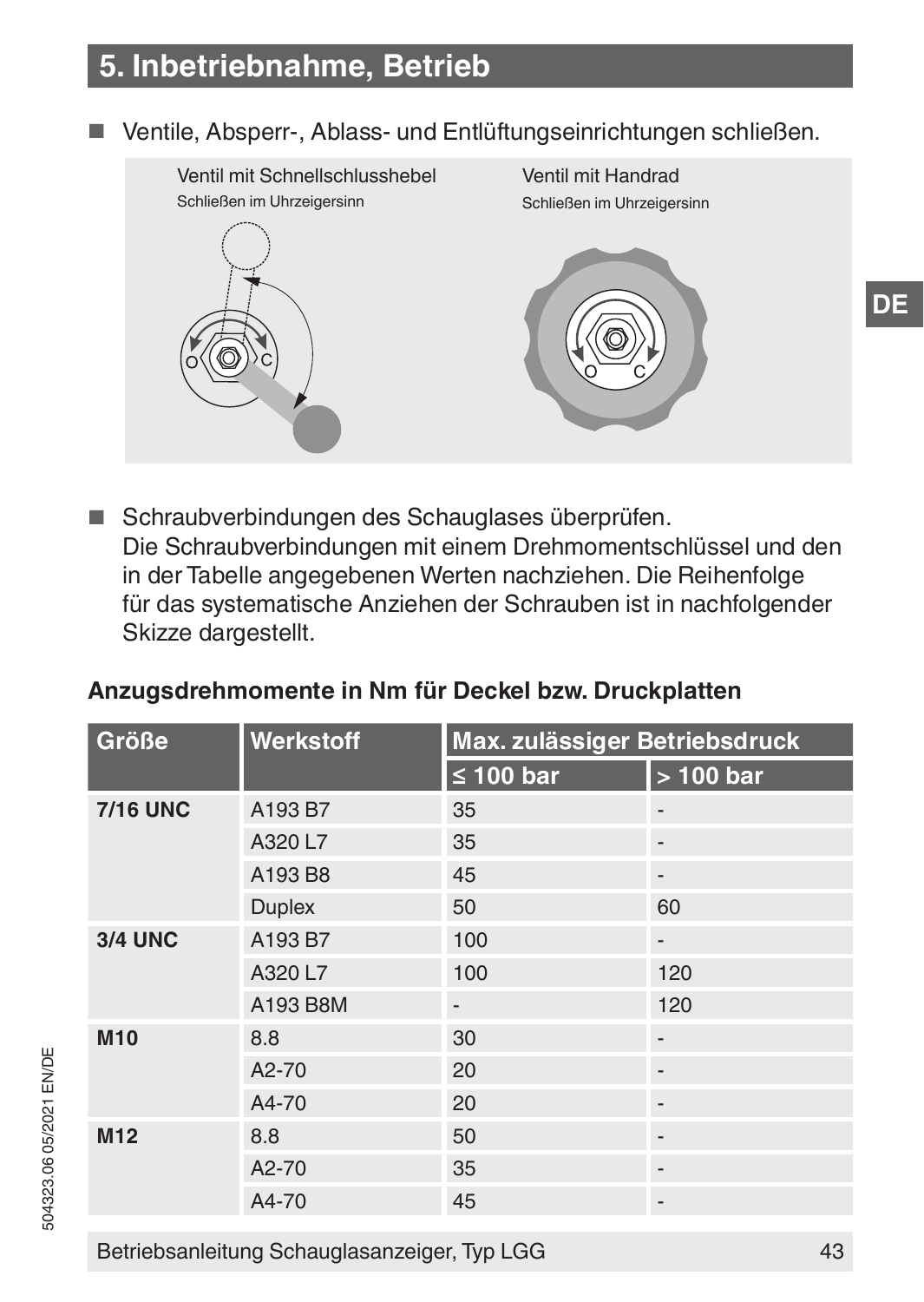## 5. Inbetriebnahme, Betrieb

- Ventile, Absperr-, Ablass- und Entlüftungseinrichtungen schließen.

Ventil mit Schnellschlusshebel
Schließen im Uhrzeigersinn

Ventil mit Handrad
Schließen im Uhrzeigersinn

- Schraubverbindungen des Schauglases überprüfen.
  Die Schraubverbindungen mit einem Drehmomentschlüssel und den in der Tabelle angegebenen Werten nachziehen. Die Reihenfolge für das systematische Anziehen der Schrauben ist in nachfolgender Skizze dargestellt.

**Anzugsdrehmomente in Nm für Deckel bzw. Druckplatten**

| Größe | Werkstoff | Max. zulässiger Betriebsdruck | |
|---|---|---|---|
| | | ≤ 100 bar | > 100 bar |
| **7/16 UNC** | A193 B7 | 35 | - |
| | A320 L7 | 35 | - |
| | A193 B8 | 45 | - |
| | Duplex | 50 | 60 |
| **3/4 UNC** | A193 B7 | 100 | - |
| | A320 L7 | 100 | 120 |
| | A193 B8M | - | 120 |
| **M10** | 8.8 | 30 | - |
| | A2-70 | 20 | - |
| | A4-70 | 20 | - |
| **M12** | 8.8 | 50 | - |
| | A2-70 | 35 | - |
| | A4-70 | 45 | - |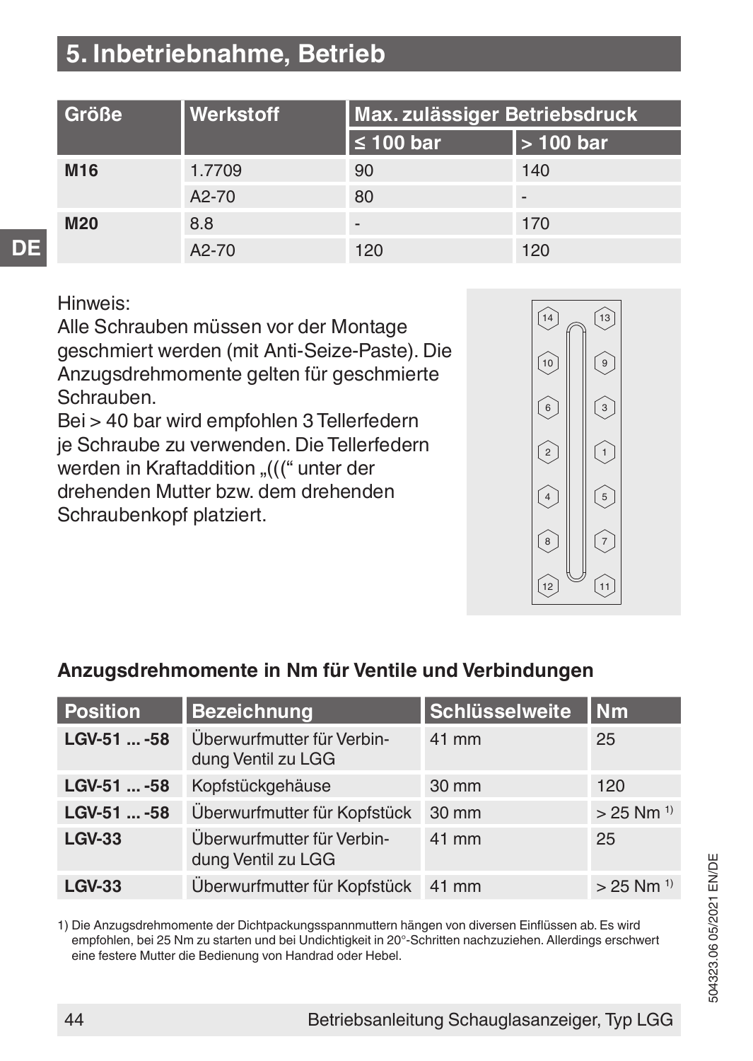# 5. Inbetriebnahme, Betrieb

| Größe | Werkstoff | Max. zulässiger Betriebsdruck | |
|---|---|---|---|
| | | ≤ 100 bar | > 100 bar |
| **M16** | 1.7709 | 90 | 140 |
| | A2-70 | 80 | - |
| **M20** | 8.8 | - | 170 |
| | A2-70 | 120 | 120 |

Hinweis:
Alle Schrauben müssen vor der Montage geschmiert werden (mit Anti-Seize-Paste). Die Anzugsdrehmomente gelten für geschmierte Schrauben.
Bei > 40 bar wird empfohlen 3 Tellerfedern je Schraube zu verwenden. Die Tellerfedern werden in Kraftaddition „(((" unter der drehenden Mutter bzw. dem drehenden Schraubenkopf platziert.

### Anzugsdrehmomente in Nm für Ventile und Verbindungen

| Position | Bezeichnung | Schlüsselweite | Nm |
|---|---|---|---|
| **LGV-51 ... -58** | Überwurfmutter für Verbindung Ventil zu LGG | 41 mm | 25 |
| **LGV-51 ... -58** | Kopfstückgehäuse | 30 mm | 120 |
| **LGV-51 ... -58** | Überwurfmutter für Kopfstück | 30 mm | > 25 Nm [1)] |
| **LGV-33** | Überwurfmutter für Verbindung Ventil zu LGG | 41 mm | 25 |
| **LGV-33** | Überwurfmutter für Kopfstück | 41 mm | > 25 Nm [1)] |

1) Die Anzugsdrehmomente der Dichtpackungsspannmuttern hängen von diversen Einflüssen ab. Es wird empfohlen, bei 25 Nm zu starten und bei Undichtigkeit in 20°-Schritten nachzuziehen. Allerdings erschwert eine festere Mutter die Bedienung von Handrad oder Hebel.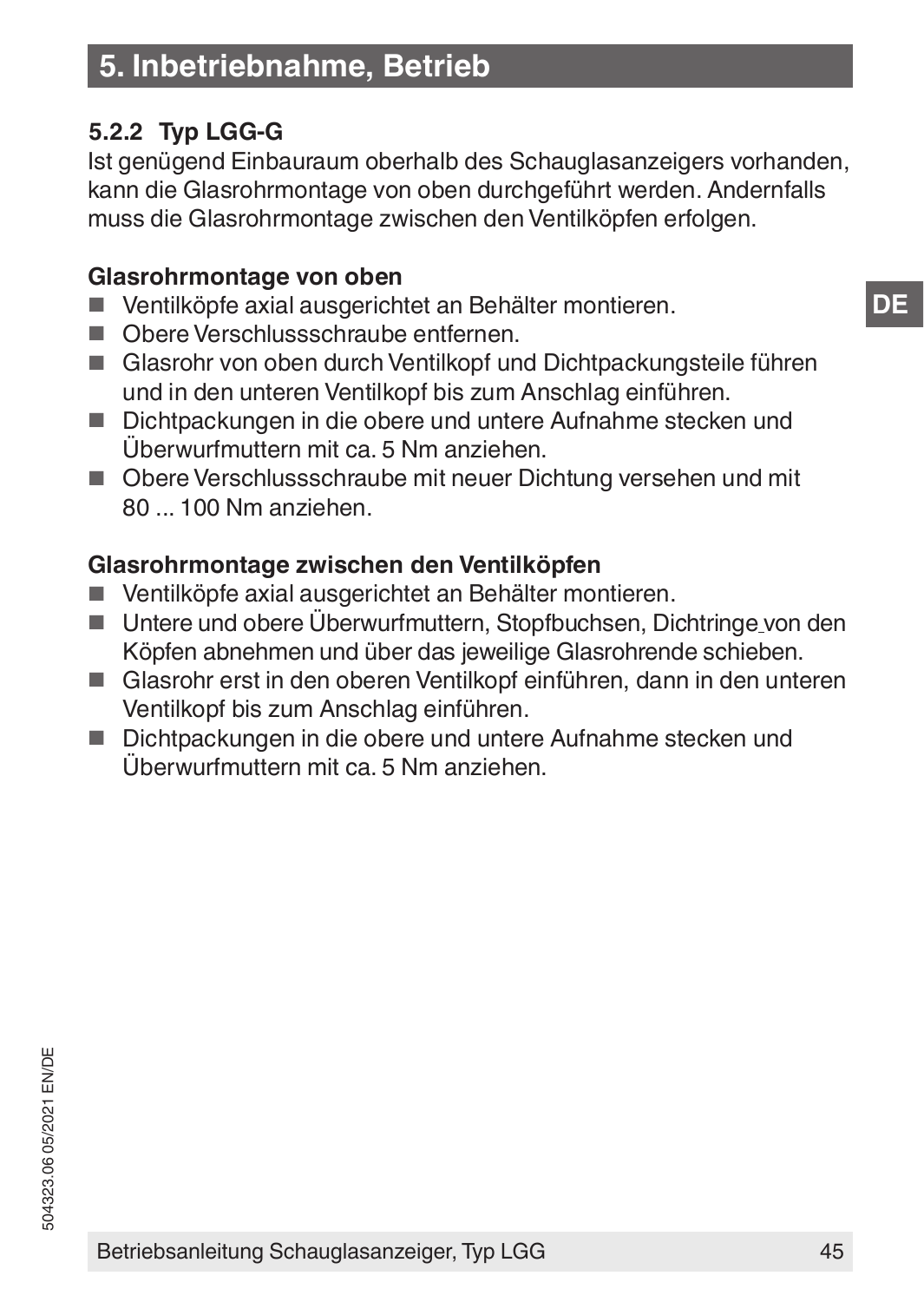# 5. Inbetriebnahme, Betrieb

### 5.2.2 Typ LGG-G

Ist genügend Einbauraum oberhalb des Schauglasanzeigers vorhanden, kann die Glasrohrmontage von oben durchgeführt werden. Andernfalls muss die Glasrohrmontage zwischen den Ventilköpfen erfolgen.

**Glasrohrmontage von oben**

- Ventilköpfe axial ausgerichtet an Behälter montieren.
- Obere Verschlussschraube entfernen.
- Glasrohr von oben durch Ventilkopf und Dichtpackungsteile führen und in den unteren Ventilkopf bis zum Anschlag einführen.
- Dichtpackungen in die obere und untere Aufnahme stecken und Überwurfmuttern mit ca. 5 Nm anziehen.
- Obere Verschlussschraube mit neuer Dichtung versehen und mit 80 ... 100 Nm anziehen.

**Glasrohrmontage zwischen den Ventilköpfen**

- Ventilköpfe axial ausgerichtet an Behälter montieren.
- Untere und obere Überwurfmuttern, Stopfbuchsen, Dichtringe von den Köpfen abnehmen und über das jeweilige Glasrohrende schieben.
- Glasrohr erst in den oberen Ventilkopf einführen, dann in den unteren Ventilkopf bis zum Anschlag einführen.
- Dichtpackungen in die obere und untere Aufnahme stecken und Überwurfmuttern mit ca. 5 Nm anziehen.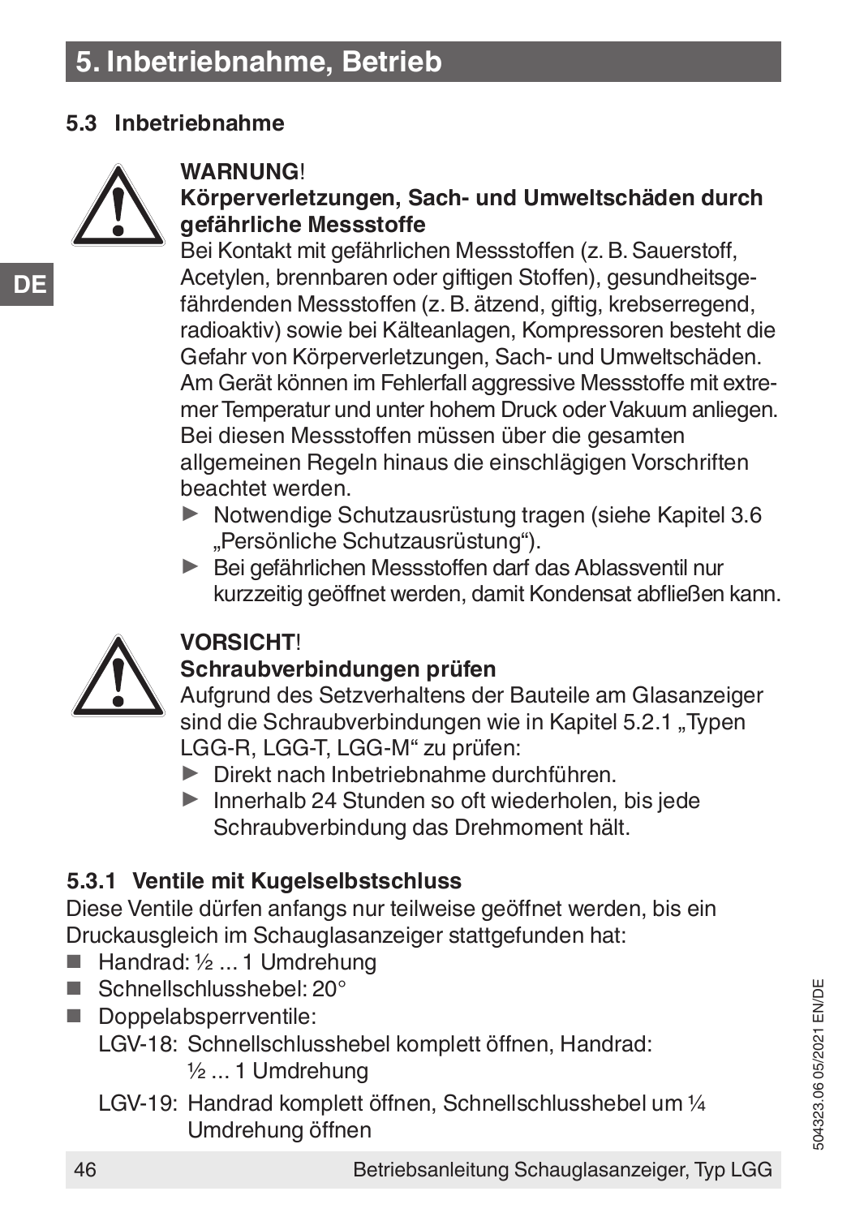# 5. Inbetriebnahme, Betrieb

## 5.3 Inbetriebnahme

**WARNUNG!**

**Körperverletzungen, Sach- und Umweltschäden durch gefährliche Messstoffe**

Bei Kontakt mit gefährlichen Messstoffen (z. B. Sauerstoff, Acetylen, brennbaren oder giftigen Stoffen), gesundheitsgefährdenden Messstoffen (z. B. ätzend, giftig, krebserregend, radioaktiv) sowie bei Kälteanlagen, Kompressoren besteht die Gefahr von Körperverletzungen, Sach- und Umweltschäden.

Am Gerät können im Fehlerfall aggressive Messstoffe mit extremer Temperatur und unter hohem Druck oder Vakuum anliegen.

Bei diesen Messstoffen müssen über die gesamten allgemeinen Regeln hinaus die einschlägigen Vorschriften beachtet werden.

- ▶ Notwendige Schutzausrüstung tragen (siehe Kapitel 3.6 „Persönliche Schutzausrüstung“).
- ▶ Bei gefährlichen Messstoffen darf das Ablassventil nur kurzzeitig geöffnet werden, damit Kondensat abfließen kann.

**VORSICHT!**

**Schraubverbindungen prüfen**

Aufgrund des Setzverhaltens der Bauteile am Glasanzeiger sind die Schraubverbindungen wie in Kapitel 5.2.1 „Typen LGG-R, LGG-T, LGG-M“ zu prüfen:

- ▶ Direkt nach Inbetriebnahme durchführen.
- ▶ Innerhalb 24 Stunden so oft wiederholen, bis jede Schraubverbindung das Drehmoment hält.

### 5.3.1 Ventile mit Kugelselbstschluss

Diese Ventile dürfen anfangs nur teilweise geöffnet werden, bis ein Druckausgleich im Schauglasanzeiger stattgefunden hat:

- Handrad: ½ ... 1 Umdrehung
- Schnellschlusshebel: 20°
- Doppelabsperrventile:
  - LGV-18: Schnellschlusshebel komplett öffnen, Handrad: ½ ... 1 Umdrehung
  - LGV-19: Handrad komplett öffnen, Schnellschlusshebel um ¼ Umdrehung öffnen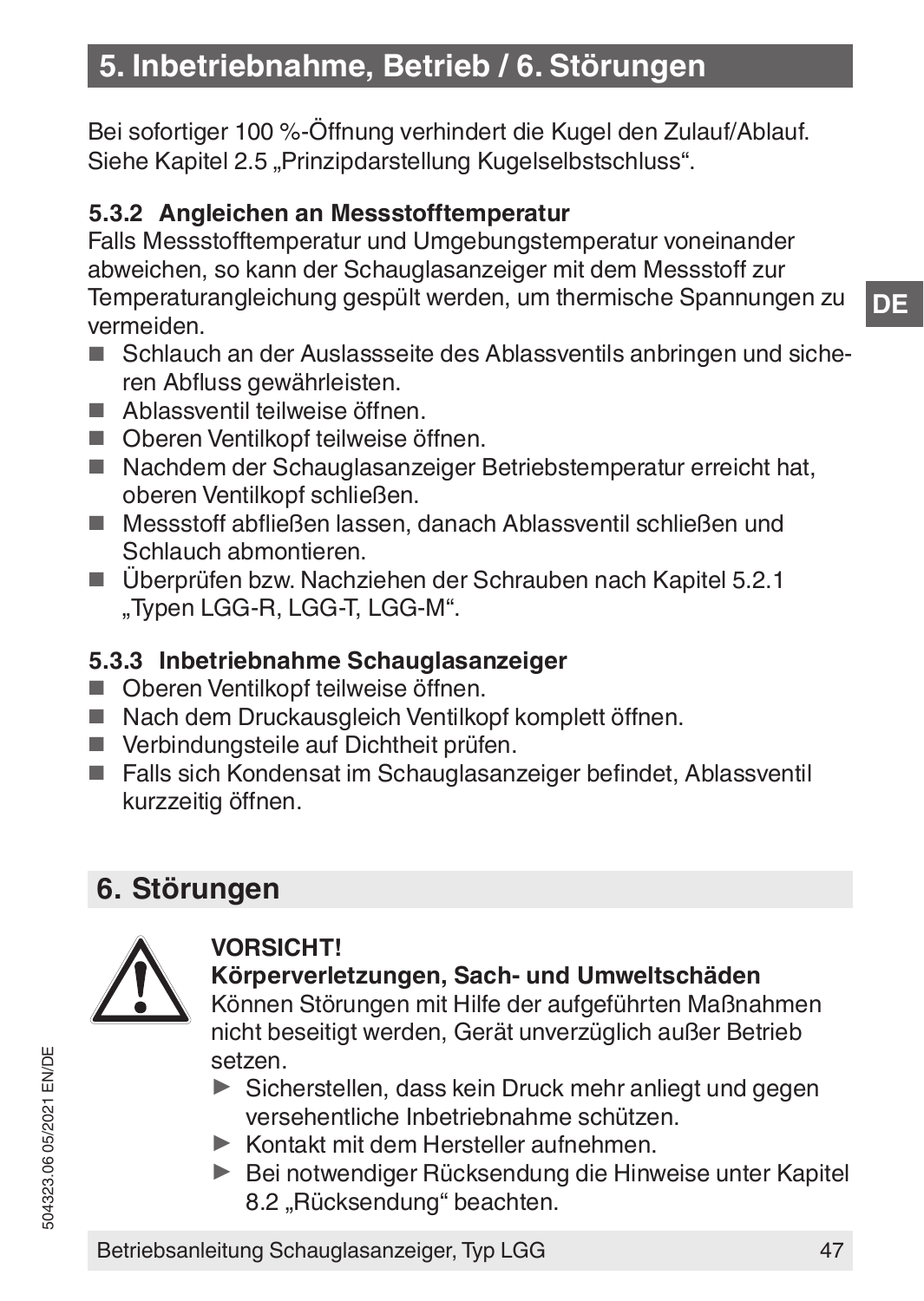# 5. Inbetriebnahme, Betrieb / 6. Störungen

Bei sofortiger 100 %-Öffnung verhindert die Kugel den Zulauf/Ablauf. Siehe Kapitel 2.5 „Prinzipdarstellung Kugelselbstschluss“.

### 5.3.2 Angleichen an Messstofftemperatur

Falls Messstofftemperatur und Umgebungstemperatur voneinander abweichen, so kann der Schauglasanzeiger mit dem Messstoff zur Temperaturangleichung gespült werden, um thermische Spannungen zu vermeiden.

- Schlauch an der Auslassseite des Ablassventils anbringen und sicheren Abfluss gewährleisten.
- Ablassventil teilweise öffnen.
- Oberen Ventilkopf teilweise öffnen.
- Nachdem der Schauglasanzeiger Betriebstemperatur erreicht hat, oberen Ventilkopf schließen.
- Messstoff abfließen lassen, danach Ablassventil schließen und Schlauch abmontieren.
- Überprüfen bzw. Nachziehen der Schrauben nach Kapitel 5.2.1 „Typen LGG-R, LGG-T, LGG-M“.

### 5.3.3 Inbetriebnahme Schauglasanzeiger

- Oberen Ventilkopf teilweise öffnen.
- Nach dem Druckausgleich Ventilkopf komplett öffnen.
- Verbindungsteile auf Dichtheit prüfen.
- Falls sich Kondensat im Schauglasanzeiger befindet, Ablassventil kurzzeitig öffnen.

## 6. Störungen

**VORSICHT!**
**Körperverletzungen, Sach- und Umweltschäden**
Können Störungen mit Hilfe der aufgeführten Maßnahmen nicht beseitigt werden, Gerät unverzüglich außer Betrieb setzen.

- ▶ Sicherstellen, dass kein Druck mehr anliegt und gegen versehentliche Inbetriebnahme schützen.
- ▶ Kontakt mit dem Hersteller aufnehmen.
- ▶ Bei notwendiger Rücksendung die Hinweise unter Kapitel 8.2 „Rücksendung“ beachten.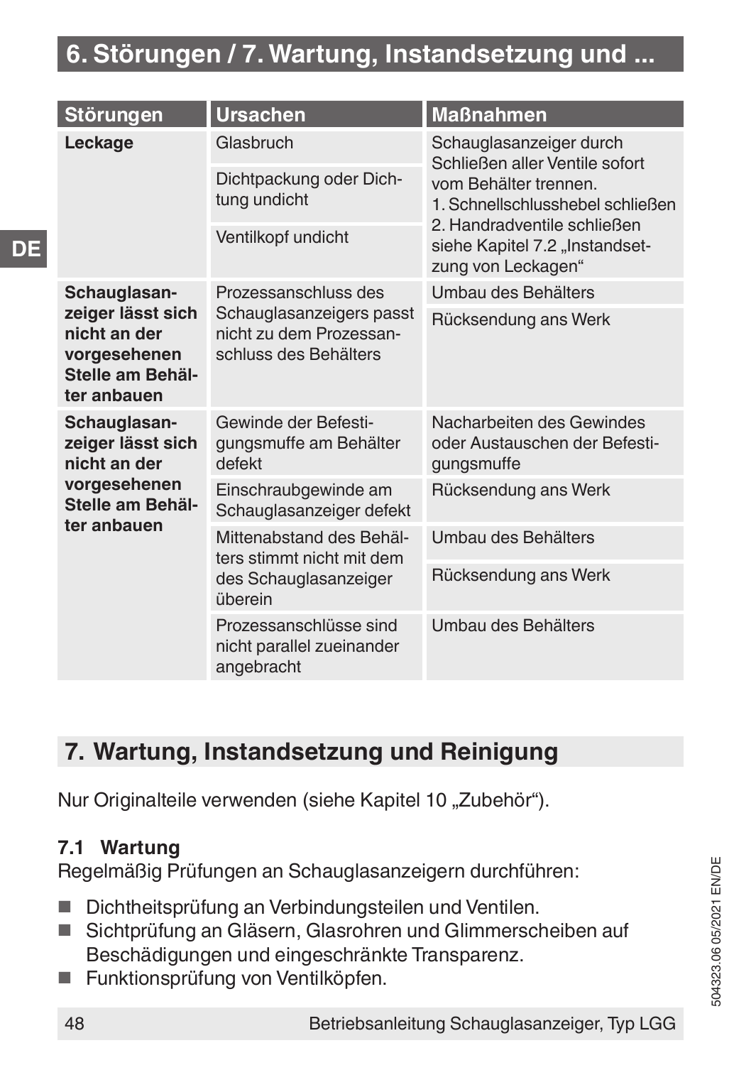## 6. Störungen / 7. Wartung, Instandsetzung und ...

| Störungen | Ursachen | Maßnahmen |
| --- | --- | --- |
| **Leckage** | Glasbruch | Schauglasanzeiger durch Schließen aller Ventile sofort vom Behälter trennen.<br>1. Schnellschlusshebel schließen<br>2. Handradventile schließen<br>siehe Kapitel 7.2 „Instandsetzung von Leckagen“ |
| | Dichtpackung oder Dichtung undicht | |
| | Ventilkopf undicht | |
| **Schauglasanzeiger lässt sich nicht an der vorgesehenen Stelle am Behälter anbauen** | Prozessanschluss des Schauglasanzeigers passt nicht zu dem Prozessanschluss des Behälters | Umbau des Behälters |
| | | Rücksendung ans Werk |
| **Schauglasanzeiger lässt sich nicht an der vorgesehenen Stelle am Behälter anbauen** | Gewinde der Befestigungsmuffe am Behälter defekt | Nacharbeiten des Gewindes oder Austauschen der Befestigungsmuffe |
| | Einschraubgewinde am Schauglasanzeiger defekt | Rücksendung ans Werk |
| | Mittenabstand des Behälters stimmt nicht mit dem des Schauglasanzeiger überein | Umbau des Behälters |
| | | Rücksendung ans Werk |
| | Prozessanschlüsse sind nicht parallel zueinander angebracht | Umbau des Behälters |

## 7. Wartung, Instandsetzung und Reinigung

Nur Originalteile verwenden (siehe Kapitel 10 „Zubehör“).

### 7.1 Wartung

Regelmäßig Prüfungen an Schauglasanzeigern durchführen:

- Dichtheitsprüfung an Verbindungsteilen und Ventilen.
- Sichtprüfung an Gläsern, Glasrohren und Glimmerscheiben auf Beschädigungen und eingeschränkte Transparenz.
- Funktionsprüfung von Ventilköpfen.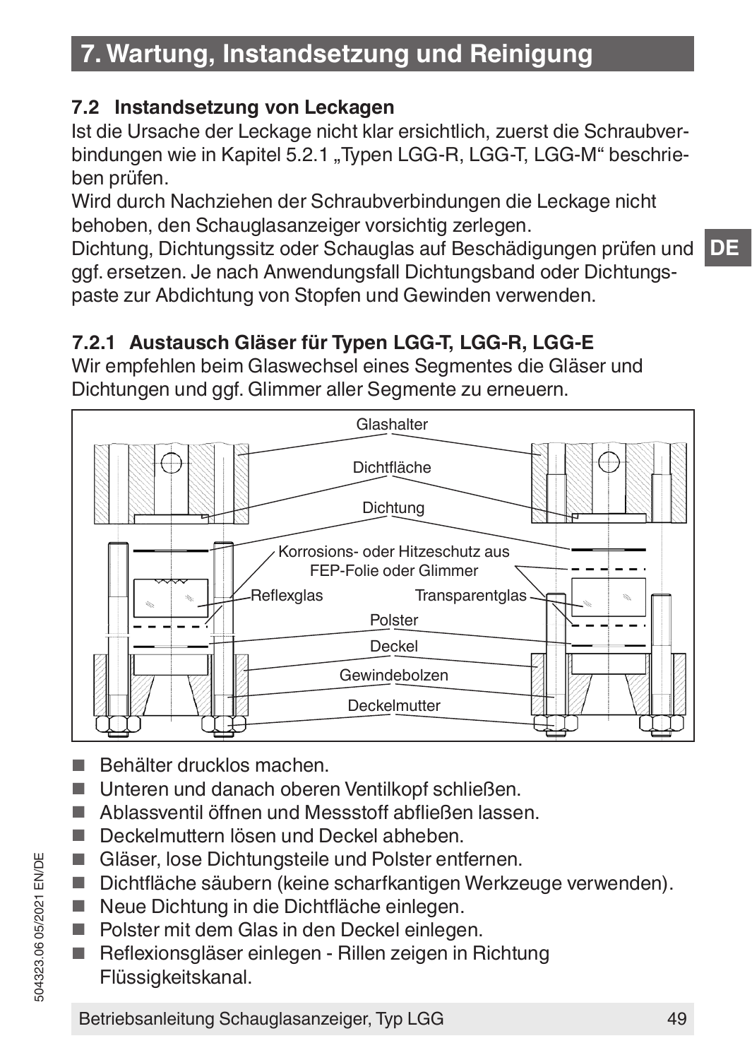# 7. Wartung, Instandsetzung und Reinigung

## 7.2 Instandsetzung von Leckagen

Ist die Ursache der Leckage nicht klar ersichtlich, zuerst die Schraubverbindungen wie in Kapitel 5.2.1 „Typen LGG-R, LGG-T, LGG-M“ beschrieben prüfen.
Wird durch Nachziehen der Schraubverbindungen die Leckage nicht behoben, den Schauglasanzeiger vorsichtig zerlegen.
Dichtung, Dichtungssitz oder Schauglas auf Beschädigungen prüfen und ggf. ersetzen. Je nach Anwendungsfall Dichtungsband oder Dichtungspaste zur Abdichtung von Stopfen und Gewinden verwenden.

### 7.2.1 Austausch Gläser für Typen LGG-T, LGG-R, LGG-E

Wir empfehlen beim Glaswechsel eines Segmentes die Gläser und Dichtungen und ggf. Glimmer aller Segmente zu erneuern.

Glashalter
Dichtfläche
Dichtung
Korrosions- oder Hitzeschutz aus FEP-Folie oder Glimmer
Reflexglas
Transparentglas
Polster
Deckel
Gewindebolzen
Deckelmutter

- Behälter drucklos machen.
- Unteren und danach oberen Ventilkopf schließen.
- Ablassventil öffnen und Messstoff abfließen lassen.
- Deckelmuttern lösen und Deckel abheben.
- Gläser, lose Dichtungsteile und Polster entfernen.
- Dichtfläche säubern (keine scharfkantigen Werkzeuge verwenden).
- Neue Dichtung in die Dichtfläche einlegen.
- Polster mit dem Glas in den Deckel einlegen.
- Reflexionsgläser einlegen - Rillen zeigen in Richtung Flüssigkeitskanal.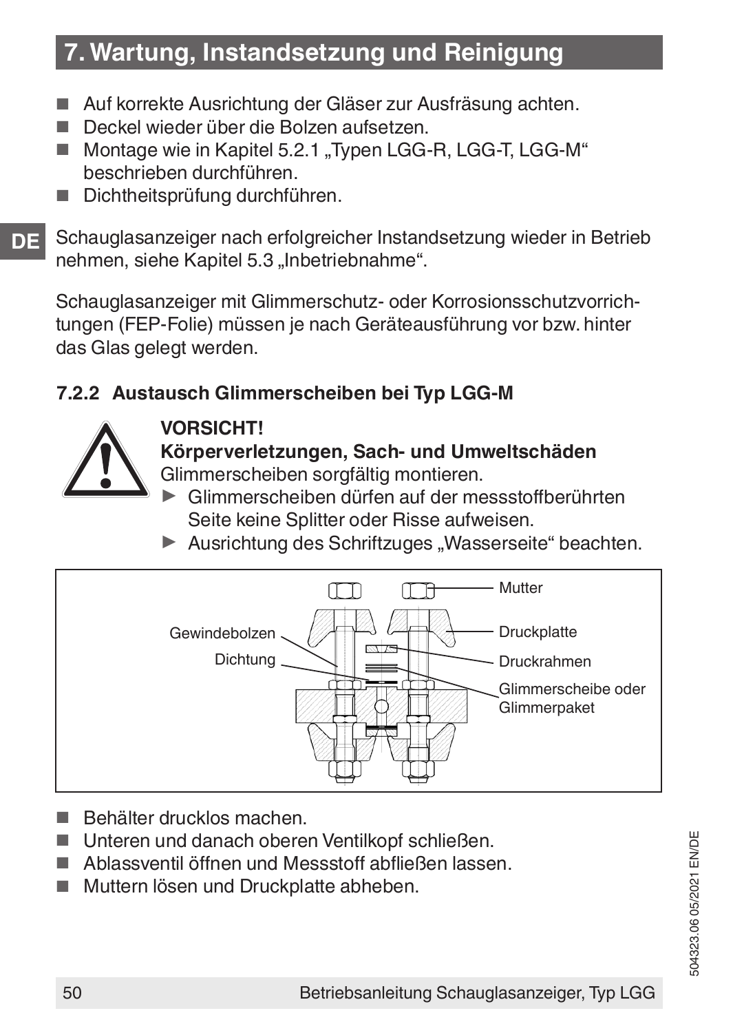## 7. Wartung, Instandsetzung und Reinigung

- Auf korrekte Ausrichtung der Gläser zur Ausfräsung achten.
- Deckel wieder über die Bolzen aufsetzen.
- Montage wie in Kapitel 5.2.1 „Typen LGG-R, LGG-T, LGG-M“ beschrieben durchführen.
- Dichtheitsprüfung durchführen.

Schauglasanzeiger nach erfolgreicher Instandsetzung wieder in Betrieb nehmen, siehe Kapitel 5.3 „Inbetriebnahme“.

Schauglasanzeiger mit Glimmerschutz- oder Korrosionsschutzvorrichtungen (FEP-Folie) müssen je nach Geräteausführung vor bzw. hinter das Glas gelegt werden.

### 7.2.2 Austausch Glimmerscheiben bei Typ LGG-M

**VORSICHT!**
**Körperverletzungen, Sach- und Umweltschäden**
Glimmerscheiben sorgfältig montieren.

- ▶ Glimmerscheiben dürfen auf der messstoffberührten Seite keine Splitter oder Risse aufweisen.
- ▶ Ausrichtung des Schriftzuges „Wasserseite“ beachten.

Mutter
Gewindebolzen
Druckplatte
Dichtung
Druckrahmen
Glimmerscheibe oder Glimmerpaket

- Behälter drucklos machen.
- Unteren und danach oberen Ventilkopf schließen.
- Ablassventil öffnen und Messstoff abfließen lassen.
- Muttern lösen und Druckplatte abheben.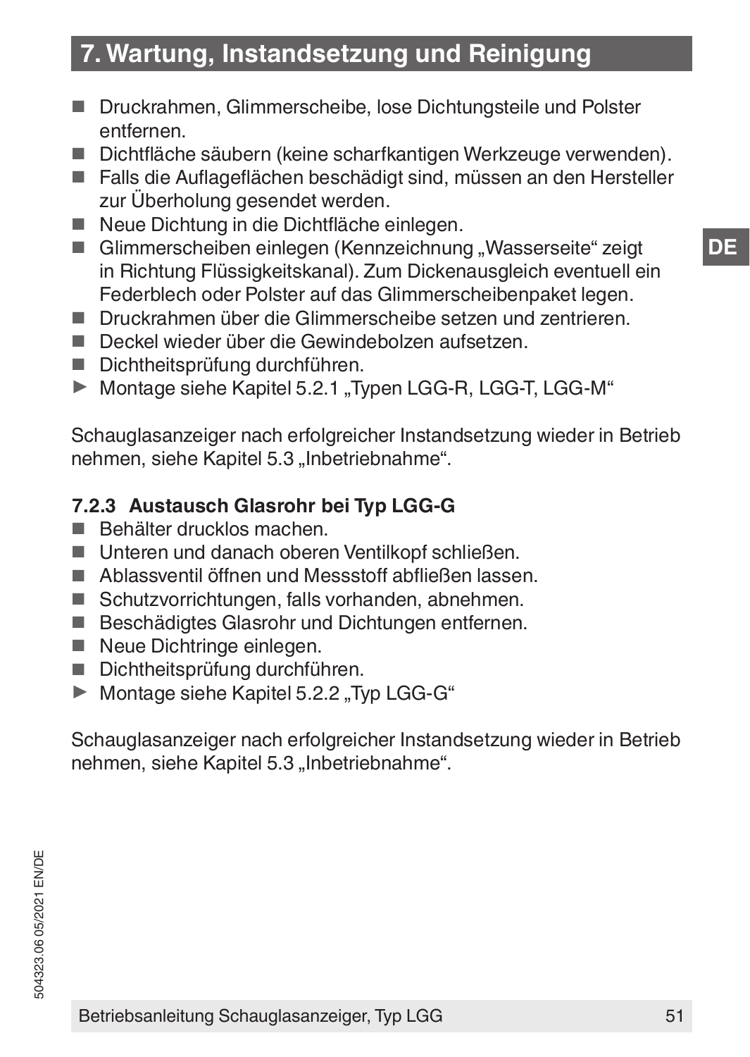## 7. Wartung, Instandsetzung und Reinigung

- Druckrahmen, Glimmerscheibe, lose Dichtungsteile und Polster entfernen.
- Dichtfläche säubern (keine scharfkantigen Werkzeuge verwenden).
- Falls die Auflageflächen beschädigt sind, müssen an den Hersteller zur Überholung gesendet werden.
- Neue Dichtung in die Dichtfläche einlegen.
- Glimmerscheiben einlegen (Kennzeichnung „Wasserseite" zeigt in Richtung Flüssigkeitskanal). Zum Dickenausgleich eventuell ein Federblech oder Polster auf das Glimmerscheibenpaket legen.
- Druckrahmen über die Glimmerscheibe setzen und zentrieren.
- Deckel wieder über die Gewindebolzen aufsetzen.
- Dichtheitsprüfung durchführen.

▶ Montage siehe Kapitel 5.2.1 „Typen LGG-R, LGG-T, LGG-M"

Schauglasanzeiger nach erfolgreicher Instandsetzung wieder in Betrieb nehmen, siehe Kapitel 5.3 „Inbetriebnahme".

### 7.2.3 Austausch Glasrohr bei Typ LGG-G

- Behälter drucklos machen.
- Unteren und danach oberen Ventilkopf schließen.
- Ablassventil öffnen und Messstoff abfließen lassen.
- Schutzvorrichtungen, falls vorhanden, abnehmen.
- Beschädigtes Glasrohr und Dichtungen entfernen.
- Neue Dichtringe einlegen.
- Dichtheitsprüfung durchführen.

▶ Montage siehe Kapitel 5.2.2 „Typ LGG-G"

Schauglasanzeiger nach erfolgreicher Instandsetzung wieder in Betrieb nehmen, siehe Kapitel 5.3 „Inbetriebnahme".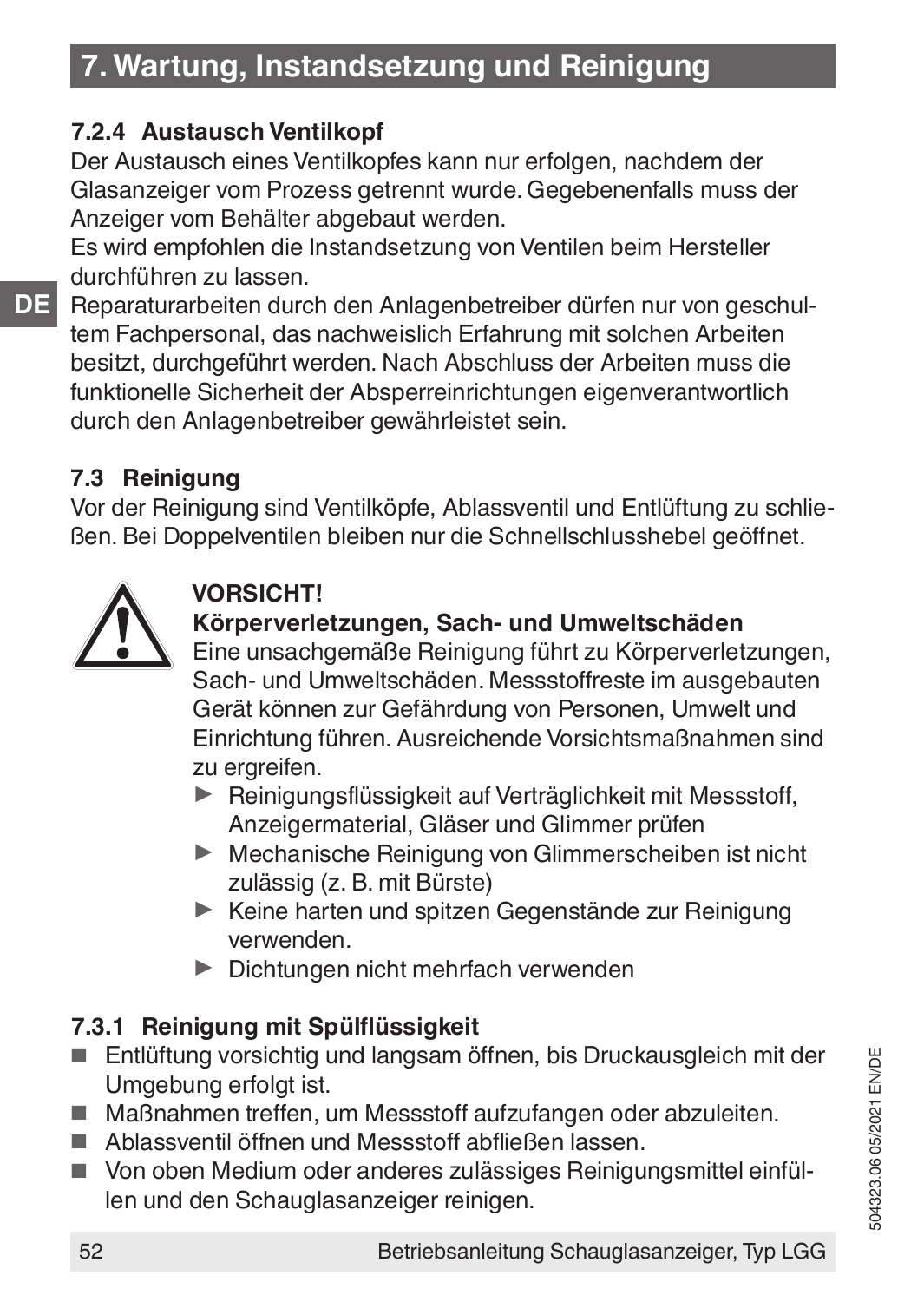## 7. Wartung, Instandsetzung und Reinigung

### 7.2.4 Austausch Ventilkopf

Der Austausch eines Ventilkopfes kann nur erfolgen, nachdem der Glasanzeiger vom Prozess getrennt wurde. Gegebenenfalls muss der Anzeiger vom Behälter abgebaut werden.
Es wird empfohlen die Instandsetzung von Ventilen beim Hersteller durchführen zu lassen.
Reparaturarbeiten durch den Anlagenbetreiber dürfen nur von geschultem Fachpersonal, das nachweislich Erfahrung mit solchen Arbeiten besitzt, durchgeführt werden. Nach Abschluss der Arbeiten muss die funktionelle Sicherheit der Absperreinrichtungen eigenverantwortlich durch den Anlagenbetreiber gewährleistet sein.

### 7.3 Reinigung

Vor der Reinigung sind Ventilköpfe, Ablassventil und Entlüftung zu schließen. Bei Doppelventilen bleiben nur die Schnellschlusshebel geöffnet.

**VORSICHT!**
**Körperverletzungen, Sach- und Umweltschäden**
Eine unsachgemäße Reinigung führt zu Körperverletzungen, Sach- und Umweltschäden. Messstoffreste im ausgebauten Gerät können zur Gefährdung von Personen, Umwelt und Einrichtung führen. Ausreichende Vorsichtsmaßnahmen sind zu ergreifen.

- ▶ Reinigungsflüssigkeit auf Verträglichkeit mit Messstoff, Anzeigermaterial, Gläser und Glimmer prüfen
- ▶ Mechanische Reinigung von Glimmerscheiben ist nicht zulässig (z. B. mit Bürste)
- ▶ Keine harten und spitzen Gegenstände zur Reinigung verwenden.
- ▶ Dichtungen nicht mehrfach verwenden

### 7.3.1 Reinigung mit Spülflüssigkeit

- Entlüftung vorsichtig und langsam öffnen, bis Druckausgleich mit der Umgebung erfolgt ist.
- Maßnahmen treffen, um Messstoff aufzufangen oder abzuleiten.
- Ablassventil öffnen und Messstoff abfließen lassen.
- Von oben Medium oder anderes zulässiges Reinigungsmittel einfüllen und den Schauglasanzeiger reinigen.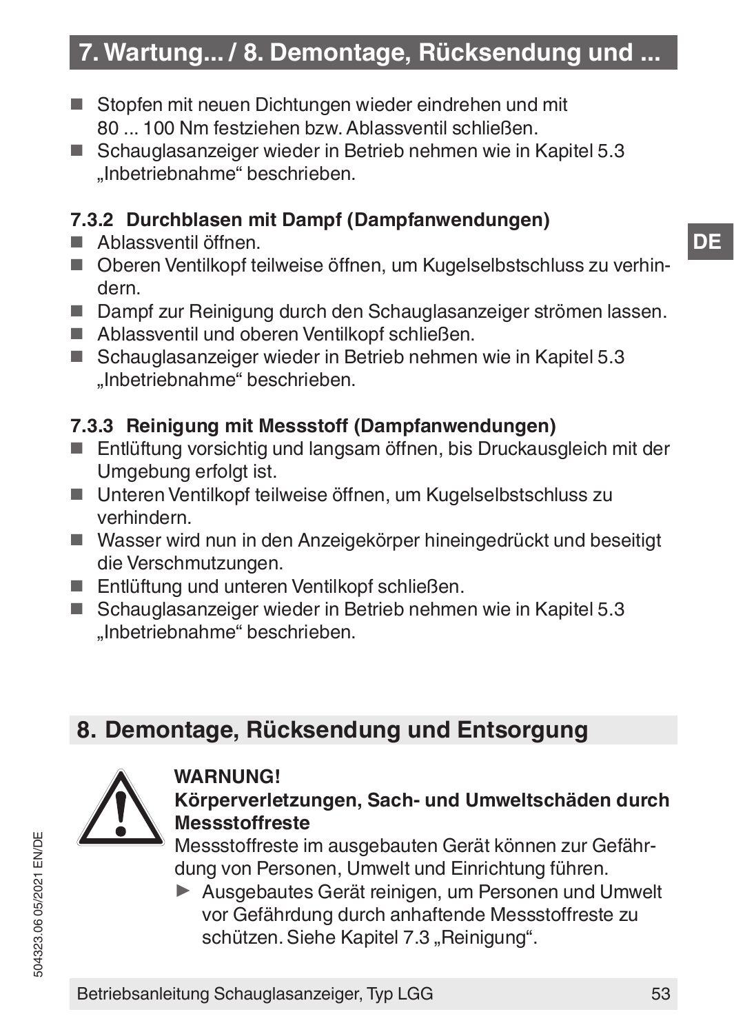- Stopfen mit neuen Dichtungen wieder eindrehen und mit 80 ... 100 Nm festziehen bzw. Ablassventil schließen.
- Schauglasanzeiger wieder in Betrieb nehmen wie in Kapitel 5.3 „Inbetriebnahme“ beschrieben.

### 7.3.2 Durchblasen mit Dampf (Dampfanwendungen)

- Ablassventil öffnen.
- Oberen Ventilkopf teilweise öffnen, um Kugelselbstschluss zu verhindern.
- Dampf zur Reinigung durch den Schauglasanzeiger strömen lassen.
- Ablassventil und oberen Ventilkopf schließen.
- Schauglasanzeiger wieder in Betrieb nehmen wie in Kapitel 5.3 „Inbetriebnahme“ beschrieben.

### 7.3.3 Reinigung mit Messstoff (Dampfanwendungen)

- Entlüftung vorsichtig und langsam öffnen, bis Druckausgleich mit der Umgebung erfolgt ist.
- Unteren Ventilkopf teilweise öffnen, um Kugelselbstschluss zu verhindern.
- Wasser wird nun in den Anzeigekörper hineingedrückt und beseitigt die Verschmutzungen.
- Entlüftung und unteren Ventilkopf schließen.
- Schauglasanzeiger wieder in Betrieb nehmen wie in Kapitel 5.3 „Inbetriebnahme“ beschrieben.

## 8. Demontage, Rücksendung und Entsorgung

**WARNUNG!**
**Körperverletzungen, Sach- und Umweltschäden durch Messstoffreste**
Messstoffreste im ausgebauten Gerät können zur Gefährdung von Personen, Umwelt und Einrichtung führen.

► Ausgebautes Gerät reinigen, um Personen und Umwelt vor Gefährdung durch anhaftende Messstoffreste zu schützen. Siehe Kapitel 7.3 „Reinigung“.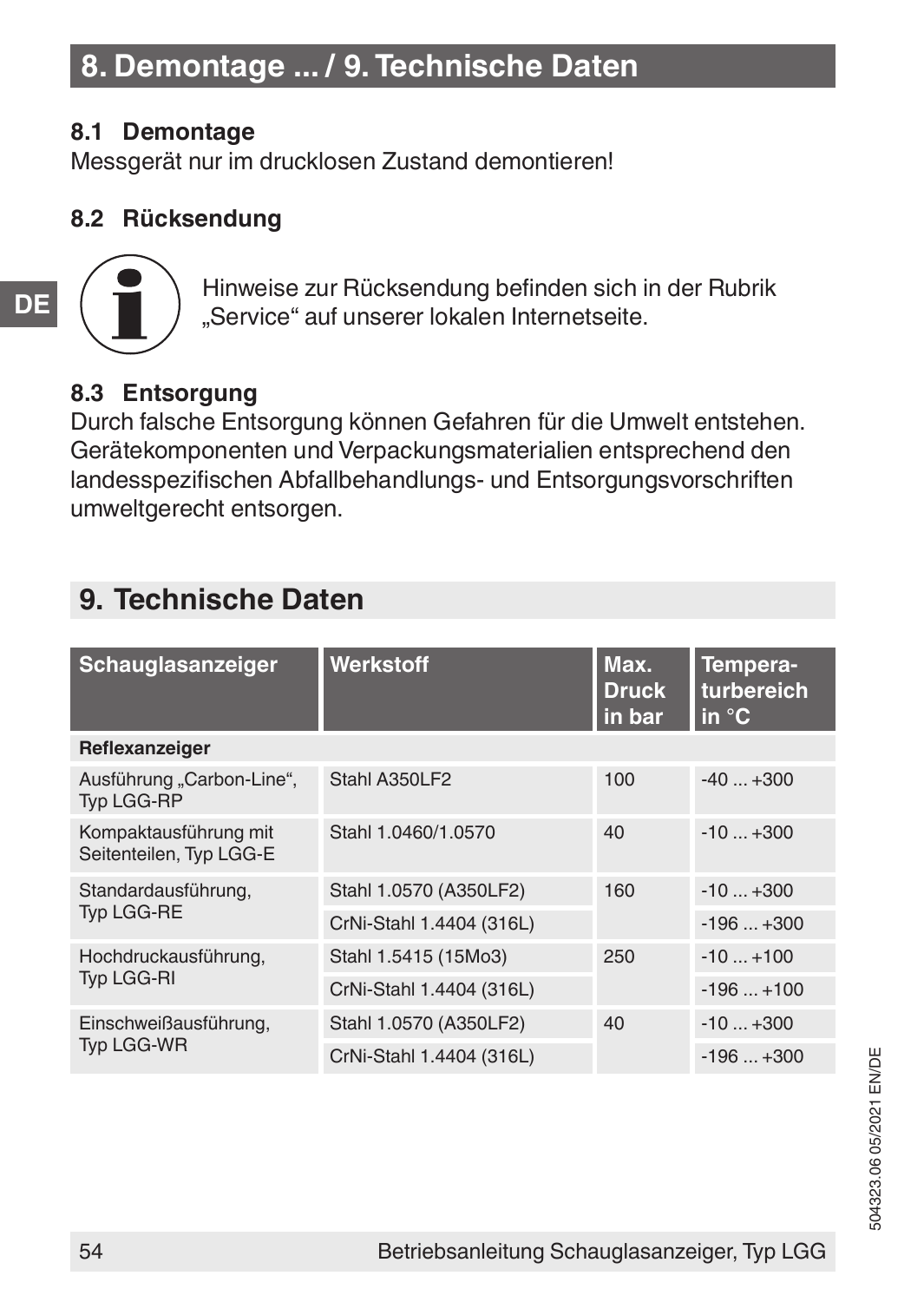# 8. Demontage ... / 9. Technische Daten

## 8.1 Demontage

Messgerät nur im drucklosen Zustand demontieren!

## 8.2 Rücksendung

Hinweise zur Rücksendung befinden sich in der Rubrik „Service“ auf unserer lokalen Internetseite.

## 8.3 Entsorgung

Durch falsche Entsorgung können Gefahren für die Umwelt entstehen. Gerätekomponenten und Verpackungsmaterialien entsprechend den landesspezifischen Abfallbehandlungs- und Entsorgungsvorschriften umweltgerecht entsorgen.

# 9. Technische Daten

| Schauglasanzeiger | Werkstoff | Max. Druck in bar | Temperaturbereich in °C |
|---|---|---|---|
| **Reflexanzeiger** | | | |
| Ausführung „Carbon-Line“, Typ LGG-RP | Stahl A350LF2 | 100 | -40 ... +300 |
| Kompaktausführung mit Seitenteilen, Typ LGG-E | Stahl 1.0460/1.0570 | 40 | -10 ... +300 |
| Standardausführung, Typ LGG-RE | Stahl 1.0570 (A350LF2) | 160 | -10 ... +300 |
| | CrNi-Stahl 1.4404 (316L) | | -196 ... +300 |
| Hochdruckausführung, Typ LGG-RI | Stahl 1.5415 (15Mo3) | 250 | -10 ... +100 |
| | CrNi-Stahl 1.4404 (316L) | | -196 ... +100 |
| Einschweißausführung, Typ LGG-WR | Stahl 1.0570 (A350LF2) | 40 | -10 ... +300 |
| | CrNi-Stahl 1.4404 (316L) | | -196 ... +300 |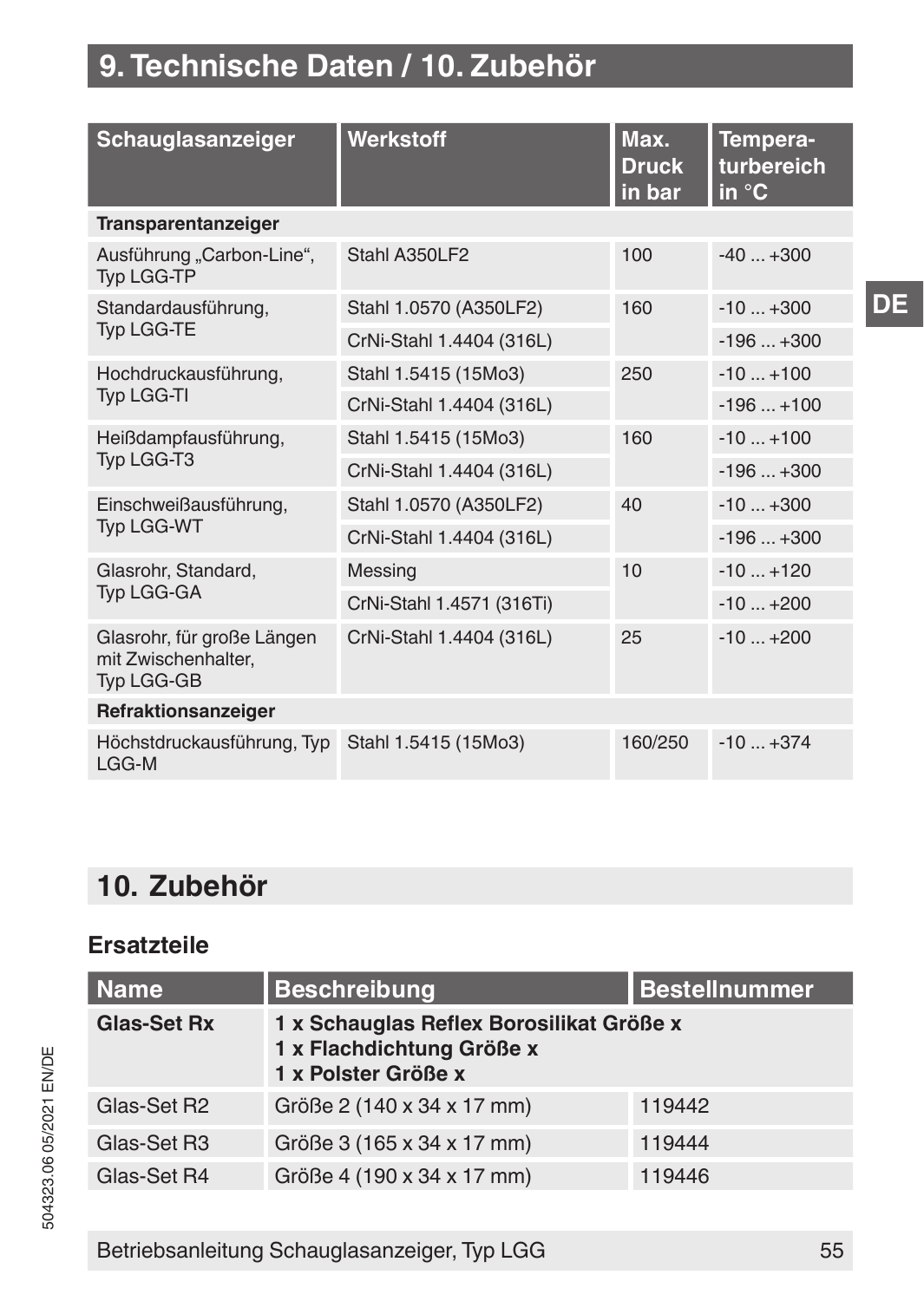# 9. Technische Daten / 10. Zubehör

| Schauglasanzeiger | Werkstoff | Max. Druck in bar | Temperaturbereich in °C |
|---|---|---|---|
| **Transparentanzeiger** | | | |
| Ausführung „Carbon-Line“, Typ LGG-TP | Stahl A350LF2 | 100 | -40 ... +300 |
| Standardausführung, Typ LGG-TE | Stahl 1.0570 (A350LF2) | 160 | -10 ... +300 |
| | CrNi-Stahl 1.4404 (316L) | | -196 ... +300 |
| Hochdruckausführung, Typ LGG-TI | Stahl 1.5415 (15Mo3) | 250 | -10 ... +100 |
| | CrNi-Stahl 1.4404 (316L) | | -196 ... +100 |
| Heißdampfausführung, Typ LGG-T3 | Stahl 1.5415 (15Mo3) | 160 | -10 ... +100 |
| | CrNi-Stahl 1.4404 (316L) | | -196 ... +300 |
| Einschweißausführung, Typ LGG-WT | Stahl 1.0570 (A350LF2) | 40 | -10 ... +300 |
| | CrNi-Stahl 1.4404 (316L) | | -196 ... +300 |
| Glasrohr, Standard, Typ LGG-GA | Messing | 10 | -10 ... +120 |
| | CrNi-Stahl 1.4571 (316Ti) | | -10 ... +200 |
| Glasrohr, für große Längen mit Zwischenhalter, Typ LGG-GB | CrNi-Stahl 1.4404 (316L) | 25 | -10 ... +200 |
| **Refraktionsanzeiger** | | | |
| Höchstdruckausführung, Typ LGG-M | Stahl 1.5415 (15Mo3) | 160/250 | -10 ... +374 |

## 10. Zubehör

### Ersatzteile

| Name | Beschreibung | Bestellnummer |
|---|---|---|
| **Glas-Set Rx** | **1 x Schauglas Reflex Borosilikat Größe x**<br>**1 x Flachdichtung Größe x**<br>**1 x Polster Größe x** | |
| Glas-Set R2 | Größe 2 (140 x 34 x 17 mm) | 119442 |
| Glas-Set R3 | Größe 3 (165 x 34 x 17 mm) | 119444 |
| Glas-Set R4 | Größe 4 (190 x 34 x 17 mm) | 119446 |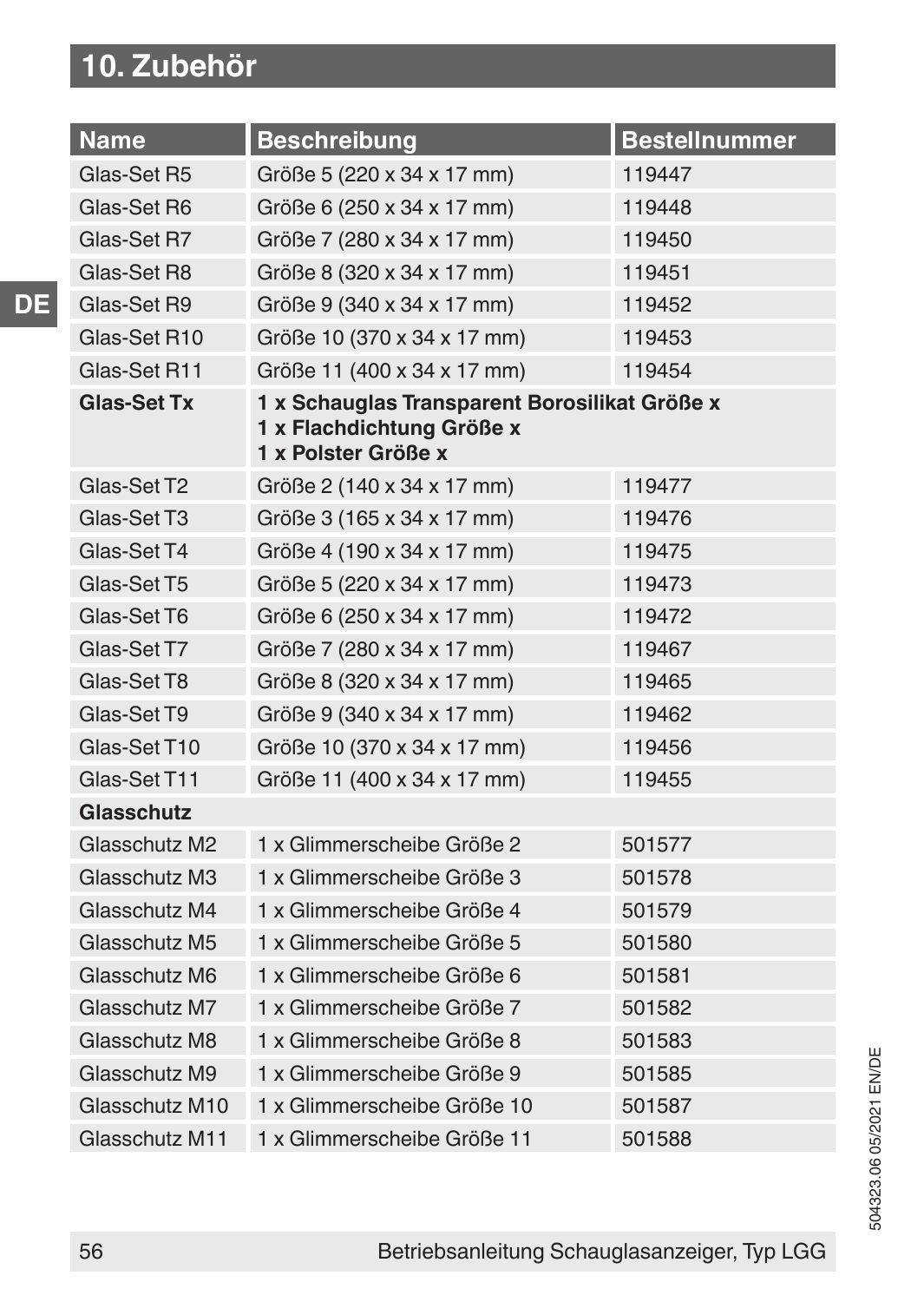# 10. Zubehör

| Name | Beschreibung | Bestellnummer |
| --- | --- | --- |
| Glas-Set R5 | Größe 5 (220 x 34 x 17 mm) | 119447 |
| Glas-Set R6 | Größe 6 (250 x 34 x 17 mm) | 119448 |
| Glas-Set R7 | Größe 7 (280 x 34 x 17 mm) | 119450 |
| Glas-Set R8 | Größe 8 (320 x 34 x 17 mm) | 119451 |
| Glas-Set R9 | Größe 9 (340 x 34 x 17 mm) | 119452 |
| Glas-Set R10 | Größe 10 (370 x 34 x 17 mm) | 119453 |
| Glas-Set R11 | Größe 11 (400 x 34 x 17 mm) | 119454 |
| **Glas-Set Tx** | **1 x Schauglas Transparent Borosilikat Größe x**<br>**1 x Flachdichtung Größe x**<br>**1 x Polster Größe x** | |
| Glas-Set T2 | Größe 2 (140 x 34 x 17 mm) | 119477 |
| Glas-Set T3 | Größe 3 (165 x 34 x 17 mm) | 119476 |
| Glas-Set T4 | Größe 4 (190 x 34 x 17 mm) | 119475 |
| Glas-Set T5 | Größe 5 (220 x 34 x 17 mm) | 119473 |
| Glas-Set T6 | Größe 6 (250 x 34 x 17 mm) | 119472 |
| Glas-Set T7 | Größe 7 (280 x 34 x 17 mm) | 119467 |
| Glas-Set T8 | Größe 8 (320 x 34 x 17 mm) | 119465 |
| Glas-Set T9 | Größe 9 (340 x 34 x 17 mm) | 119462 |
| Glas-Set T10 | Größe 10 (370 x 34 x 17 mm) | 119456 |
| Glas-Set T11 | Größe 11 (400 x 34 x 17 mm) | 119455 |
| **Glasschutz** | | |
| Glasschutz M2 | 1 x Glimmerscheibe Größe 2 | 501577 |
| Glasschutz M3 | 1 x Glimmerscheibe Größe 3 | 501578 |
| Glasschutz M4 | 1 x Glimmerscheibe Größe 4 | 501579 |
| Glasschutz M5 | 1 x Glimmerscheibe Größe 5 | 501580 |
| Glasschutz M6 | 1 x Glimmerscheibe Größe 6 | 501581 |
| Glasschutz M7 | 1 x Glimmerscheibe Größe 7 | 501582 |
| Glasschutz M8 | 1 x Glimmerscheibe Größe 8 | 501583 |
| Glasschutz M9 | 1 x Glimmerscheibe Größe 9 | 501585 |
| Glasschutz M10 | 1 x Glimmerscheibe Größe 10 | 501587 |
| Glasschutz M11 | 1 x Glimmerscheibe Größe 11 | 501588 |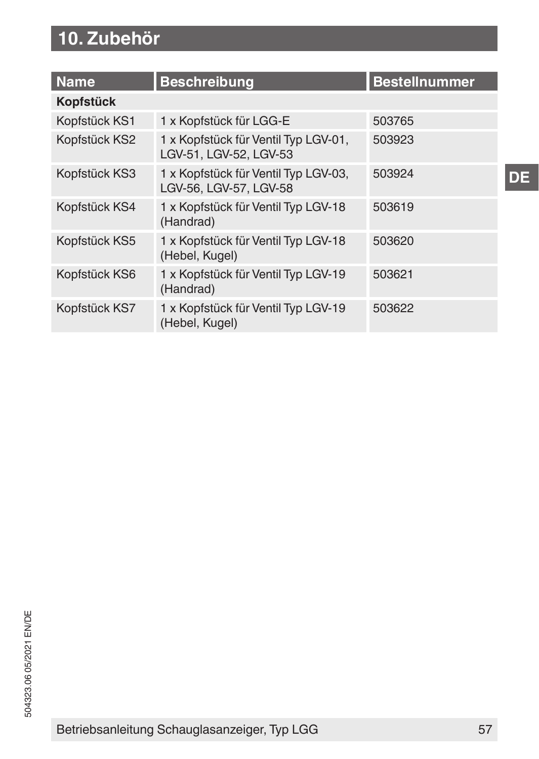# 10. Zubehör

| Name | Beschreibung | Bestellnummer |
|---|---|---|
| **Kopfstück** | | |
| Kopfstück KS1 | 1 x Kopfstück für LGG-E | 503765 |
| Kopfstück KS2 | 1 x Kopfstück für Ventil Typ LGV-01, LGV-51, LGV-52, LGV-53 | 503923 |
| Kopfstück KS3 | 1 x Kopfstück für Ventil Typ LGV-03, LGV-56, LGV-57, LGV-58 | 503924 |
| Kopfstück KS4 | 1 x Kopfstück für Ventil Typ LGV-18 (Handrad) | 503619 |
| Kopfstück KS5 | 1 x Kopfstück für Ventil Typ LGV-18 (Hebel, Kugel) | 503620 |
| Kopfstück KS6 | 1 x Kopfstück für Ventil Typ LGV-19 (Handrad) | 503621 |
| Kopfstück KS7 | 1 x Kopfstück für Ventil Typ LGV-19 (Hebel, Kugel) | 503622 |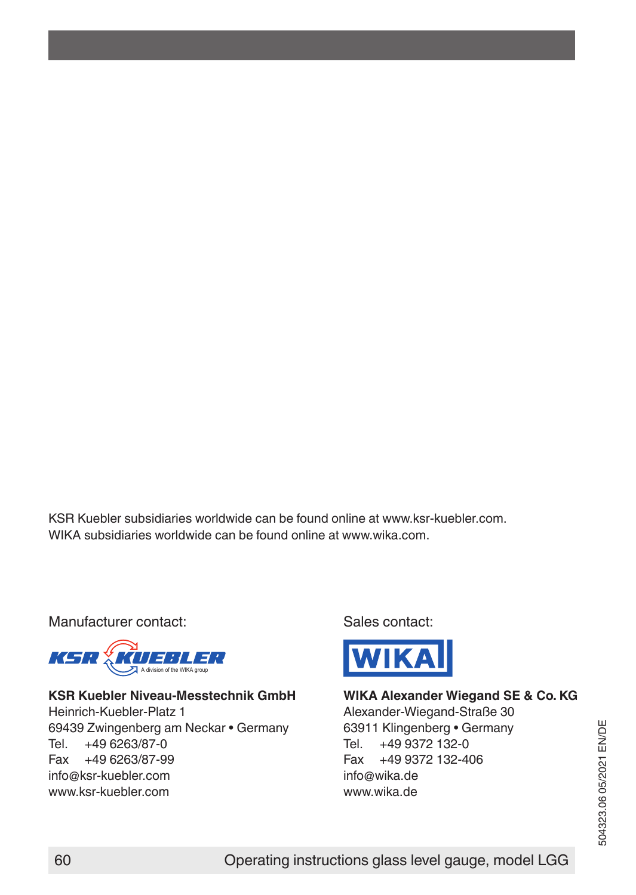KSR Kuebler subsidiaries worldwide can be found online at www.ksr-kuebler.com.
WIKA subsidiaries worldwide can be found online at www.wika.com.

Manufacturer contact:

KSR KUEBLER
A division of the WIKA group

**KSR Kuebler Niveau-Messtechnik GmbH**
Heinrich-Kuebler-Platz 1
69439 Zwingenberg am Neckar • Germany
Tel. +49 6263/87-0
Fax +49 6263/87-99
info@ksr-kuebler.com
www.ksr-kuebler.com

Sales contact:

WIKA

**WIKA Alexander Wiegand SE & Co. KG**
Alexander-Wiegand-Straße 30
63911 Klingenberg • Germany
Tel. +49 9372 132-0
Fax +49 9372 132-406
info@wika.de
www.wika.de

504323.06 05/2021 EN/DE